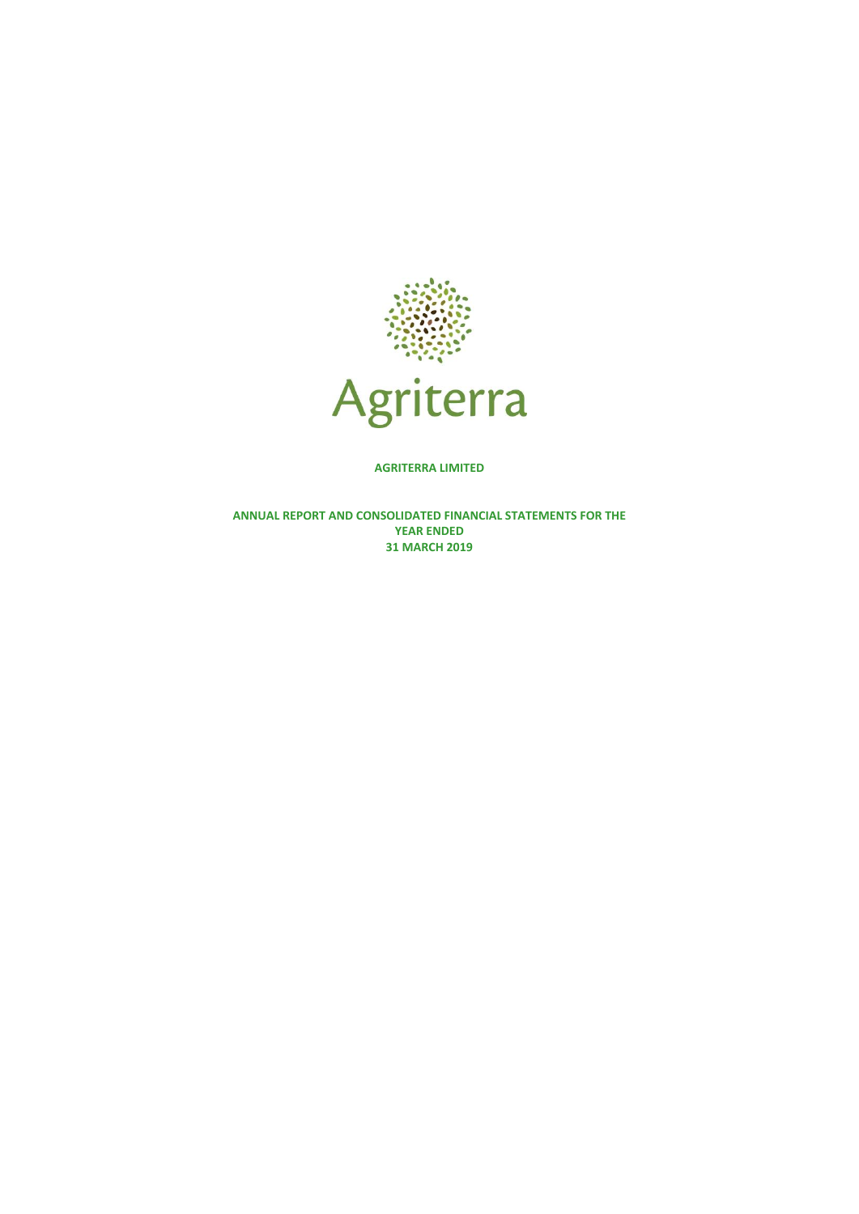Agriterra

**AGRITERRA LIMITED**

**ANNUAL REPORT AND CONSOLIDATED FINANCIAL STATEMENTS FOR THE YEAR ENDED 31 MARCH 2019**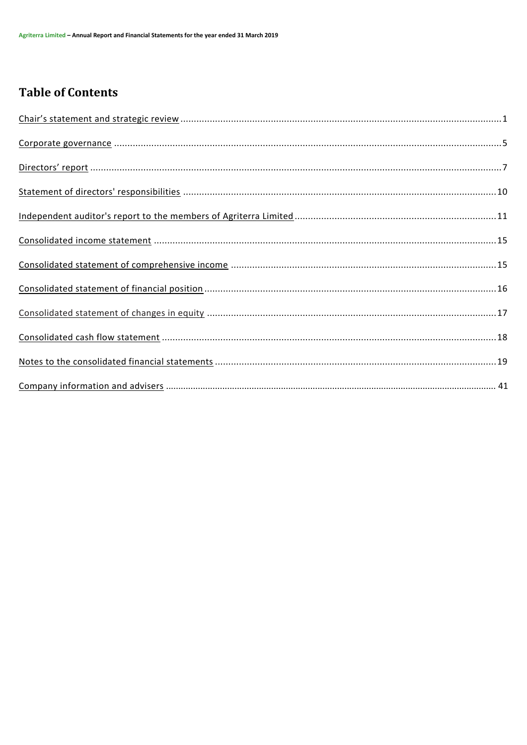# Table of Contents

Chair's statement and strategic review ........ 1

Corporate governance ........ 5

Directors' report ........ 7

Statement of directors' responsibilities ........ 10

Independent auditor's report to the members of Agriterra Limited ........ 11

Consolidated income statement ........ 15

Consolidated statement of comprehensive income ........ 15

Consolidated statement of financial position ........ 16

Consolidated statement of changes in equity ........ 17

Consolidated cash flow statement ........ 18

Notes to the consolidated financial statements ........ 19

Company information and advisers ........ 41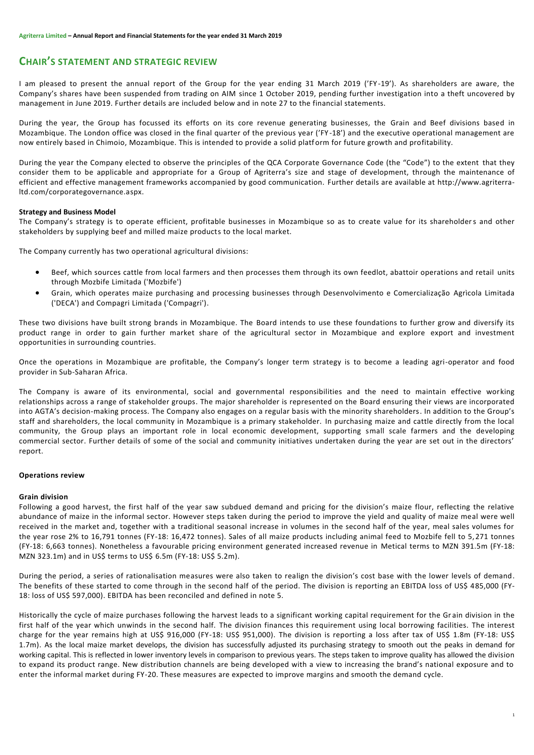# CHAIR'S STATEMENT AND STRATEGIC REVIEW

I am pleased to present the annual report of the Group for the year ending 31 March 2019 ('FY-19'). As shareholders are aware, the Company's shares have been suspended from trading on AIM since 1 October 2019, pending further investigation into a theft uncovered by management in June 2019. Further details are included below and in note 27 to the financial statements.

During the year, the Group has focussed its efforts on its core revenue generating businesses, the Grain and Beef divisions based in Mozambique. The London office was closed in the final quarter of the previous year ('FY-18') and the executive operational management are now entirely based in Chimoio, Mozambique. This is intended to provide a solid platform for future growth and profitability.

During the year the Company elected to observe the principles of the QCA Corporate Governance Code (the "Code") to the extent that they consider them to be applicable and appropriate for a Group of Agriterra's size and stage of development, through the maintenance of efficient and effective management frameworks accompanied by good communication. Further details are available at http://www.agriterra-ltd.com/corporategovernance.aspx.

**Strategy and Business Model**

The Company's strategy is to operate efficient, profitable businesses in Mozambique so as to create value for its shareholders and other stakeholders by supplying beef and milled maize products to the local market.

The Company currently has two operational agricultural divisions:

- Beef, which sources cattle from local farmers and then processes them through its own feedlot, abattoir operations and retail units through Mozbife Limitada ('Mozbife')
- Grain, which operates maize purchasing and processing businesses through Desenvolvimento e Comercialização Agrìcola Limitada ('DECA') and Compagri Limitada ('Compagri').

These two divisions have built strong brands in Mozambique. The Board intends to use these foundations to further grow and diversify its product range in order to gain further market share of the agricultural sector in Mozambique and explore export and investment opportunities in surrounding countries.

Once the operations in Mozambique are profitable, the Company's longer term strategy is to become a leading agri-operator and food provider in Sub-Saharan Africa.

The Company is aware of its environmental, social and governmental responsibilities and the need to maintain effective working relationships across a range of stakeholder groups. The major shareholder is represented on the Board ensuring their views are incorporated into AGTA's decision-making process. The Company also engages on a regular basis with the minority shareholders. In addition to the Group's staff and shareholders, the local community in Mozambique is a primary stakeholder. In purchasing maize and cattle directly from the local community, the Group plays an important role in local economic development, supporting small scale farmers and the developing commercial sector. Further details of some of the social and community initiatives undertaken during the year are set out in the directors' report.

**Operations review**

**Grain division**

Following a good harvest, the first half of the year saw subdued demand and pricing for the division's maize flour, reflecting the relative abundance of maize in the informal sector. However steps taken during the period to improve the yield and quality of maize meal were well received in the market and, together with a traditional seasonal increase in volumes in the second half of the year, meal sales volumes for the year rose 2% to 16,791 tonnes (FY-18: 16,472 tonnes). Sales of all maize products including animal feed to Mozbife fell to 5,271 tonnes (FY-18: 6,663 tonnes). Nonetheless a favourable pricing environment generated increased revenue in Metical terms to MZN 391.5m (FY-18: MZN 323.1m) and in US$ terms to US$ 6.5m (FY-18: US$ 5.2m).

During the period, a series of rationalisation measures were also taken to realign the division's cost base with the lower levels of demand. The benefits of these started to come through in the second half of the period. The division is reporting an EBITDA loss of US$ 485,000 (FY-18: loss of US$ 597,000). EBITDA has been reconciled and defined in note 5.

Historically the cycle of maize purchases following the harvest leads to a significant working capital requirement for the Grain division in the first half of the year which unwinds in the second half. The division finances this requirement using local borrowing facilities. The interest charge for the year remains high at US$ 916,000 (FY-18: US$ 951,000). The division is reporting a loss after tax of US$ 1.8m (FY-18: US$ 1.7m). As the local maize market develops, the division has successfully adjusted its purchasing strategy to smooth out the peaks in demand for working capital. This is reflected in lower inventory levels in comparison to previous years. The steps taken to improve quality has allowed the division to expand its product range. New distribution channels are being developed with a view to increasing the brand's national exposure and to enter the informal market during FY-20. These measures are expected to improve margins and smooth the demand cycle.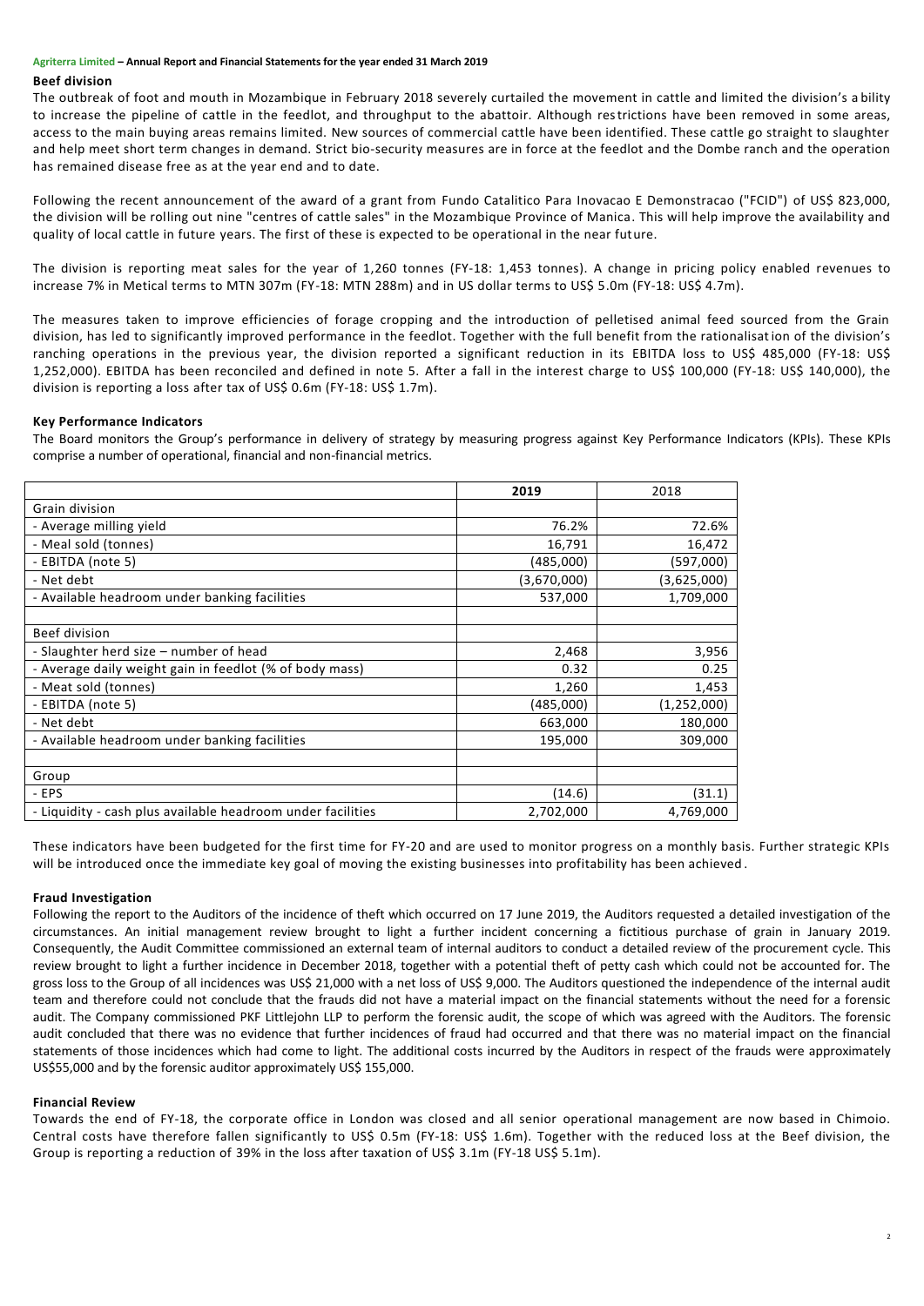### Beef division

The outbreak of foot and mouth in Mozambique in February 2018 severely curtailed the movement in cattle and limited the division's ability to increase the pipeline of cattle in the feedlot, and throughput to the abattoir. Although restrictions have been removed in some areas, access to the main buying areas remains limited. New sources of commercial cattle have been identified. These cattle go straight to slaughter and help meet short term changes in demand. Strict bio-security measures are in force at the feedlot and the Dombe ranch and the operation has remained disease free as at the year end and to date.

Following the recent announcement of the award of a grant from Fundo Catalitico Para Inovacao E Demonstracao ("FCID") of US$ 823,000, the division will be rolling out nine "centres of cattle sales" in the Mozambique Province of Manica. This will help improve the availability and quality of local cattle in future years. The first of these is expected to be operational in the near future.

The division is reporting meat sales for the year of 1,260 tonnes (FY-18: 1,453 tonnes). A change in pricing policy enabled revenues to increase 7% in Metical terms to MTN 307m (FY-18: MTN 288m) and in US dollar terms to US$ 5.0m (FY-18: US$ 4.7m).

The measures taken to improve efficiencies of forage cropping and the introduction of pelletised animal feed sourced from the Grain division, has led to significantly improved performance in the feedlot. Together with the full benefit from the rationalisation of the division's ranching operations in the previous year, the division reported a significant reduction in its EBITDA loss to US$ 485,000 (FY-18: US$ 1,252,000). EBITDA has been reconciled and defined in note 5. After a fall in the interest charge to US$ 100,000 (FY-18: US$ 140,000), the division is reporting a loss after tax of US$ 0.6m (FY-18: US$ 1.7m).

### Key Performance Indicators

The Board monitors the Group's performance in delivery of strategy by measuring progress against Key Performance Indicators (KPIs). These KPIs comprise a number of operational, financial and non-financial metrics.

| | **2019** | 2018 |
|---|---|---|
| Grain division | | |
| - Average milling yield | 76.2% | 72.6% |
| - Meal sold (tonnes) | 16,791 | 16,472 |
| - EBITDA (note 5) | (485,000) | (597,000) |
| - Net debt | (3,670,000) | (3,625,000) |
| - Available headroom under banking facilities | 537,000 | 1,709,000 |
| | | |
| Beef division | | |
| - Slaughter herd size – number of head | 2,468 | 3,956 |
| - Average daily weight gain in feedlot (% of body mass) | 0.32 | 0.25 |
| - Meat sold (tonnes) | 1,260 | 1,453 |
| - EBITDA (note 5) | (485,000) | (1,252,000) |
| - Net debt | 663,000 | 180,000 |
| - Available headroom under banking facilities | 195,000 | 309,000 |
| | | |
| Group | | |
| - EPS | (14.6) | (31.1) |
| - Liquidity - cash plus available headroom under facilities | 2,702,000 | 4,769,000 |

These indicators have been budgeted for the first time for FY-20 and are used to monitor progress on a monthly basis. Further strategic KPIs will be introduced once the immediate key goal of moving the existing businesses into profitability has been achieved.

### Fraud Investigation

Following the report to the Auditors of the incidence of theft which occurred on 17 June 2019, the Auditors requested a detailed investigation of the circumstances. An initial management review brought to light a further incident concerning a fictitious purchase of grain in January 2019. Consequently, the Audit Committee commissioned an external team of internal auditors to conduct a detailed review of the procurement cycle. This review brought to light a further incidence in December 2018, together with a potential theft of petty cash which could not be accounted for. The gross loss to the Group of all incidences was US$ 21,000 with a net loss of US$ 9,000. The Auditors questioned the independence of the internal audit team and therefore could not conclude that the frauds did not have a material impact on the financial statements without the need for a forensic audit. The Company commissioned PKF Littlejohn LLP to perform the forensic audit, the scope of which was agreed with the Auditors. The forensic audit concluded that there was no evidence that further incidences of fraud had occurred and that there was no material impact on the financial statements of those incidences which had come to light. The additional costs incurred by the Auditors in respect of the frauds were approximately US$55,000 and by the forensic auditor approximately US$ 155,000.

### Financial Review

Towards the end of FY-18, the corporate office in London was closed and all senior operational management are now based in Chimoio. Central costs have therefore fallen significantly to US$ 0.5m (FY-18: US$ 1.6m). Together with the reduced loss at the Beef division, the Group is reporting a reduction of 39% in the loss after taxation of US$ 3.1m (FY-18 US$ 5.1m).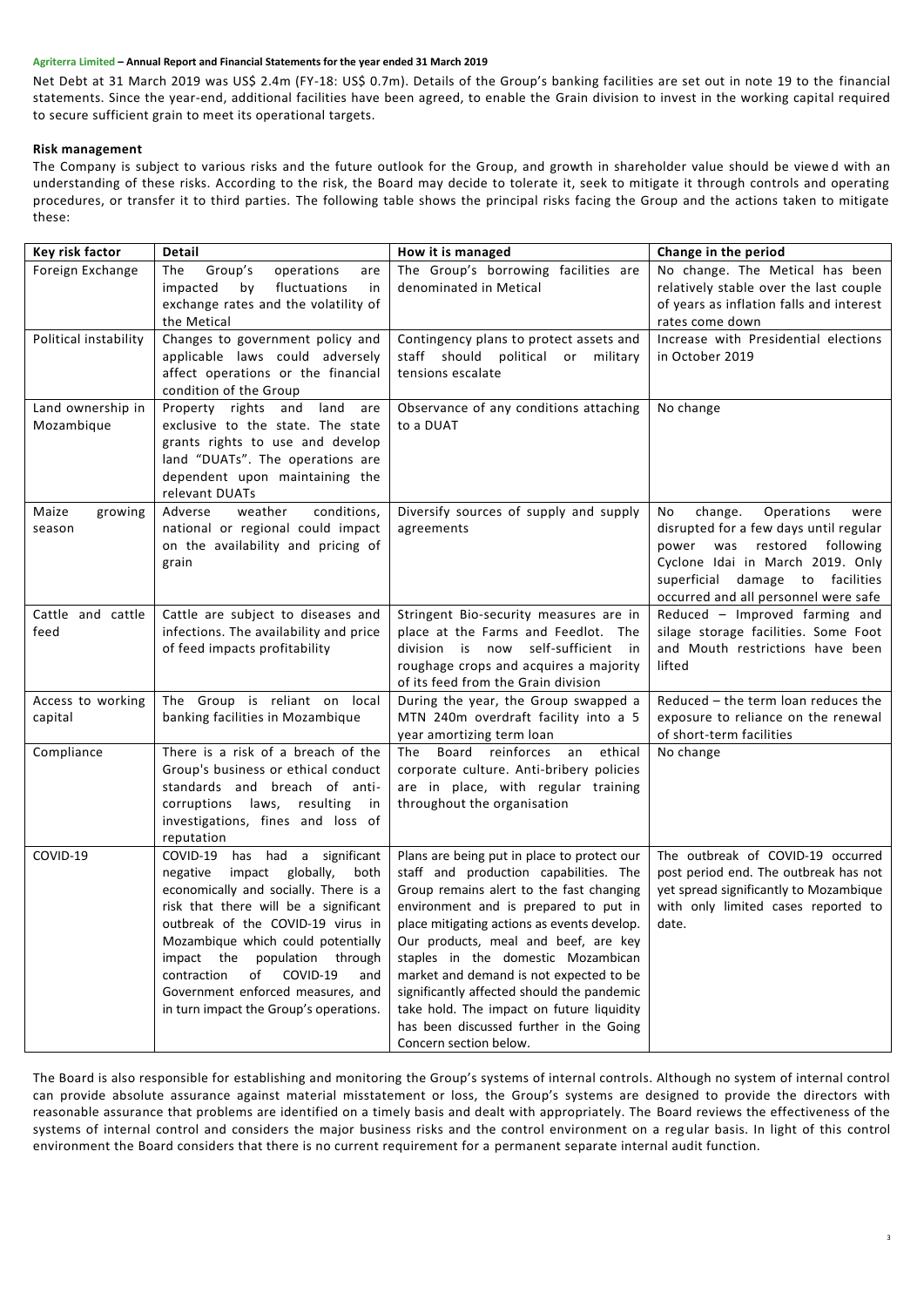Net Debt at 31 March 2019 was US$ 2.4m (FY-18: US$ 0.7m). Details of the Group's banking facilities are set out in note 19 to the financial statements. Since the year-end, additional facilities have been agreed, to enable the Grain division to invest in the working capital required to secure sufficient grain to meet its operational targets.

**Risk management**

The Company is subject to various risks and the future outlook for the Group, and growth in shareholder value should be viewed with an understanding of these risks. According to the risk, the Board may decide to tolerate it, seek to mitigate it through controls and operating procedures, or transfer it to third parties. The following table shows the principal risks facing the Group and the actions taken to mitigate these:

| Key risk factor | Detail | How it is managed | Change in the period |
|---|---|---|---|
| Foreign Exchange | The Group's operations are impacted by fluctuations in exchange rates and the volatility of the Metical | The Group's borrowing facilities are denominated in Metical | No change. The Metical has been relatively stable over the last couple of years as inflation falls and interest rates come down |
| Political instability | Changes to government policy and applicable laws could adversely affect operations or the financial condition of the Group | Contingency plans to protect assets and staff should political or military tensions escalate | Increase with Presidential elections in October 2019 |
| Land ownership in Mozambique | Property rights and land are exclusive to the state. The state grants rights to use and develop land "DUATs". The operations are dependent upon maintaining the relevant DUATs | Observance of any conditions attaching to a DUAT | No change |
| Maize growing season | Adverse weather conditions, national or regional could impact on the availability and pricing of grain | Diversify sources of supply and supply agreements | No change. Operations were disrupted for a few days until regular power was restored following Cyclone Idai in March 2019. Only superficial damage to facilities occurred and all personnel were safe |
| Cattle and cattle feed | Cattle are subject to diseases and infections. The availability and price of feed impacts profitability | Stringent Bio-security measures are in place at the Farms and Feedlot. The division is now self-sufficient in roughage crops and acquires a majority of its feed from the Grain division | Reduced – Improved farming and silage storage facilities. Some Foot and Mouth restrictions have been lifted |
| Access to working capital | The Group is reliant on local banking facilities in Mozambique | During the year, the Group swapped a MTN 240m overdraft facility into a 5 year amortizing term loan | Reduced – the term loan reduces the exposure to reliance on the renewal of short-term facilities |
| Compliance | There is a risk of a breach of the Group's business or ethical conduct standards and breach of anti-corruptions laws, resulting in investigations, fines and loss of reputation | The Board reinforces an ethical corporate culture. Anti-bribery policies are in place, with regular training throughout the organisation | No change |
| COVID-19 | COVID-19 has had a significant negative impact globally, both economically and socially. There is a risk that there will be a significant outbreak of the COVID-19 virus in Mozambique which could potentially impact the population through contraction of COVID-19 and Government enforced measures, and in turn impact the Group's operations. | Plans are being put in place to protect our staff and production capabilities. The Group remains alert to the fast changing environment and is prepared to put in place mitigating actions as events develop. Our products, meal and beef, are key staples in the domestic Mozambican market and demand is not expected to be significantly affected should the pandemic take hold. The impact on future liquidity has been discussed further in the Going Concern section below. | The outbreak of COVID-19 occurred post period end. The outbreak has not yet spread significantly to Mozambique with only limited cases reported to date. |

The Board is also responsible for establishing and monitoring the Group's systems of internal controls. Although no system of internal control can provide absolute assurance against material misstatement or loss, the Group's systems are designed to provide the directors with reasonable assurance that problems are identified on a timely basis and dealt with appropriately. The Board reviews the effectiveness of the systems of internal control and considers the major business risks and the control environment on a regular basis. In light of this control environment the Board considers that there is no current requirement for a permanent separate internal audit function.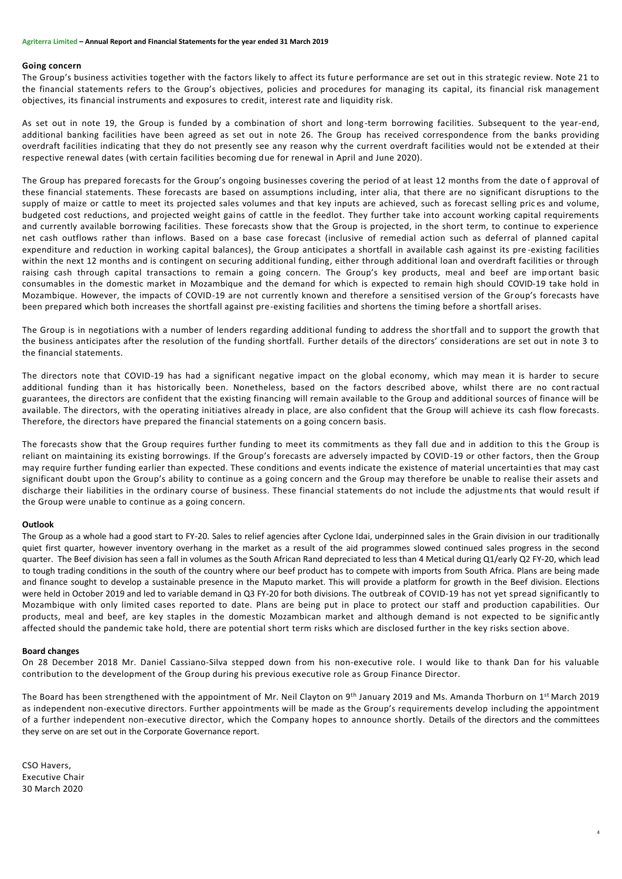## Going concern

The Group's business activities together with the factors likely to affect its future performance are set out in this strategic review. Note 21 to the financial statements refers to the Group's objectives, policies and procedures for managing its capital, its financial risk management objectives, its financial instruments and exposures to credit, interest rate and liquidity risk.

As set out in note 19, the Group is funded by a combination of short and long-term borrowing facilities. Subsequent to the year-end, additional banking facilities have been agreed as set out in note 26. The Group has received correspondence from the banks providing overdraft facilities indicating that they do not presently see any reason why the current overdraft facilities would not be extended at their respective renewal dates (with certain facilities becoming due for renewal in April and June 2020).

The Group has prepared forecasts for the Group's ongoing businesses covering the period of at least 12 months from the date of approval of these financial statements. These forecasts are based on assumptions including, inter alia, that there are no significant disruptions to the supply of maize or cattle to meet its projected sales volumes and that key inputs are achieved, such as forecast selling prices and volume, budgeted cost reductions, and projected weight gains of cattle in the feedlot. They further take into account working capital requirements and currently available borrowing facilities. These forecasts show that the Group is projected, in the short term, to continue to experience net cash outflows rather than inflows. Based on a base case forecast (inclusive of remedial action such as deferral of planned capital expenditure and reduction in working capital balances), the Group anticipates a shortfall in available cash against its pre-existing facilities within the next 12 months and is contingent on securing additional funding, either through additional loan and overdraft facilities or through raising cash through capital transactions to remain a going concern. The Group's key products, meal and beef are important basic consumables in the domestic market in Mozambique and the demand for which is expected to remain high should COVID-19 take hold in Mozambique. However, the impacts of COVID-19 are not currently known and therefore a sensitised version of the Group's forecasts have been prepared which both increases the shortfall against pre-existing facilities and shortens the timing before a shortfall arises.

The Group is in negotiations with a number of lenders regarding additional funding to address the shortfall and to support the growth that the business anticipates after the resolution of the funding shortfall. Further details of the directors' considerations are set out in note 3 to the financial statements.

The directors note that COVID-19 has had a significant negative impact on the global economy, which may mean it is harder to secure additional funding than it has historically been. Nonetheless, based on the factors described above, whilst there are no contractual guarantees, the directors are confident that the existing financing will remain available to the Group and additional sources of finance will be available. The directors, with the operating initiatives already in place, are also confident that the Group will achieve its cash flow forecasts. Therefore, the directors have prepared the financial statements on a going concern basis.

The forecasts show that the Group requires further funding to meet its commitments as they fall due and in addition to this the Group is reliant on maintaining its existing borrowings. If the Group's forecasts are adversely impacted by COVID-19 or other factors, then the Group may require further funding earlier than expected. These conditions and events indicate the existence of material uncertainties that may cast significant doubt upon the Group's ability to continue as a going concern and the Group may therefore be unable to realise their assets and discharge their liabilities in the ordinary course of business. These financial statements do not include the adjustments that would result if the Group were unable to continue as a going concern.

## Outlook

The Group as a whole had a good start to FY-20. Sales to relief agencies after Cyclone Idai, underpinned sales in the Grain division in our traditionally quiet first quarter, however inventory overhang in the market as a result of the aid programmes slowed continued sales progress in the second quarter. The Beef division has seen a fall in volumes as the South African Rand depreciated to less than 4 Metical during Q1/early Q2 FY-20, which lead to tough trading conditions in the south of the country where our beef product has to compete with imports from South Africa. Plans are being made and finance sought to develop a sustainable presence in the Maputo market. This will provide a platform for growth in the Beef division. Elections were held in October 2019 and led to variable demand in Q3 FY-20 for both divisions. The outbreak of COVID-19 has not yet spread significantly to Mozambique with only limited cases reported to date. Plans are being put in place to protect our staff and production capabilities. Our products, meal and beef, are key staples in the domestic Mozambican market and although demand is not expected to be significantly affected should the pandemic take hold, there are potential short term risks which are disclosed further in the key risks section above.

## Board changes

On 28 December 2018 Mr. Daniel Cassiano-Silva stepped down from his non-executive role. I would like to thank Dan for his valuable contribution to the development of the Group during his previous executive role as Group Finance Director.

The Board has been strengthened with the appointment of Mr. Neil Clayton on 9th January 2019 and Ms. Amanda Thorburn on 1st March 2019 as independent non-executive directors. Further appointments will be made as the Group's requirements develop including the appointment of a further independent non-executive director, which the Company hopes to announce shortly. Details of the directors and the committees they serve on are set out in the Corporate Governance report.

CSO Havers,
Executive Chair
30 March 2020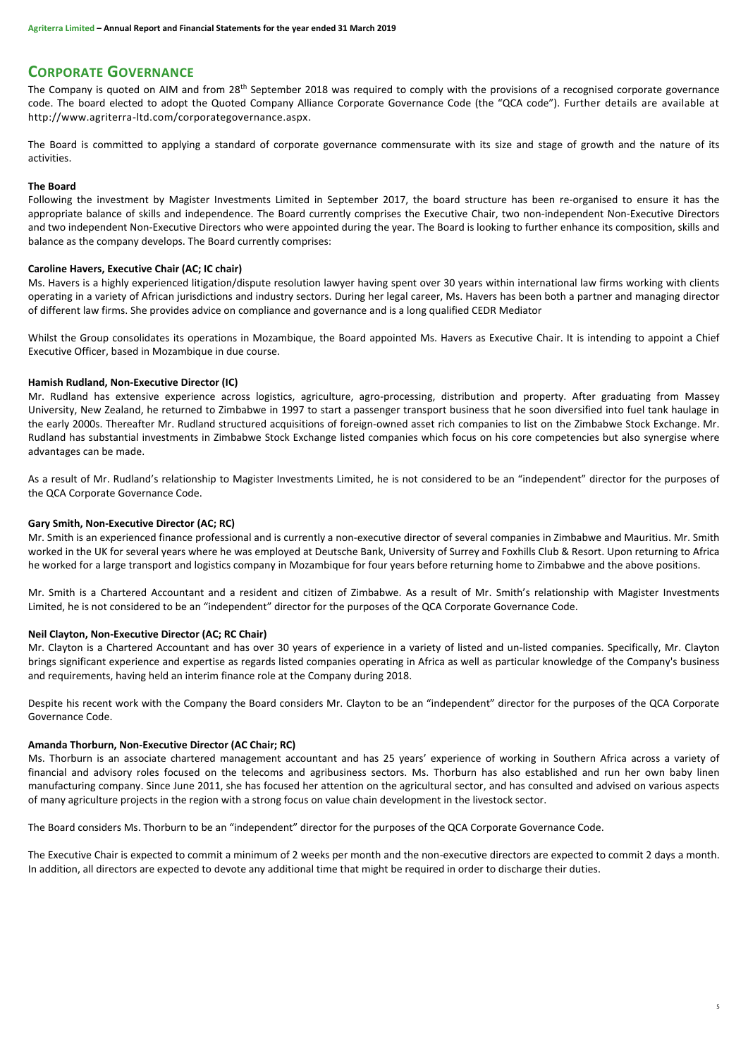## CORPORATE GOVERNANCE

The Company is quoted on AIM and from 28th September 2018 was required to comply with the provisions of a recognised corporate governance code. The board elected to adopt the Quoted Company Alliance Corporate Governance Code (the "QCA code"). Further details are available at http://www.agriterra-ltd.com/corporategovernance.aspx.

The Board is committed to applying a standard of corporate governance commensurate with its size and stage of growth and the nature of its activities.

### The Board

Following the investment by Magister Investments Limited in September 2017, the board structure has been re-organised to ensure it has the appropriate balance of skills and independence. The Board currently comprises the Executive Chair, two non-independent Non-Executive Directors and two independent Non-Executive Directors who were appointed during the year. The Board is looking to further enhance its composition, skills and balance as the company develops. The Board currently comprises:

**Caroline Havers, Executive Chair (AC; IC chair)**

Ms. Havers is a highly experienced litigation/dispute resolution lawyer having spent over 30 years within international law firms working with clients operating in a variety of African jurisdictions and industry sectors. During her legal career, Ms. Havers has been both a partner and managing director of different law firms. She provides advice on compliance and governance and is a long qualified CEDR Mediator

Whilst the Group consolidates its operations in Mozambique, the Board appointed Ms. Havers as Executive Chair. It is intending to appoint a Chief Executive Officer, based in Mozambique in due course.

**Hamish Rudland, Non-Executive Director (IC)**

Mr. Rudland has extensive experience across logistics, agriculture, agro-processing, distribution and property. After graduating from Massey University, New Zealand, he returned to Zimbabwe in 1997 to start a passenger transport business that he soon diversified into fuel tank haulage in the early 2000s. Thereafter Mr. Rudland structured acquisitions of foreign-owned asset rich companies to list on the Zimbabwe Stock Exchange. Mr. Rudland has substantial investments in Zimbabwe Stock Exchange listed companies which focus on his core competencies but also synergise where advantages can be made.

As a result of Mr. Rudland's relationship to Magister Investments Limited, he is not considered to be an "independent" director for the purposes of the QCA Corporate Governance Code.

**Gary Smith, Non-Executive Director (AC; RC)**

Mr. Smith is an experienced finance professional and is currently a non-executive director of several companies in Zimbabwe and Mauritius. Mr. Smith worked in the UK for several years where he was employed at Deutsche Bank, University of Surrey and Foxhills Club & Resort. Upon returning to Africa he worked for a large transport and logistics company in Mozambique for four years before returning home to Zimbabwe and the above positions.

Mr. Smith is a Chartered Accountant and a resident and citizen of Zimbabwe. As a result of Mr. Smith's relationship with Magister Investments Limited, he is not considered to be an "independent" director for the purposes of the QCA Corporate Governance Code.

**Neil Clayton, Non-Executive Director (AC; RC Chair)**

Mr. Clayton is a Chartered Accountant and has over 30 years of experience in a variety of listed and un-listed companies. Specifically, Mr. Clayton brings significant experience and expertise as regards listed companies operating in Africa as well as particular knowledge of the Company's business and requirements, having held an interim finance role at the Company during 2018.

Despite his recent work with the Company the Board considers Mr. Clayton to be an "independent" director for the purposes of the QCA Corporate Governance Code.

**Amanda Thorburn, Non-Executive Director (AC Chair; RC)**

Ms. Thorburn is an associate chartered management accountant and has 25 years' experience of working in Southern Africa across a variety of financial and advisory roles focused on the telecoms and agribusiness sectors. Ms. Thorburn has also established and run her own baby linen manufacturing company. Since June 2011, she has focused her attention on the agricultural sector, and has consulted and advised on various aspects of many agriculture projects in the region with a strong focus on value chain development in the livestock sector.

The Board considers Ms. Thorburn to be an "independent" director for the purposes of the QCA Corporate Governance Code.

The Executive Chair is expected to commit a minimum of 2 weeks per month and the non-executive directors are expected to commit 2 days a month. In addition, all directors are expected to devote any additional time that might be required in order to discharge their duties.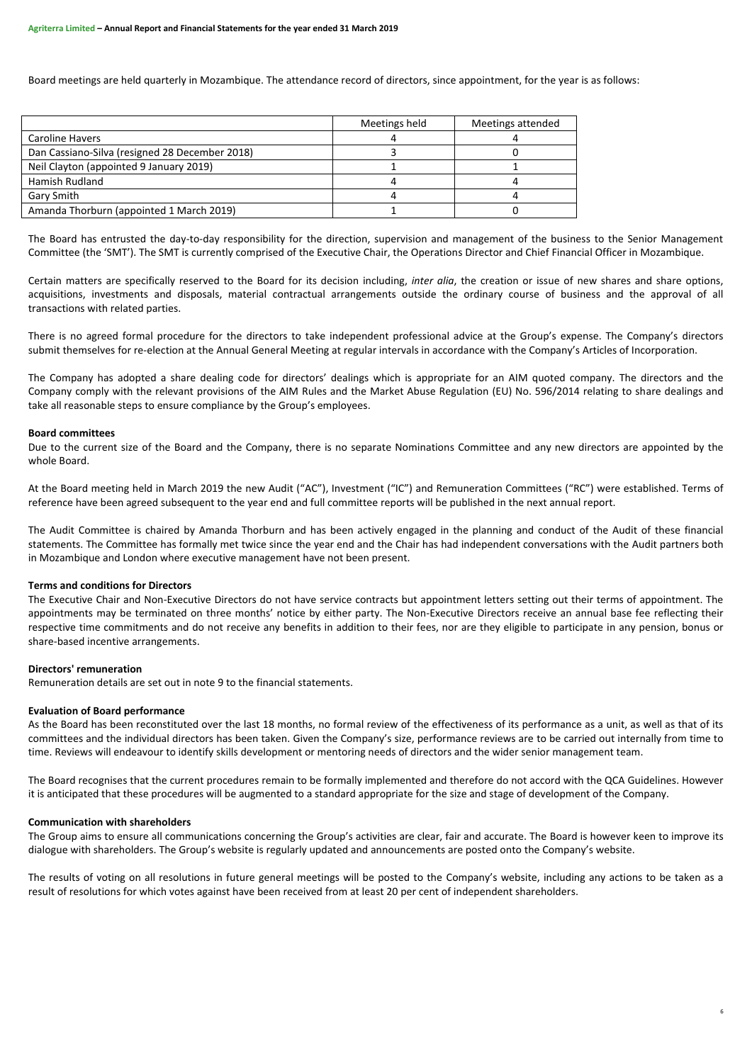Board meetings are held quarterly in Mozambique. The attendance record of directors, since appointment, for the year is as follows:

| | Meetings held | Meetings attended |
|---|---|---|
| Caroline Havers | 4 | 4 |
| Dan Cassiano-Silva (resigned 28 December 2018) | 3 | 0 |
| Neil Clayton (appointed 9 January 2019) | 1 | 1 |
| Hamish Rudland | 4 | 4 |
| Gary Smith | 4 | 4 |
| Amanda Thorburn (appointed 1 March 2019) | 1 | 0 |

The Board has entrusted the day-to-day responsibility for the direction, supervision and management of the business to the Senior Management Committee (the 'SMT'). The SMT is currently comprised of the Executive Chair, the Operations Director and Chief Financial Officer in Mozambique.

Certain matters are specifically reserved to the Board for its decision including, *inter alia*, the creation or issue of new shares and share options, acquisitions, investments and disposals, material contractual arrangements outside the ordinary course of business and the approval of all transactions with related parties.

There is no agreed formal procedure for the directors to take independent professional advice at the Group's expense. The Company's directors submit themselves for re-election at the Annual General Meeting at regular intervals in accordance with the Company's Articles of Incorporation.

The Company has adopted a share dealing code for directors' dealings which is appropriate for an AIM quoted company. The directors and the Company comply with the relevant provisions of the AIM Rules and the Market Abuse Regulation (EU) No. 596/2014 relating to share dealings and take all reasonable steps to ensure compliance by the Group's employees.

**Board committees**

Due to the current size of the Board and the Company, there is no separate Nominations Committee and any new directors are appointed by the whole Board.

At the Board meeting held in March 2019 the new Audit ("AC"), Investment ("IC") and Remuneration Committees ("RC") were established. Terms of reference have been agreed subsequent to the year end and full committee reports will be published in the next annual report.

The Audit Committee is chaired by Amanda Thorburn and has been actively engaged in the planning and conduct of the Audit of these financial statements. The Committee has formally met twice since the year end and the Chair has had independent conversations with the Audit partners both in Mozambique and London where executive management have not been present.

**Terms and conditions for Directors**

The Executive Chair and Non-Executive Directors do not have service contracts but appointment letters setting out their terms of appointment. The appointments may be terminated on three months' notice by either party. The Non-Executive Directors receive an annual base fee reflecting their respective time commitments and do not receive any benefits in addition to their fees, nor are they eligible to participate in any pension, bonus or share-based incentive arrangements.

**Directors' remuneration**

Remuneration details are set out in note 9 to the financial statements.

**Evaluation of Board performance**

As the Board has been reconstituted over the last 18 months, no formal review of the effectiveness of its performance as a unit, as well as that of its committees and the individual directors has been taken. Given the Company's size, performance reviews are to be carried out internally from time to time. Reviews will endeavour to identify skills development or mentoring needs of directors and the wider senior management team.

The Board recognises that the current procedures remain to be formally implemented and therefore do not accord with the QCA Guidelines. However it is anticipated that these procedures will be augmented to a standard appropriate for the size and stage of development of the Company.

**Communication with shareholders**

The Group aims to ensure all communications concerning the Group's activities are clear, fair and accurate. The Board is however keen to improve its dialogue with shareholders. The Group's website is regularly updated and announcements are posted onto the Company's website.

The results of voting on all resolutions in future general meetings will be posted to the Company's website, including any actions to be taken as a result of resolutions for which votes against have been received from at least 20 per cent of independent shareholders.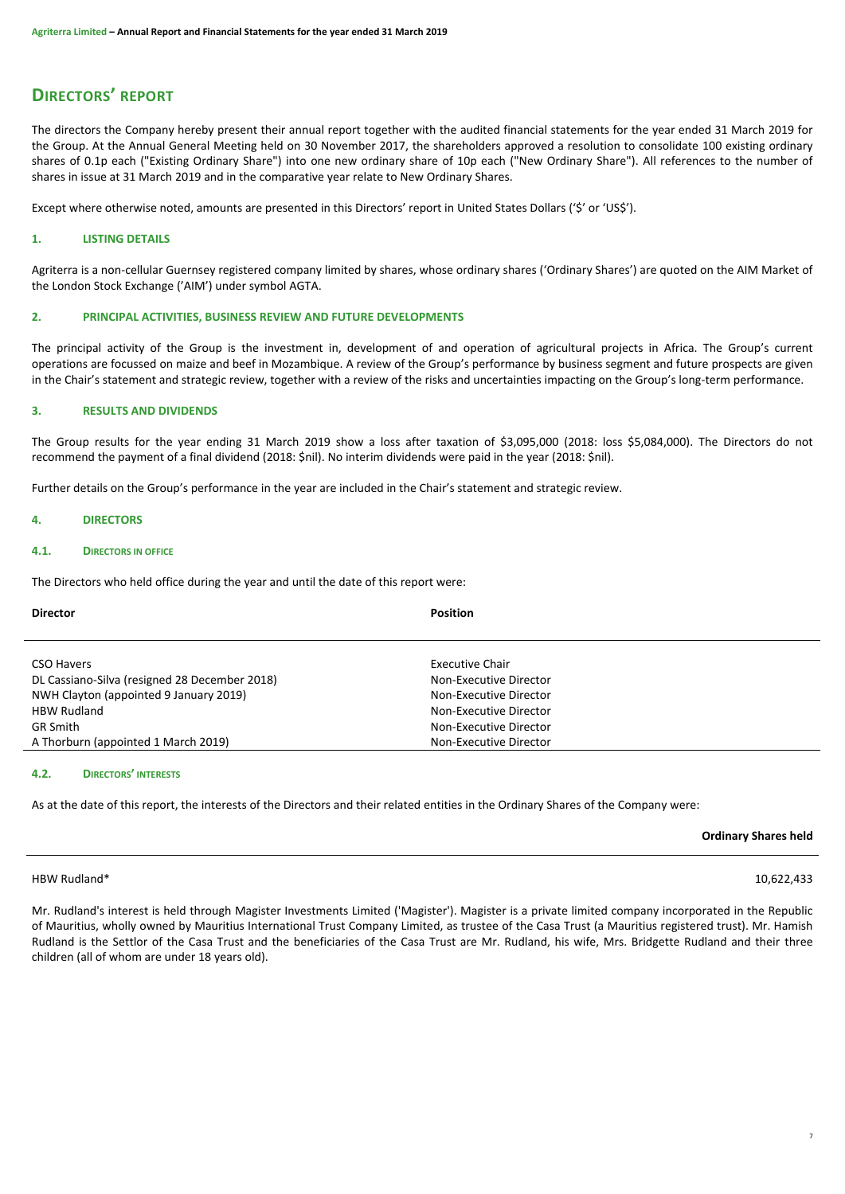# Directors' report

The directors the Company hereby present their annual report together with the audited financial statements for the year ended 31 March 2019 for the Group. At the Annual General Meeting held on 30 November 2017, the shareholders approved a resolution to consolidate 100 existing ordinary shares of 0.1p each ("Existing Ordinary Share") into one new ordinary share of 10p each ("New Ordinary Share"). All references to the number of shares in issue at 31 March 2019 and in the comparative year relate to New Ordinary Shares.

Except where otherwise noted, amounts are presented in this Directors' report in United States Dollars ('$' or 'US$').

## 1. LISTING DETAILS

Agriterra is a non-cellular Guernsey registered company limited by shares, whose ordinary shares ('Ordinary Shares') are quoted on the AIM Market of the London Stock Exchange ('AIM') under symbol AGTA.

## 2. PRINCIPAL ACTIVITIES, BUSINESS REVIEW AND FUTURE DEVELOPMENTS

The principal activity of the Group is the investment in, development of and operation of agricultural projects in Africa. The Group's current operations are focussed on maize and beef in Mozambique. A review of the Group's performance by business segment and future prospects are given in the Chair's statement and strategic review, together with a review of the risks and uncertainties impacting on the Group's long-term performance.

## 3. RESULTS AND DIVIDENDS

The Group results for the year ending 31 March 2019 show a loss after taxation of $3,095,000 (2018: loss $5,084,000). The Directors do not recommend the payment of a final dividend (2018: $nil). No interim dividends were paid in the year (2018: $nil).

Further details on the Group's performance in the year are included in the Chair's statement and strategic review.

## 4. DIRECTORS

### 4.1. Directors in office

The Directors who held office during the year and until the date of this report were:

| Director | Position |
|---|---|
| CSO Havers | Executive Chair |
| DL Cassiano-Silva (resigned 28 December 2018) | Non-Executive Director |
| NWH Clayton (appointed 9 January 2019) | Non-Executive Director |
| HBW Rudland | Non-Executive Director |
| GR Smith | Non-Executive Director |
| A Thorburn (appointed 1 March 2019) | Non-Executive Director |

### 4.2. Directors' interests

As at the date of this report, the interests of the Directors and their related entities in the Ordinary Shares of the Company were:

| | Ordinary Shares held |
|---|---|
| HBW Rudland* | 10,622,433 |

Mr. Rudland's interest is held through Magister Investments Limited ('Magister'). Magister is a private limited company incorporated in the Republic of Mauritius, wholly owned by Mauritius International Trust Company Limited, as trustee of the Casa Trust (a Mauritius registered trust). Mr. Hamish Rudland is the Settlor of the Casa Trust and the beneficiaries of the Casa Trust are Mr. Rudland, his wife, Mrs. Bridgette Rudland and their three children (all of whom are under 18 years old).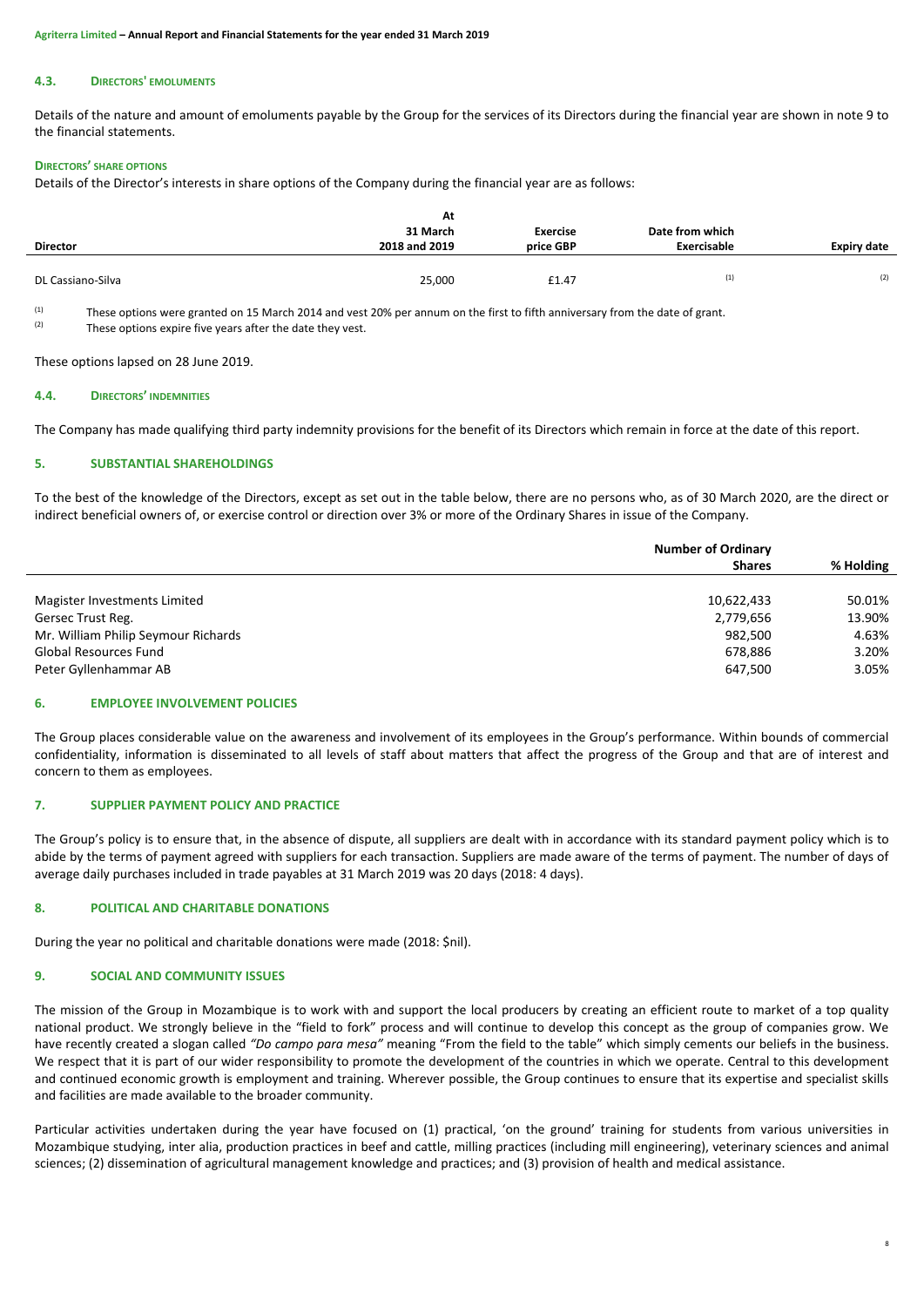### 4.3. DIRECTORS' EMOLUMENTS

Details of the nature and amount of emoluments payable by the Group for the services of its Directors during the financial year are shown in note 9 to the financial statements.

#### DIRECTORS' SHARE OPTIONS

Details of the Director's interests in share options of the Company during the financial year are as follows:

| Director | At 31 March 2018 and 2019 | Exercise price GBP | Date from which Exercisable | Expiry date |
|---|---|---|---|---|
| DL Cassiano-Silva | 25,000 | £1.47 | [1] | [2] |

[1] These options were granted on 15 March 2014 and vest 20% per annum on the first to fifth anniversary from the date of grant.
[2] These options expire five years after the date they vest.

These options lapsed on 28 June 2019.

### 4.4. DIRECTORS' INDEMNITIES

The Company has made qualifying third party indemnity provisions for the benefit of its Directors which remain in force at the date of this report.

## 5. SUBSTANTIAL SHAREHOLDINGS

To the best of the knowledge of the Directors, except as set out in the table below, there are no persons who, as of 30 March 2020, are the direct or indirect beneficial owners of, or exercise control or direction over 3% or more of the Ordinary Shares in issue of the Company.

| | Number of Ordinary Shares | % Holding |
|---|---|---|
| Magister Investments Limited | 10,622,433 | 50.01% |
| Gersec Trust Reg. | 2,779,656 | 13.90% |
| Mr. William Philip Seymour Richards | 982,500 | 4.63% |
| Global Resources Fund | 678,886 | 3.20% |
| Peter Gyllenhammar AB | 647,500 | 3.05% |

## 6. EMPLOYEE INVOLVEMENT POLICIES

The Group places considerable value on the awareness and involvement of its employees in the Group's performance. Within bounds of commercial confidentiality, information is disseminated to all levels of staff about matters that affect the progress of the Group and that are of interest and concern to them as employees.

## 7. SUPPLIER PAYMENT POLICY AND PRACTICE

The Group's policy is to ensure that, in the absence of dispute, all suppliers are dealt with in accordance with its standard payment policy which is to abide by the terms of payment agreed with suppliers for each transaction. Suppliers are made aware of the terms of payment. The number of days of average daily purchases included in trade payables at 31 March 2019 was 20 days (2018: 4 days).

## 8. POLITICAL AND CHARITABLE DONATIONS

During the year no political and charitable donations were made (2018: $nil).

## 9. SOCIAL AND COMMUNITY ISSUES

The mission of the Group in Mozambique is to work with and support the local producers by creating an efficient route to market of a top quality national product. We strongly believe in the "field to fork" process and will continue to develop this concept as the group of companies grow. We have recently created a slogan called *"Do campo para mesa"* meaning "From the field to the table" which simply cements our beliefs in the business. We respect that it is part of our wider responsibility to promote the development of the countries in which we operate. Central to this development and continued economic growth is employment and training. Wherever possible, the Group continues to ensure that its expertise and specialist skills and facilities are made available to the broader community.

Particular activities undertaken during the year have focused on (1) practical, 'on the ground' training for students from various universities in Mozambique studying, inter alia, production practices in beef and cattle, milling practices (including mill engineering), veterinary sciences and animal sciences; (2) dissemination of agricultural management knowledge and practices; and (3) provision of health and medical assistance.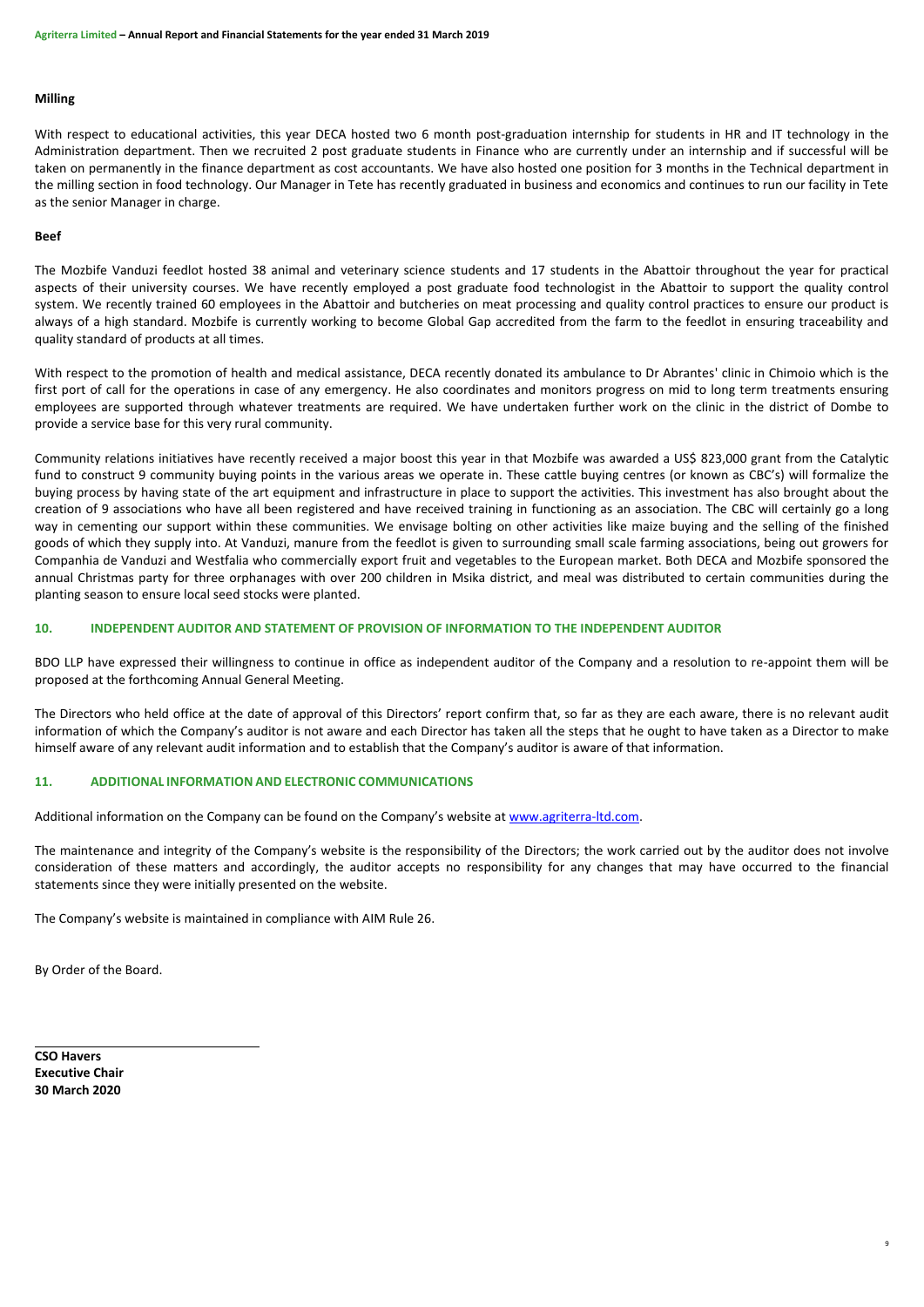**Milling**

With respect to educational activities, this year DECA hosted two 6 month post-graduation internship for students in HR and IT technology in the Administration department. Then we recruited 2 post graduate students in Finance who are currently under an internship and if successful will be taken on permanently in the finance department as cost accountants. We have also hosted one position for 3 months in the Technical department in the milling section in food technology. Our Manager in Tete has recently graduated in business and economics and continues to run our facility in Tete as the senior Manager in charge.

**Beef**

The Mozbife Vanduzi feedlot hosted 38 animal and veterinary science students and 17 students in the Abattoir throughout the year for practical aspects of their university courses. We have recently employed a post graduate food technologist in the Abattoir to support the quality control system. We recently trained 60 employees in the Abattoir and butcheries on meat processing and quality control practices to ensure our product is always of a high standard. Mozbife is currently working to become Global Gap accredited from the farm to the feedlot in ensuring traceability and quality standard of products at all times.

With respect to the promotion of health and medical assistance, DECA recently donated its ambulance to Dr Abrantes' clinic in Chimoio which is the first port of call for the operations in case of any emergency. He also coordinates and monitors progress on mid to long term treatments ensuring employees are supported through whatever treatments are required. We have undertaken further work on the clinic in the district of Dombe to provide a service base for this very rural community.

Community relations initiatives have recently received a major boost this year in that Mozbife was awarded a US$ 823,000 grant from the Catalytic fund to construct 9 community buying points in the various areas we operate in. These cattle buying centres (or known as CBC's) will formalize the buying process by having state of the art equipment and infrastructure in place to support the activities. This investment has also brought about the creation of 9 associations who have all been registered and have received training in functioning as an association. The CBC will certainly go a long way in cementing our support within these communities. We envisage bolting on other activities like maize buying and the selling of the finished goods of which they supply into. At Vanduzi, manure from the feedlot is given to surrounding small scale farming associations, being out growers for Companhia de Vanduzi and Westfalia who commercially export fruit and vegetables to the European market. Both DECA and Mozbife sponsored the annual Christmas party for three orphanages with over 200 children in Msika district, and meal was distributed to certain communities during the planting season to ensure local seed stocks were planted.

## 10. INDEPENDENT AUDITOR AND STATEMENT OF PROVISION OF INFORMATION TO THE INDEPENDENT AUDITOR

BDO LLP have expressed their willingness to continue in office as independent auditor of the Company and a resolution to re-appoint them will be proposed at the forthcoming Annual General Meeting.

The Directors who held office at the date of approval of this Directors' report confirm that, so far as they are each aware, there is no relevant audit information of which the Company's auditor is not aware and each Director has taken all the steps that he ought to have taken as a Director to make himself aware of any relevant audit information and to establish that the Company's auditor is aware of that information.

## 11. ADDITIONAL INFORMATION AND ELECTRONIC COMMUNICATIONS

Additional information on the Company can be found on the Company's website at www.agriterra-ltd.com.

The maintenance and integrity of the Company's website is the responsibility of the Directors; the work carried out by the auditor does not involve consideration of these matters and accordingly, the auditor accepts no responsibility for any changes that may have occurred to the financial statements since they were initially presented on the website.

The Company's website is maintained in compliance with AIM Rule 26.

By Order of the Board.

**CSO Havers**
**Executive Chair**
**30 March 2020**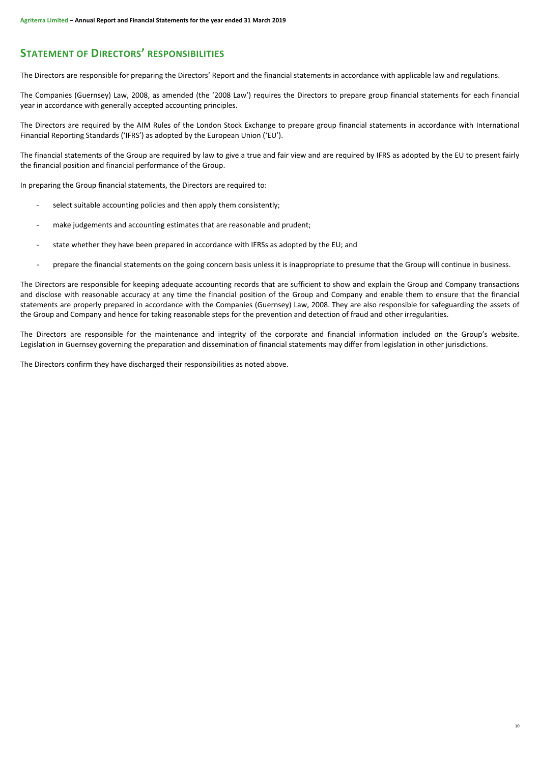# Statement of Directors' responsibilities

The Directors are responsible for preparing the Directors' Report and the financial statements in accordance with applicable law and regulations.

The Companies (Guernsey) Law, 2008, as amended (the '2008 Law') requires the Directors to prepare group financial statements for each financial year in accordance with generally accepted accounting principles.

The Directors are required by the AIM Rules of the London Stock Exchange to prepare group financial statements in accordance with International Financial Reporting Standards ('IFRS') as adopted by the European Union ('EU').

The financial statements of the Group are required by law to give a true and fair view and are required by IFRS as adopted by the EU to present fairly the financial position and financial performance of the Group.

In preparing the Group financial statements, the Directors are required to:

- select suitable accounting policies and then apply them consistently;
- make judgements and accounting estimates that are reasonable and prudent;
- state whether they have been prepared in accordance with IFRSs as adopted by the EU; and
- prepare the financial statements on the going concern basis unless it is inappropriate to presume that the Group will continue in business.

The Directors are responsible for keeping adequate accounting records that are sufficient to show and explain the Group and Company transactions and disclose with reasonable accuracy at any time the financial position of the Group and Company and enable them to ensure that the financial statements are properly prepared in accordance with the Companies (Guernsey) Law, 2008. They are also responsible for safeguarding the assets of the Group and Company and hence for taking reasonable steps for the prevention and detection of fraud and other irregularities.

The Directors are responsible for the maintenance and integrity of the corporate and financial information included on the Group's website. Legislation in Guernsey governing the preparation and dissemination of financial statements may differ from legislation in other jurisdictions.

The Directors confirm they have discharged their responsibilities as noted above.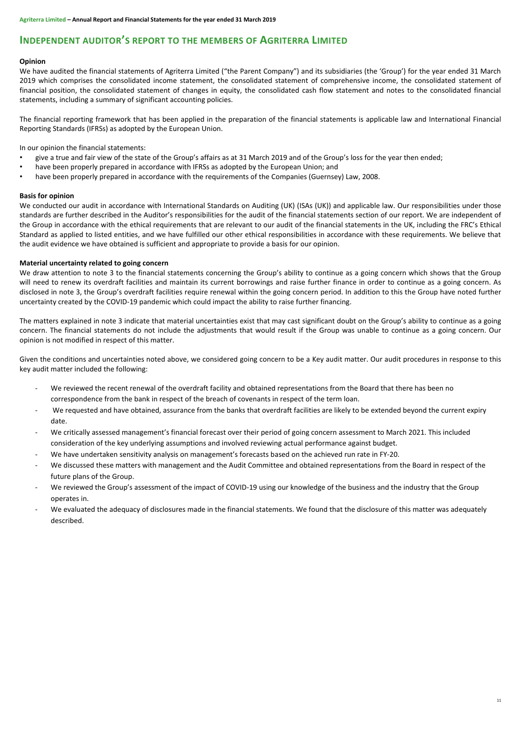# INDEPENDENT AUDITOR'S REPORT TO THE MEMBERS OF AGRITERRA LIMITED

**Opinion**

We have audited the financial statements of Agriterra Limited ("the Parent Company") and its subsidiaries (the 'Group') for the year ended 31 March 2019 which comprises the consolidated income statement, the consolidated statement of comprehensive income, the consolidated statement of financial position, the consolidated statement of changes in equity, the consolidated cash flow statement and notes to the consolidated financial statements, including a summary of significant accounting policies.

The financial reporting framework that has been applied in the preparation of the financial statements is applicable law and International Financial Reporting Standards (IFRSs) as adopted by the European Union.

In our opinion the financial statements:

- give a true and fair view of the state of the Group's affairs as at 31 March 2019 and of the Group's loss for the year then ended;
- have been properly prepared in accordance with IFRSs as adopted by the European Union; and
- have been properly prepared in accordance with the requirements of the Companies (Guernsey) Law, 2008.

**Basis for opinion**

We conducted our audit in accordance with International Standards on Auditing (UK) (ISAs (UK)) and applicable law. Our responsibilities under those standards are further described in the Auditor's responsibilities for the audit of the financial statements section of our report. We are independent of the Group in accordance with the ethical requirements that are relevant to our audit of the financial statements in the UK, including the FRC's Ethical Standard as applied to listed entities, and we have fulfilled our other ethical responsibilities in accordance with these requirements. We believe that the audit evidence we have obtained is sufficient and appropriate to provide a basis for our opinion.

**Material uncertainty related to going concern**

We draw attention to note 3 to the financial statements concerning the Group's ability to continue as a going concern which shows that the Group will need to renew its overdraft facilities and maintain its current borrowings and raise further finance in order to continue as a going concern. As disclosed in note 3, the Group's overdraft facilities require renewal within the going concern period. In addition to this the Group have noted further uncertainty created by the COVID-19 pandemic which could impact the ability to raise further financing.

The matters explained in note 3 indicate that material uncertainties exist that may cast significant doubt on the Group's ability to continue as a going concern. The financial statements do not include the adjustments that would result if the Group was unable to continue as a going concern. Our opinion is not modified in respect of this matter.

Given the conditions and uncertainties noted above, we considered going concern to be a Key audit matter. Our audit procedures in response to this key audit matter included the following:

- We reviewed the recent renewal of the overdraft facility and obtained representations from the Board that there has been no correspondence from the bank in respect of the breach of covenants in respect of the term loan.
- We requested and have obtained, assurance from the banks that overdraft facilities are likely to be extended beyond the current expiry date.
- We critically assessed management's financial forecast over their period of going concern assessment to March 2021. This included consideration of the key underlying assumptions and involved reviewing actual performance against budget.
- We have undertaken sensitivity analysis on management's forecasts based on the achieved run rate in FY-20.
- We discussed these matters with management and the Audit Committee and obtained representations from the Board in respect of the future plans of the Group.
- We reviewed the Group's assessment of the impact of COVID-19 using our knowledge of the business and the industry that the Group operates in.
- We evaluated the adequacy of disclosures made in the financial statements. We found that the disclosure of this matter was adequately described.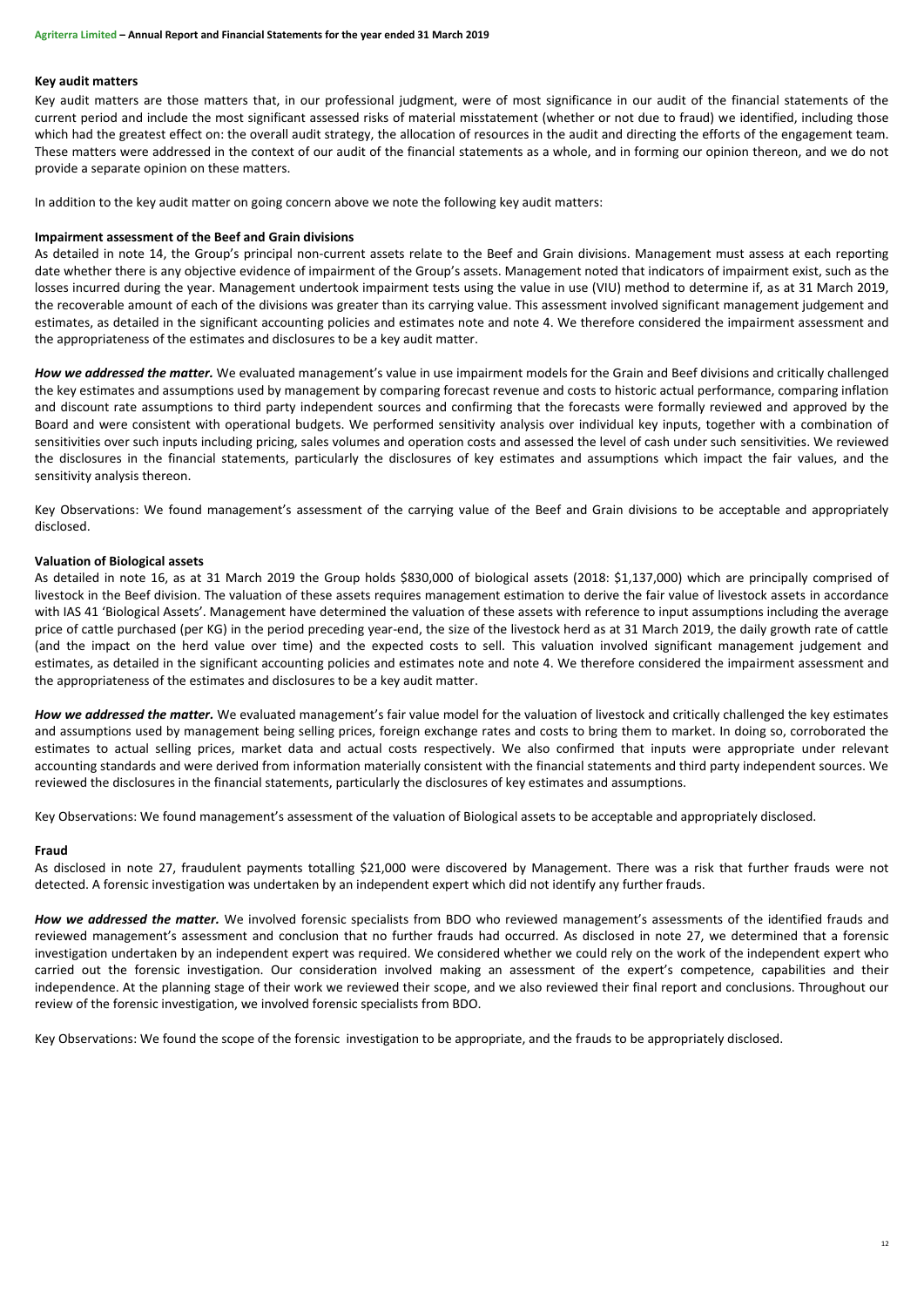## Key audit matters

Key audit matters are those matters that, in our professional judgment, were of most significance in our audit of the financial statements of the current period and include the most significant assessed risks of material misstatement (whether or not due to fraud) we identified, including those which had the greatest effect on: the overall audit strategy, the allocation of resources in the audit and directing the efforts of the engagement team. These matters were addressed in the context of our audit of the financial statements as a whole, and in forming our opinion thereon, and we do not provide a separate opinion on these matters.

In addition to the key audit matter on going concern above we note the following key audit matters:

### Impairment assessment of the Beef and Grain divisions

As detailed in note 14, the Group's principal non-current assets relate to the Beef and Grain divisions. Management must assess at each reporting date whether there is any objective evidence of impairment of the Group's assets. Management noted that indicators of impairment exist, such as the losses incurred during the year. Management undertook impairment tests using the value in use (VIU) method to determine if, as at 31 March 2019, the recoverable amount of each of the divisions was greater than its carrying value. This assessment involved significant management judgement and estimates, as detailed in the significant accounting policies and estimates note and note 4. We therefore considered the impairment assessment and the appropriateness of the estimates and disclosures to be a key audit matter.

***How we addressed the matter.*** We evaluated management's value in use impairment models for the Grain and Beef divisions and critically challenged the key estimates and assumptions used by management by comparing forecast revenue and costs to historic actual performance, comparing inflation and discount rate assumptions to third party independent sources and confirming that the forecasts were formally reviewed and approved by the Board and were consistent with operational budgets. We performed sensitivity analysis over individual key inputs, together with a combination of sensitivities over such inputs including pricing, sales volumes and operation costs and assessed the level of cash under such sensitivities. We reviewed the disclosures in the financial statements, particularly the disclosures of key estimates and assumptions which impact the fair values, and the sensitivity analysis thereon.

Key Observations: We found management's assessment of the carrying value of the Beef and Grain divisions to be acceptable and appropriately disclosed.

### Valuation of Biological assets

As detailed in note 16, as at 31 March 2019 the Group holds $830,000 of biological assets (2018: $1,137,000) which are principally comprised of livestock in the Beef division. The valuation of these assets requires management estimation to derive the fair value of livestock assets in accordance with IAS 41 'Biological Assets'. Management have determined the valuation of these assets with reference to input assumptions including the average price of cattle purchased (per KG) in the period preceding year-end, the size of the livestock herd as at 31 March 2019, the daily growth rate of cattle (and the impact on the herd value over time) and the expected costs to sell. This valuation involved significant management judgement and estimates, as detailed in the significant accounting policies and estimates note and note 4. We therefore considered the impairment assessment and the appropriateness of the estimates and disclosures to be a key audit matter.

***How we addressed the matter.*** We evaluated management's fair value model for the valuation of livestock and critically challenged the key estimates and assumptions used by management being selling prices, foreign exchange rates and costs to bring them to market. In doing so, corroborated the estimates to actual selling prices, market data and actual costs respectively. We also confirmed that inputs were appropriate under relevant accounting standards and were derived from information materially consistent with the financial statements and third party independent sources. We reviewed the disclosures in the financial statements, particularly the disclosures of key estimates and assumptions.

Key Observations: We found management's assessment of the valuation of Biological assets to be acceptable and appropriately disclosed.

### Fraud

As disclosed in note 27, fraudulent payments totalling $21,000 were discovered by Management. There was a risk that further frauds were not detected. A forensic investigation was undertaken by an independent expert which did not identify any further frauds.

***How we addressed the matter.*** We involved forensic specialists from BDO who reviewed management's assessments of the identified frauds and reviewed management's assessment and conclusion that no further frauds had occurred. As disclosed in note 27, we determined that a forensic investigation undertaken by an independent expert was required. We considered whether we could rely on the work of the independent expert who carried out the forensic investigation. Our consideration involved making an assessment of the expert's competence, capabilities and their independence. At the planning stage of their work we reviewed their scope, and we also reviewed their final report and conclusions. Throughout our review of the forensic investigation, we involved forensic specialists from BDO.

Key Observations: We found the scope of the forensic investigation to be appropriate, and the frauds to be appropriately disclosed.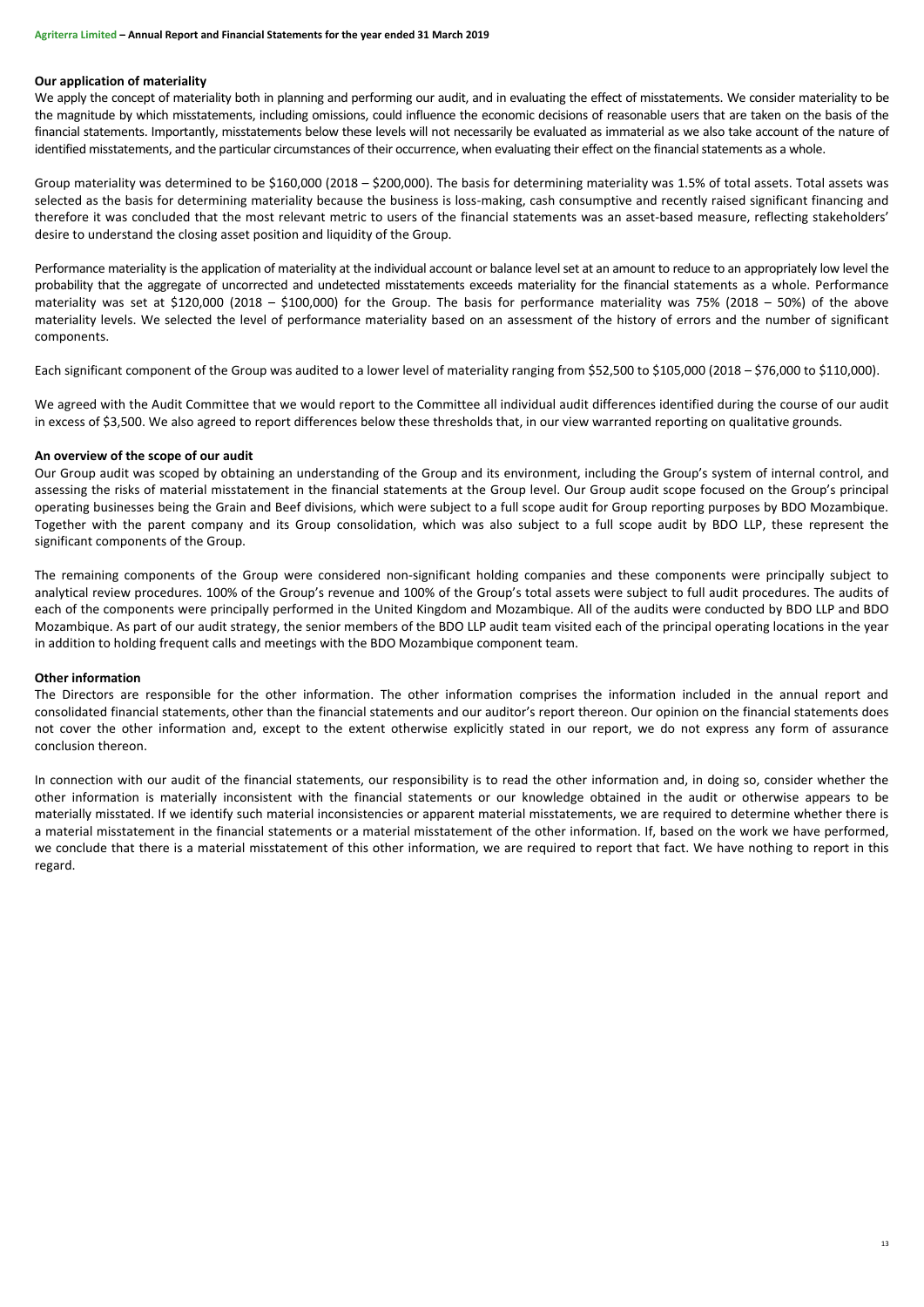### Our application of materiality

We apply the concept of materiality both in planning and performing our audit, and in evaluating the effect of misstatements. We consider materiality to be the magnitude by which misstatements, including omissions, could influence the economic decisions of reasonable users that are taken on the basis of the financial statements. Importantly, misstatements below these levels will not necessarily be evaluated as immaterial as we also take account of the nature of identified misstatements, and the particular circumstances of their occurrence, when evaluating their effect on the financial statements as a whole.

Group materiality was determined to be $160,000 (2018 – $200,000). The basis for determining materiality was 1.5% of total assets. Total assets was selected as the basis for determining materiality because the business is loss-making, cash consumptive and recently raised significant financing and therefore it was concluded that the most relevant metric to users of the financial statements was an asset-based measure, reflecting stakeholders' desire to understand the closing asset position and liquidity of the Group.

Performance materiality is the application of materiality at the individual account or balance level set at an amount to reduce to an appropriately low level the probability that the aggregate of uncorrected and undetected misstatements exceeds materiality for the financial statements as a whole. Performance materiality was set at $120,000 (2018 – $100,000) for the Group. The basis for performance materiality was 75% (2018 – 50%) of the above materiality levels. We selected the level of performance materiality based on an assessment of the history of errors and the number of significant components.

Each significant component of the Group was audited to a lower level of materiality ranging from $52,500 to $105,000 (2018 – $76,000 to $110,000).

We agreed with the Audit Committee that we would report to the Committee all individual audit differences identified during the course of our audit in excess of $3,500. We also agreed to report differences below these thresholds that, in our view warranted reporting on qualitative grounds.

### An overview of the scope of our audit

Our Group audit was scoped by obtaining an understanding of the Group and its environment, including the Group's system of internal control, and assessing the risks of material misstatement in the financial statements at the Group level. Our Group audit scope focused on the Group's principal operating businesses being the Grain and Beef divisions, which were subject to a full scope audit for Group reporting purposes by BDO Mozambique. Together with the parent company and its Group consolidation, which was also subject to a full scope audit by BDO LLP, these represent the significant components of the Group.

The remaining components of the Group were considered non-significant holding companies and these components were principally subject to analytical review procedures. 100% of the Group's revenue and 100% of the Group's total assets were subject to full audit procedures. The audits of each of the components were principally performed in the United Kingdom and Mozambique. All of the audits were conducted by BDO LLP and BDO Mozambique. As part of our audit strategy, the senior members of the BDO LLP audit team visited each of the principal operating locations in the year in addition to holding frequent calls and meetings with the BDO Mozambique component team.

### Other information

The Directors are responsible for the other information. The other information comprises the information included in the annual report and consolidated financial statements, other than the financial statements and our auditor's report thereon. Our opinion on the financial statements does not cover the other information and, except to the extent otherwise explicitly stated in our report, we do not express any form of assurance conclusion thereon.

In connection with our audit of the financial statements, our responsibility is to read the other information and, in doing so, consider whether the other information is materially inconsistent with the financial statements or our knowledge obtained in the audit or otherwise appears to be materially misstated. If we identify such material inconsistencies or apparent material misstatements, we are required to determine whether there is a material misstatement in the financial statements or a material misstatement of the other information. If, based on the work we have performed, we conclude that there is a material misstatement of this other information, we are required to report that fact. We have nothing to report in this regard.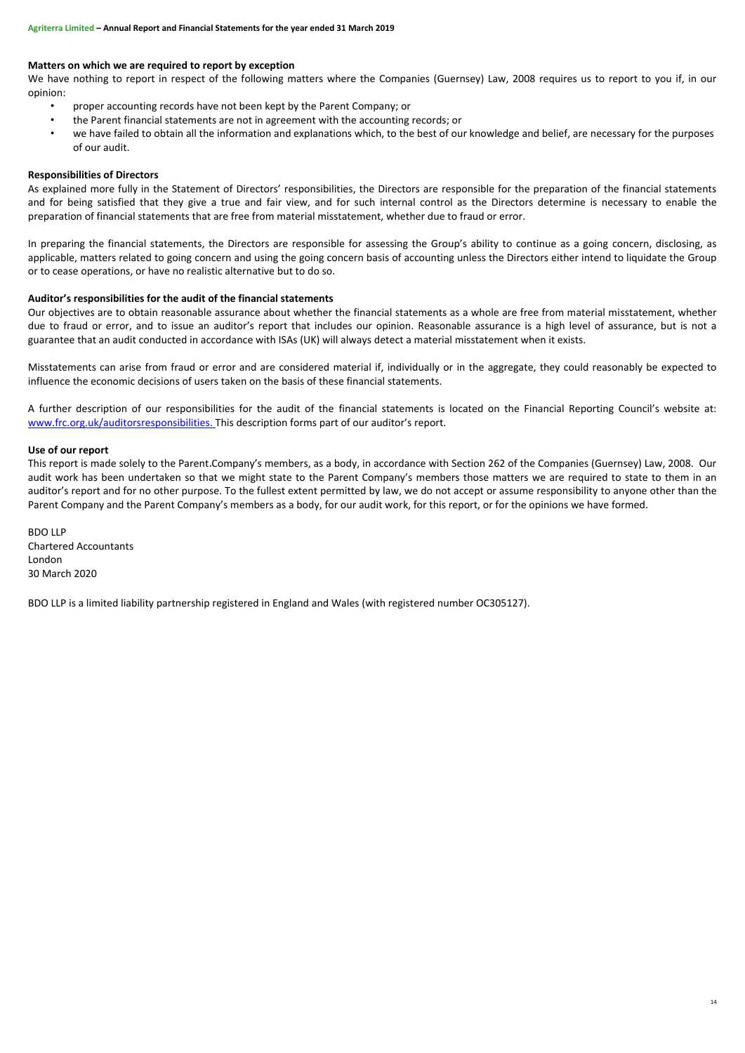**Matters on which we are required to report by exception**

We have nothing to report in respect of the following matters where the Companies (Guernsey) Law, 2008 requires us to report to you if, in our opinion:

- proper accounting records have not been kept by the Parent Company; or
- the Parent financial statements are not in agreement with the accounting records; or
- we have failed to obtain all the information and explanations which, to the best of our knowledge and belief, are necessary for the purposes of our audit.

**Responsibilities of Directors**

As explained more fully in the Statement of Directors' responsibilities, the Directors are responsible for the preparation of the financial statements and for being satisfied that they give a true and fair view, and for such internal control as the Directors determine is necessary to enable the preparation of financial statements that are free from material misstatement, whether due to fraud or error.

In preparing the financial statements, the Directors are responsible for assessing the Group's ability to continue as a going concern, disclosing, as applicable, matters related to going concern and using the going concern basis of accounting unless the Directors either intend to liquidate the Group or to cease operations, or have no realistic alternative but to do so.

**Auditor's responsibilities for the audit of the financial statements**

Our objectives are to obtain reasonable assurance about whether the financial statements as a whole are free from material misstatement, whether due to fraud or error, and to issue an auditor's report that includes our opinion. Reasonable assurance is a high level of assurance, but is not a guarantee that an audit conducted in accordance with ISAs (UK) will always detect a material misstatement when it exists.

Misstatements can arise from fraud or error and are considered material if, individually or in the aggregate, they could reasonably be expected to influence the economic decisions of users taken on the basis of these financial statements.

A further description of our responsibilities for the audit of the financial statements is located on the Financial Reporting Council's website at: www.frc.org.uk/auditorsresponsibilities. This description forms part of our auditor's report.

**Use of our report**

This report is made solely to the Parent Company's members, as a body, in accordance with Section 262 of the Companies (Guernsey) Law, 2008. Our audit work has been undertaken so that we might state to the Parent Company's members those matters we are required to state to them in an auditor's report and for no other purpose. To the fullest extent permitted by law, we do not accept or assume responsibility to anyone other than the Parent Company and the Parent Company's members as a body, for our audit work, for this report, or for the opinions we have formed.

BDO LLP
Chartered Accountants
London
30 March 2020

BDO LLP is a limited liability partnership registered in England and Wales (with registered number OC305127).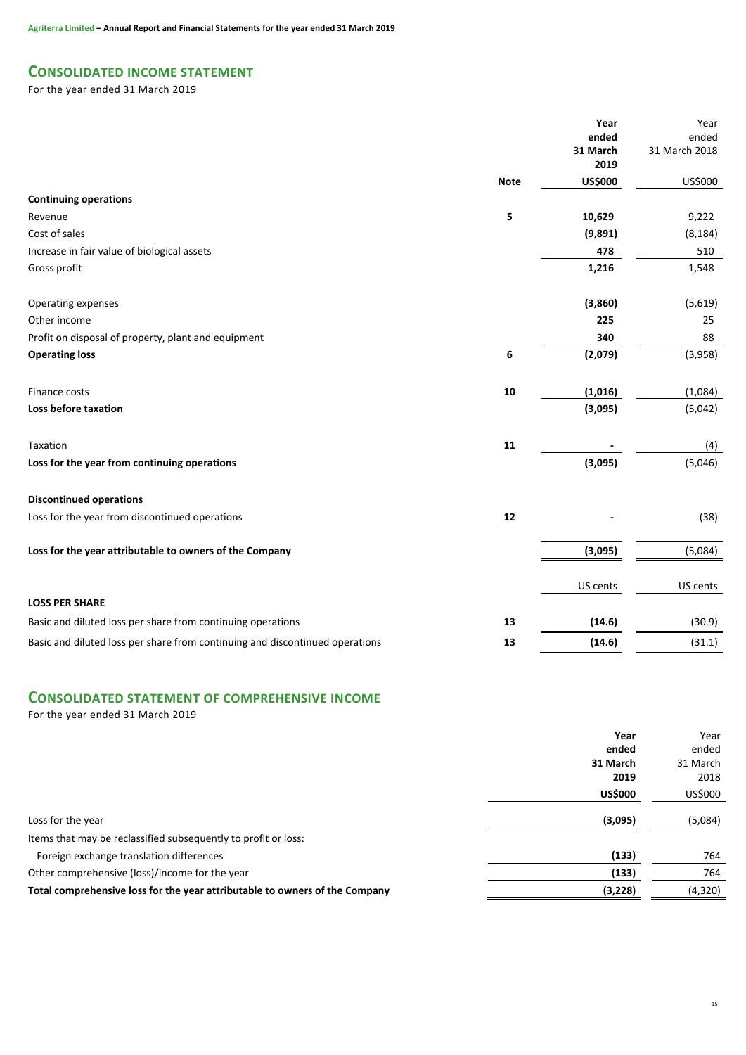## CONSOLIDATED INCOME STATEMENT

For the year ended 31 March 2019

| | Note | Year ended 31 March 2019 | Year ended 31 March 2018 |
|---|---|---|---|
| | | **US$000** | US$000 |
| **Continuing operations** | | | |
| Revenue | 5 | **10,629** | 9,222 |
| Cost of sales | | **(9,891)** | (8,184) |
| Increase in fair value of biological assets | | **478** | 510 |
| Gross profit | | **1,216** | 1,548 |
| Operating expenses | | **(3,860)** | (5,619) |
| Other income | | **225** | 25 |
| Profit on disposal of property, plant and equipment | | **340** | 88 |
| **Operating loss** | 6 | **(2,079)** | (3,958) |
| Finance costs | 10 | **(1,016)** | (1,084) |
| **Loss before taxation** | | **(3,095)** | (5,042) |
| Taxation | 11 | **-** | (4) |
| **Loss for the year from continuing operations** | | **(3,095)** | (5,046) |
| **Discontinued operations** | | | |
| Loss for the year from discontinued operations | 12 | **-** | (38) |
| **Loss for the year attributable to owners of the Company** | | **(3,095)** | (5,084) |
| | | US cents | US cents |
| **LOSS PER SHARE** | | | |
| Basic and diluted loss per share from continuing operations | 13 | **(14.6)** | (30.9) |
| Basic and diluted loss per share from continuing and discontinued operations | 13 | **(14.6)** | (31.1) |

## CONSOLIDATED STATEMENT OF COMPREHENSIVE INCOME

For the year ended 31 March 2019

| | Year ended 31 March 2019 | Year ended 31 March 2018 |
|---|---|---|
| | **US$000** | US$000 |
| Loss for the year | **(3,095)** | (5,084) |
| Items that may be reclassified subsequently to profit or loss: | | |
| Foreign exchange translation differences | **(133)** | 764 |
| Other comprehensive (loss)/income for the year | **(133)** | 764 |
| **Total comprehensive loss for the year attributable to owners of the Company** | **(3,228)** | (4,320) |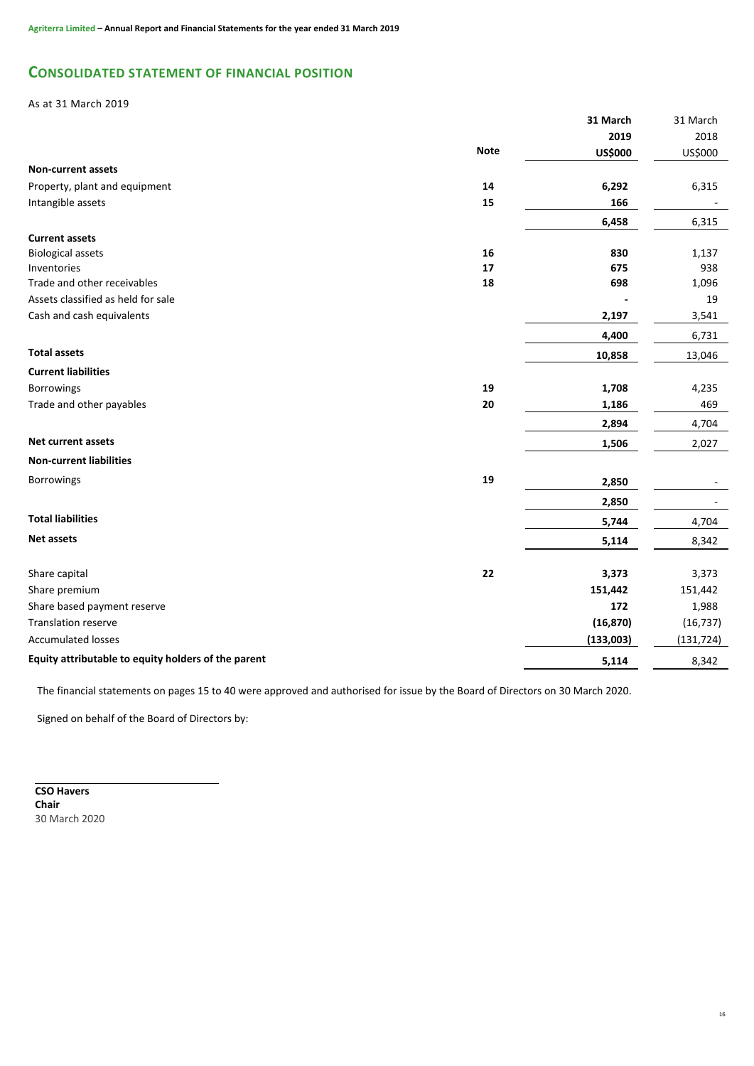## CONSOLIDATED STATEMENT OF FINANCIAL POSITION

As at 31 March 2019

| | Note | 31 March 2019 US$000 | 31 March 2018 US$000 |
|---|---|---|---|
| **Non-current assets** | | | |
| Property, plant and equipment | 14 | **6,292** | 6,315 |
| Intangible assets | 15 | **166** | - |
| | | **6,458** | 6,315 |
| **Current assets** | | | |
| Biological assets | 16 | **830** | 1,137 |
| Inventories | 17 | **675** | 938 |
| Trade and other receivables | 18 | **698** | 1,096 |
| Assets classified as held for sale | | **-** | 19 |
| Cash and cash equivalents | | **2,197** | 3,541 |
| | | **4,400** | 6,731 |
| **Total assets** | | **10,858** | 13,046 |
| **Current liabilities** | | | |
| Borrowings | 19 | **1,708** | 4,235 |
| Trade and other payables | 20 | **1,186** | 469 |
| | | **2,894** | 4,704 |
| **Net current assets** | | **1,506** | 2,027 |
| **Non-current liabilities** | | | |
| Borrowings | 19 | **2,850** | - |
| | | **2,850** | - |
| **Total liabilities** | | **5,744** | 4,704 |
| **Net assets** | | **5,114** | 8,342 |
| | | | |
| Share capital | 22 | **3,373** | 3,373 |
| Share premium | | **151,442** | 151,442 |
| Share based payment reserve | | **172** | 1,988 |
| Translation reserve | | **(16,870)** | (16,737) |
| Accumulated losses | | **(133,003)** | (131,724) |
| **Equity attributable to equity holders of the parent** | | **5,114** | 8,342 |

The financial statements on pages 15 to 40 were approved and authorised for issue by the Board of Directors on 30 March 2020.

Signed on behalf of the Board of Directors by:

**CSO Havers**
**Chair**
30 March 2020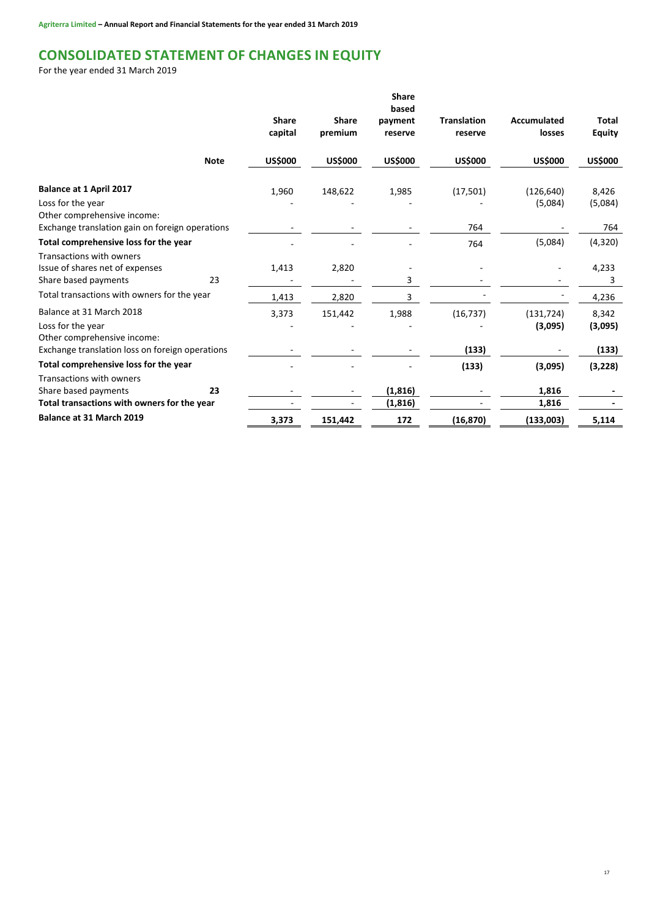# CONSOLIDATED STATEMENT OF CHANGES IN EQUITY

For the year ended 31 March 2019

| | Note | Share capital | Share premium | Share based payment reserve | Translation reserve | Accumulated losses | Total Equity |
|---|---|---|---|---|---|---|---|
| | | US$000 | US$000 | US$000 | US$000 | US$000 | US$000 |
| **Balance at 1 April 2017** | | 1,960 | 148,622 | 1,985 | (17,501) | (126,640) | 8,426 |
| Loss for the year | | - | - | - | - | (5,084) | (5,084) |
| Other comprehensive income: | | | | | | | |
| Exchange translation gain on foreign operations | | - | - | - | 764 | - | 764 |
| **Total comprehensive loss for the year** | | - | - | - | 764 | (5,084) | (4,320) |
| Transactions with owners | | | | | | | |
| Issue of shares net of expenses | | 1,413 | 2,820 | - | - | - | 4,233 |
| Share based payments | 23 | - | - | 3 | - | - | 3 |
| Total transactions with owners for the year | | 1,413 | 2,820 | 3 | - | - | 4,236 |
| Balance at 31 March 2018 | | 3,373 | 151,442 | 1,988 | (16,737) | (131,724) | 8,342 |
| Loss for the year | | - | - | - | - | **(3,095)** | **(3,095)** |
| Other comprehensive income: | | | | | | | |
| Exchange translation loss on foreign operations | | - | - | - | **(133)** | - | **(133)** |
| **Total comprehensive loss for the year** | | - | - | - | **(133)** | **(3,095)** | **(3,228)** |
| Transactions with owners | | | | | | | |
| Share based payments | **23** | - | - | **(1,816)** | - | **1,816** | **-** |
| **Total transactions with owners for the year** | | - | - | **(1,816)** | - | **1,816** | **-** |
| **Balance at 31 March 2019** | | **3,373** | **151,442** | **172** | **(16,870)** | **(133,003)** | **5,114** |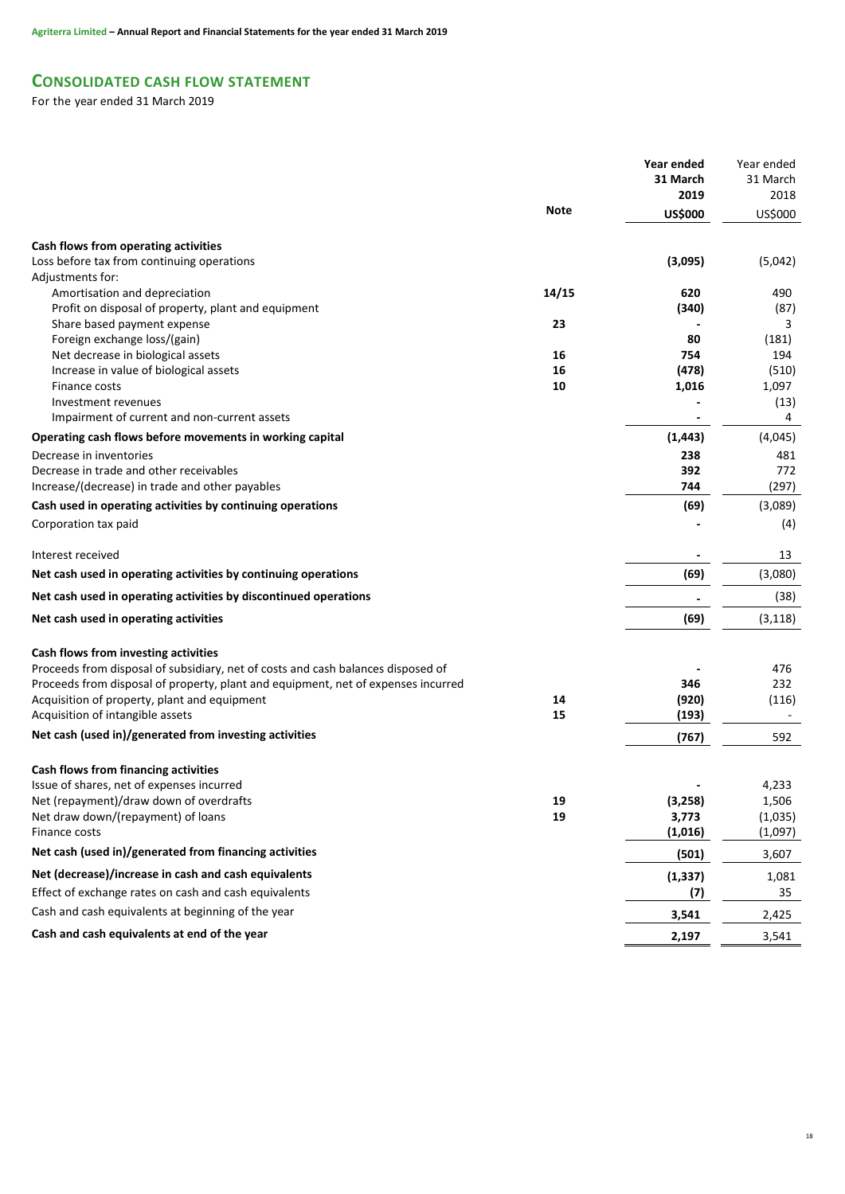## CONSOLIDATED CASH FLOW STATEMENT

For the year ended 31 March 2019

| | Note | Year ended 31 March 2019 US$000 | Year ended 31 March 2018 US$000 |
|---|---|---|---|
| **Cash flows from operating activities** | | | |
| Loss before tax from continuing operations | | **(3,095)** | (5,042) |
| Adjustments for: | | | |
| Amortisation and depreciation | 14/15 | **620** | 490 |
| Profit on disposal of property, plant and equipment | | **(340)** | (87) |
| Share based payment expense | 23 | **-** | 3 |
| Foreign exchange loss/(gain) | | **80** | (181) |
| Net decrease in biological assets | 16 | **754** | 194 |
| Increase in value of biological assets | 16 | **(478)** | (510) |
| Finance costs | 10 | **1,016** | 1,097 |
| Investment revenues | | **-** | (13) |
| Impairment of current and non-current assets | | **-** | 4 |
| **Operating cash flows before movements in working capital** | | **(1,443)** | (4,045) |
| Decrease in inventories | | **238** | 481 |
| Decrease in trade and other receivables | | **392** | 772 |
| Increase/(decrease) in trade and other payables | | **744** | (297) |
| **Cash used in operating activities by continuing operations** | | **(69)** | (3,089) |
| Corporation tax paid | | **-** | (4) |
| Interest received | | **-** | 13 |
| **Net cash used in operating activities by continuing operations** | | **(69)** | (3,080) |
| **Net cash used in operating activities by discontinued operations** | | **-** | (38) |
| **Net cash used in operating activities** | | **(69)** | (3,118) |
| **Cash flows from investing activities** | | | |
| Proceeds from disposal of subsidiary, net of costs and cash balances disposed of | | **-** | 476 |
| Proceeds from disposal of property, plant and equipment, net of expenses incurred | | **346** | 232 |
| Acquisition of property, plant and equipment | 14 | **(920)** | (116) |
| Acquisition of intangible assets | 15 | **(193)** | - |
| **Net cash (used in)/generated from investing activities** | | **(767)** | 592 |
| **Cash flows from financing activities** | | | |
| Issue of shares, net of expenses incurred | | **-** | 4,233 |
| Net (repayment)/draw down of overdrafts | 19 | **(3,258)** | 1,506 |
| Net draw down/(repayment) of loans | 19 | **3,773** | (1,035) |
| Finance costs | | **(1,016)** | (1,097) |
| **Net cash (used in)/generated from financing activities** | | **(501)** | 3,607 |
| **Net (decrease)/increase in cash and cash equivalents** | | **(1,337)** | 1,081 |
| Effect of exchange rates on cash and cash equivalents | | **(7)** | 35 |
| Cash and cash equivalents at beginning of the year | | **3,541** | 2,425 |
| **Cash and cash equivalents at end of the year** | | **2,197** | 3,541 |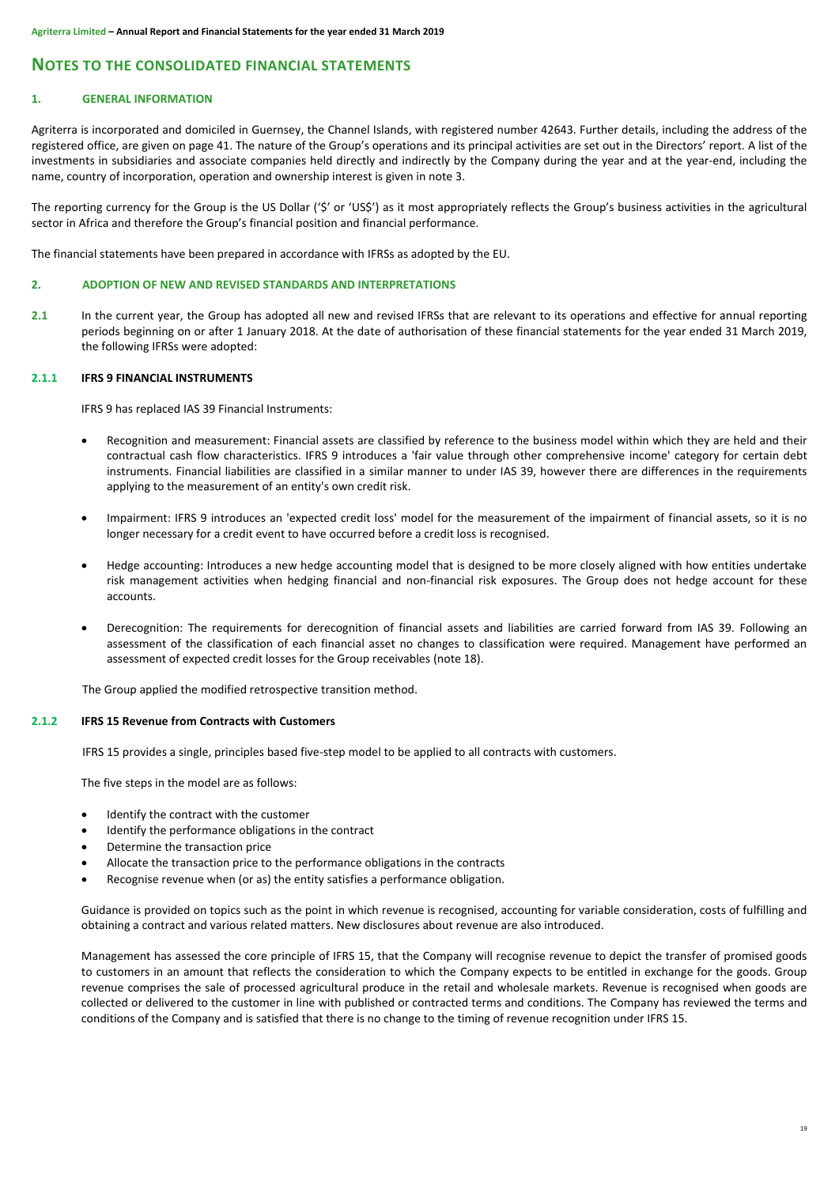# NOTES TO THE CONSOLIDATED FINANCIAL STATEMENTS

## 1. GENERAL INFORMATION

Agriterra is incorporated and domiciled in Guernsey, the Channel Islands, with registered number 42643. Further details, including the address of the registered office, are given on page 41. The nature of the Group's operations and its principal activities are set out in the Directors' report. A list of the investments in subsidiaries and associate companies held directly and indirectly by the Company during the year and at the year-end, including the name, country of incorporation, operation and ownership interest is given in note 3.

The reporting currency for the Group is the US Dollar ('$' or 'US$') as it most appropriately reflects the Group's business activities in the agricultural sector in Africa and therefore the Group's financial position and financial performance.

The financial statements have been prepared in accordance with IFRSs as adopted by the EU.

## 2. ADOPTION OF NEW AND REVISED STANDARDS AND INTERPRETATIONS

**2.1** In the current year, the Group has adopted all new and revised IFRSs that are relevant to its operations and effective for annual reporting periods beginning on or after 1 January 2018. At the date of authorisation of these financial statements for the year ended 31 March 2019, the following IFRSs were adopted:

### 2.1.1 IFRS 9 FINANCIAL INSTRUMENTS

IFRS 9 has replaced IAS 39 Financial Instruments:

- Recognition and measurement: Financial assets are classified by reference to the business model within which they are held and their contractual cash flow characteristics. IFRS 9 introduces a 'fair value through other comprehensive income' category for certain debt instruments. Financial liabilities are classified in a similar manner to under IAS 39, however there are differences in the requirements applying to the measurement of an entity's own credit risk.
- Impairment: IFRS 9 introduces an 'expected credit loss' model for the measurement of the impairment of financial assets, so it is no longer necessary for a credit event to have occurred before a credit loss is recognised.
- Hedge accounting: Introduces a new hedge accounting model that is designed to be more closely aligned with how entities undertake risk management activities when hedging financial and non-financial risk exposures. The Group does not hedge account for these accounts.
- Derecognition: The requirements for derecognition of financial assets and liabilities are carried forward from IAS 39. Following an assessment of the classification of each financial asset no changes to classification were required. Management have performed an assessment of expected credit losses for the Group receivables (note 18).

The Group applied the modified retrospective transition method.

### 2.1.2 IFRS 15 Revenue from Contracts with Customers

IFRS 15 provides a single, principles based five-step model to be applied to all contracts with customers.

The five steps in the model are as follows:

- Identify the contract with the customer
- Identify the performance obligations in the contract
- Determine the transaction price
- Allocate the transaction price to the performance obligations in the contracts
- Recognise revenue when (or as) the entity satisfies a performance obligation.

Guidance is provided on topics such as the point in which revenue is recognised, accounting for variable consideration, costs of fulfilling and obtaining a contract and various related matters. New disclosures about revenue are also introduced.

Management has assessed the core principle of IFRS 15, that the Company will recognise revenue to depict the transfer of promised goods to customers in an amount that reflects the consideration to which the Company expects to be entitled in exchange for the goods. Group revenue comprises the sale of processed agricultural produce in the retail and wholesale markets. Revenue is recognised when goods are collected or delivered to the customer in line with published or contracted terms and conditions. The Company has reviewed the terms and conditions of the Company and is satisfied that there is no change to the timing of revenue recognition under IFRS 15.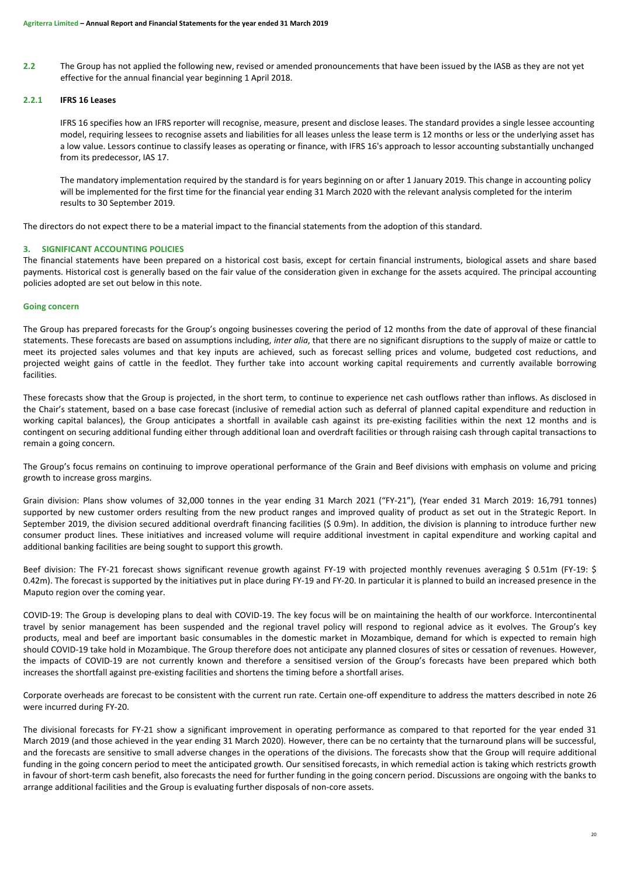**2.2** The Group has not applied the following new, revised or amended pronouncements that have been issued by the IASB as they are not yet effective for the annual financial year beginning 1 April 2018.

**2.2.1 IFRS 16 Leases**

IFRS 16 specifies how an IFRS reporter will recognise, measure, present and disclose leases. The standard provides a single lessee accounting model, requiring lessees to recognise assets and liabilities for all leases unless the lease term is 12 months or less or the underlying asset has a low value. Lessors continue to classify leases as operating or finance, with IFRS 16's approach to lessor accounting substantially unchanged from its predecessor, IAS 17.

The mandatory implementation required by the standard is for years beginning on or after 1 January 2019. This change in accounting policy will be implemented for the first time for the financial year ending 31 March 2020 with the relevant analysis completed for the interim results to 30 September 2019.

The directors do not expect there to be a material impact to the financial statements from the adoption of this standard.

## 3. SIGNIFICANT ACCOUNTING POLICIES

The financial statements have been prepared on a historical cost basis, except for certain financial instruments, biological assets and share based payments. Historical cost is generally based on the fair value of the consideration given in exchange for the assets acquired. The principal accounting policies adopted are set out below in this note.

### Going concern

The Group has prepared forecasts for the Group's ongoing businesses covering the period of 12 months from the date of approval of these financial statements. These forecasts are based on assumptions including, *inter alia*, that there are no significant disruptions to the supply of maize or cattle to meet its projected sales volumes and that key inputs are achieved, such as forecast selling prices and volume, budgeted cost reductions, and projected weight gains of cattle in the feedlot. They further take into account working capital requirements and currently available borrowing facilities.

These forecasts show that the Group is projected, in the short term, to continue to experience net cash outflows rather than inflows. As disclosed in the Chair's statement, based on a base case forecast (inclusive of remedial action such as deferral of planned capital expenditure and reduction in working capital balances), the Group anticipates a shortfall in available cash against its pre-existing facilities within the next 12 months and is contingent on securing additional funding either through additional loan and overdraft facilities or through raising cash through capital transactions to remain a going concern.

The Group's focus remains on continuing to improve operational performance of the Grain and Beef divisions with emphasis on volume and pricing growth to increase gross margins.

Grain division: Plans show volumes of 32,000 tonnes in the year ending 31 March 2021 ("FY-21"), (Year ended 31 March 2019: 16,791 tonnes) supported by new customer orders resulting from the new product ranges and improved quality of product as set out in the Strategic Report. In September 2019, the division secured additional overdraft financing facilities ($ 0.9m). In addition, the division is planning to introduce further new consumer product lines. These initiatives and increased volume will require additional investment in capital expenditure and working capital and additional banking facilities are being sought to support this growth.

Beef division: The FY-21 forecast shows significant revenue growth against FY-19 with projected monthly revenues averaging $ 0.51m (FY-19: $ 0.42m). The forecast is supported by the initiatives put in place during FY-19 and FY-20. In particular it is planned to build an increased presence in the Maputo region over the coming year.

COVID-19: The Group is developing plans to deal with COVID-19. The key focus will be on maintaining the health of our workforce. Intercontinental travel by senior management has been suspended and the regional travel policy will respond to regional advice as it evolves. The Group's key products, meal and beef are important basic consumables in the domestic market in Mozambique, demand for which is expected to remain high should COVID-19 take hold in Mozambique. The Group therefore does not anticipate any planned closures of sites or cessation of revenues. However, the impacts of COVID-19 are not currently known and therefore a sensitised version of the Group's forecasts have been prepared which both increases the shortfall against pre-existing facilities and shortens the timing before a shortfall arises.

Corporate overheads are forecast to be consistent with the current run rate. Certain one-off expenditure to address the matters described in note 26 were incurred during FY-20.

The divisional forecasts for FY-21 show a significant improvement in operating performance as compared to that reported for the year ended 31 March 2019 (and those achieved in the year ending 31 March 2020). However, there can be no certainty that the turnaround plans will be successful, and the forecasts are sensitive to small adverse changes in the operations of the divisions. The forecasts show that the Group will require additional funding in the going concern period to meet the anticipated growth. Our sensitised forecasts, in which remedial action is taking which restricts growth in favour of short-term cash benefit, also forecasts the need for further funding in the going concern period. Discussions are ongoing with the banks to arrange additional facilities and the Group is evaluating further disposals of non-core assets.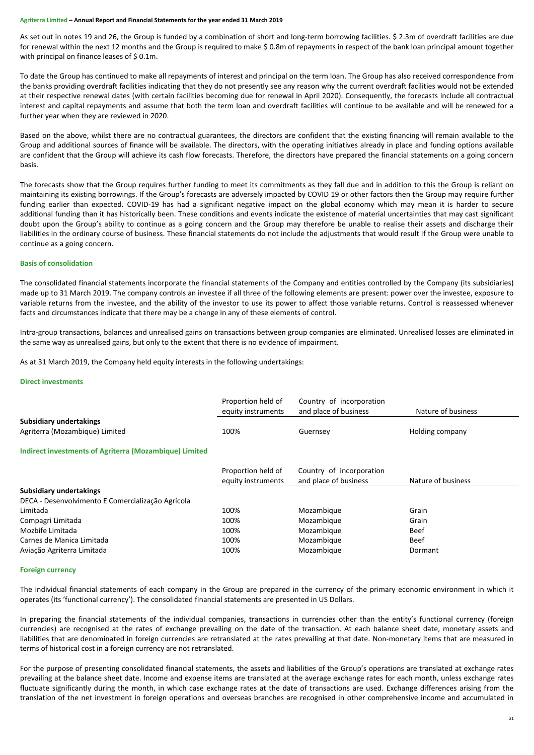As set out in notes 19 and 26, the Group is funded by a combination of short and long-term borrowing facilities. $ 2.3m of overdraft facilities are due for renewal within the next 12 months and the Group is required to make $ 0.8m of repayments in respect of the bank loan principal amount together with principal on finance leases of $ 0.1m.

To date the Group has continued to make all repayments of interest and principal on the term loan. The Group has also received correspondence from the banks providing overdraft facilities indicating that they do not presently see any reason why the current overdraft facilities would not be extended at their respective renewal dates (with certain facilities becoming due for renewal in April 2020). Consequently, the forecasts include all contractual interest and capital repayments and assume that both the term loan and overdraft facilities will continue to be available and will be renewed for a further year when they are reviewed in 2020.

Based on the above, whilst there are no contractual guarantees, the directors are confident that the existing financing will remain available to the Group and additional sources of finance will be available. The directors, with the operating initiatives already in place and funding options available are confident that the Group will achieve its cash flow forecasts. Therefore, the directors have prepared the financial statements on a going concern basis.

The forecasts show that the Group requires further funding to meet its commitments as they fall due and in addition to this the Group is reliant on maintaining its existing borrowings. If the Group's forecasts are adversely impacted by COVID 19 or other factors then the Group may require further funding earlier than expected. COVID-19 has had a significant negative impact on the global economy which may mean it is harder to secure additional funding than it has historically been. These conditions and events indicate the existence of material uncertainties that may cast significant doubt upon the Group's ability to continue as a going concern and the Group may therefore be unable to realise their assets and discharge their liabilities in the ordinary course of business. These financial statements do not include the adjustments that would result if the Group were unable to continue as a going concern.

### Basis of consolidation

The consolidated financial statements incorporate the financial statements of the Company and entities controlled by the Company (its subsidiaries) made up to 31 March 2019. The company controls an investee if all three of the following elements are present: power over the investee, exposure to variable returns from the investee, and the ability of the investor to use its power to affect those variable returns. Control is reassessed whenever facts and circumstances indicate that there may be a change in any of these elements of control.

Intra-group transactions, balances and unrealised gains on transactions between group companies are eliminated. Unrealised losses are eliminated in the same way as unrealised gains, but only to the extent that there is no evidence of impairment.

As at 31 March 2019, the Company held equity interests in the following undertakings:

### Direct investments

| | Proportion held of equity instruments | Country of incorporation and place of business | Nature of business |
|---|---|---|---|
| **Subsidiary undertakings** | | | |
| Agriterra (Mozambique) Limited | 100% | Guernsey | Holding company |

### Indirect investments of Agriterra (Mozambique) Limited

| | Proportion held of equity instruments | Country of incorporation and place of business | Nature of business |
|---|---|---|---|
| **Subsidiary undertakings** | | | |
| DECA - Desenvolvimento E Comercialização Agrícola Limitada | 100% | Mozambique | Grain |
| Compagri Limitada | 100% | Mozambique | Grain |
| Mozbife Limitada | 100% | Mozambique | Beef |
| Carnes de Manica Limitada | 100% | Mozambique | Beef |
| Aviação Agriterra Limitada | 100% | Mozambique | Dormant |

### Foreign currency

The individual financial statements of each company in the Group are prepared in the currency of the primary economic environment in which it operates (its 'functional currency'). The consolidated financial statements are presented in US Dollars.

In preparing the financial statements of the individual companies, transactions in currencies other than the entity's functional currency (foreign currencies) are recognised at the rates of exchange prevailing on the date of the transaction. At each balance sheet date, monetary assets and liabilities that are denominated in foreign currencies are retranslated at the rates prevailing at that date. Non-monetary items that are measured in terms of historical cost in a foreign currency are not retranslated.

For the purpose of presenting consolidated financial statements, the assets and liabilities of the Group's operations are translated at exchange rates prevailing at the balance sheet date. Income and expense items are translated at the average exchange rates for each month, unless exchange rates fluctuate significantly during the month, in which case exchange rates at the date of transactions are used. Exchange differences arising from the translation of the net investment in foreign operations and overseas branches are recognised in other comprehensive income and accumulated in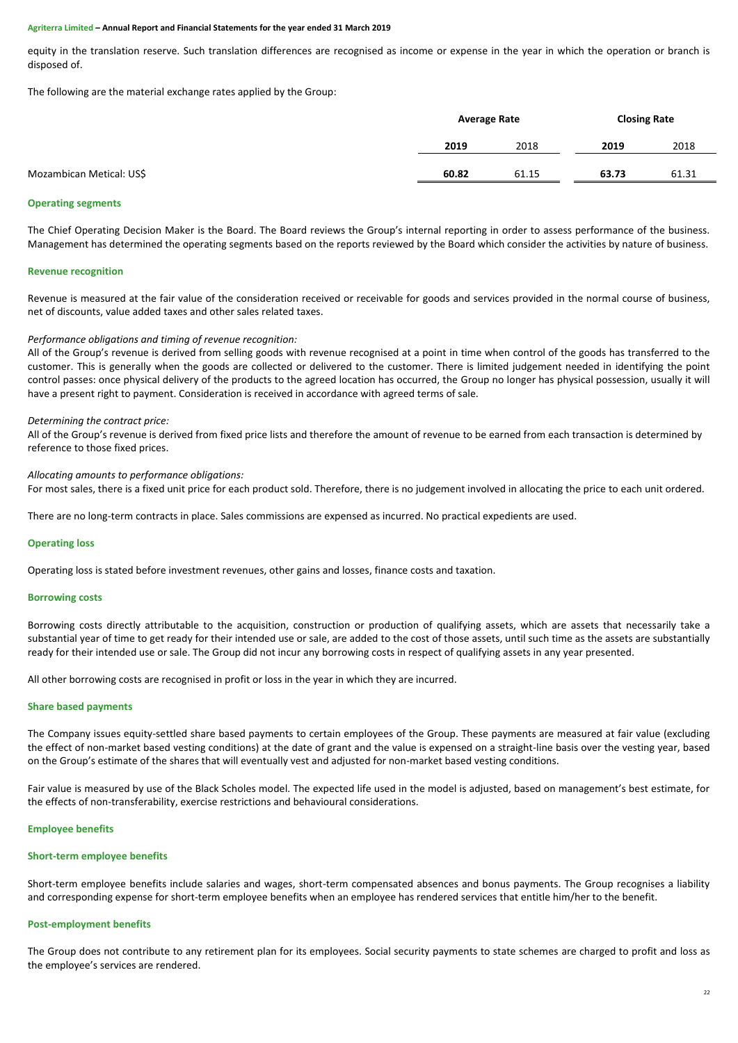equity in the translation reserve. Such translation differences are recognised as income or expense in the year in which the operation or branch is disposed of.

The following are the material exchange rates applied by the Group:

| | Average Rate | | Closing Rate | |
|---|---|---|---|---|
| | **2019** | 2018 | **2019** | 2018 |
| Mozambican Metical: US$ | **60.82** | 61.15 | **63.73** | 61.31 |

## Operating segments

The Chief Operating Decision Maker is the Board. The Board reviews the Group's internal reporting in order to assess performance of the business. Management has determined the operating segments based on the reports reviewed by the Board which consider the activities by nature of business.

## Revenue recognition

Revenue is measured at the fair value of the consideration received or receivable for goods and services provided in the normal course of business, net of discounts, value added taxes and other sales related taxes.

*Performance obligations and timing of revenue recognition:*

All of the Group's revenue is derived from selling goods with revenue recognised at a point in time when control of the goods has transferred to the customer. This is generally when the goods are collected or delivered to the customer. There is limited judgement needed in identifying the point control passes: once physical delivery of the products to the agreed location has occurred, the Group no longer has physical possession, usually it will have a present right to payment. Consideration is received in accordance with agreed terms of sale.

*Determining the contract price:*

All of the Group's revenue is derived from fixed price lists and therefore the amount of revenue to be earned from each transaction is determined by reference to those fixed prices.

*Allocating amounts to performance obligations:*

For most sales, there is a fixed unit price for each product sold. Therefore, there is no judgement involved in allocating the price to each unit ordered.

There are no long-term contracts in place. Sales commissions are expensed as incurred. No practical expedients are used.

## Operating loss

Operating loss is stated before investment revenues, other gains and losses, finance costs and taxation.

## Borrowing costs

Borrowing costs directly attributable to the acquisition, construction or production of qualifying assets, which are assets that necessarily take a substantial year of time to get ready for their intended use or sale, are added to the cost of those assets, until such time as the assets are substantially ready for their intended use or sale. The Group did not incur any borrowing costs in respect of qualifying assets in any year presented.

All other borrowing costs are recognised in profit or loss in the year in which they are incurred.

## Share based payments

The Company issues equity-settled share based payments to certain employees of the Group. These payments are measured at fair value (excluding the effect of non-market based vesting conditions) at the date of grant and the value is expensed on a straight-line basis over the vesting year, based on the Group's estimate of the shares that will eventually vest and adjusted for non-market based vesting conditions.

Fair value is measured by use of the Black Scholes model. The expected life used in the model is adjusted, based on management's best estimate, for the effects of non-transferability, exercise restrictions and behavioural considerations.

## Employee benefits

### Short-term employee benefits

Short-term employee benefits include salaries and wages, short-term compensated absences and bonus payments. The Group recognises a liability and corresponding expense for short-term employee benefits when an employee has rendered services that entitle him/her to the benefit.

### Post-employment benefits

The Group does not contribute to any retirement plan for its employees. Social security payments to state schemes are charged to profit and loss as the employee's services are rendered.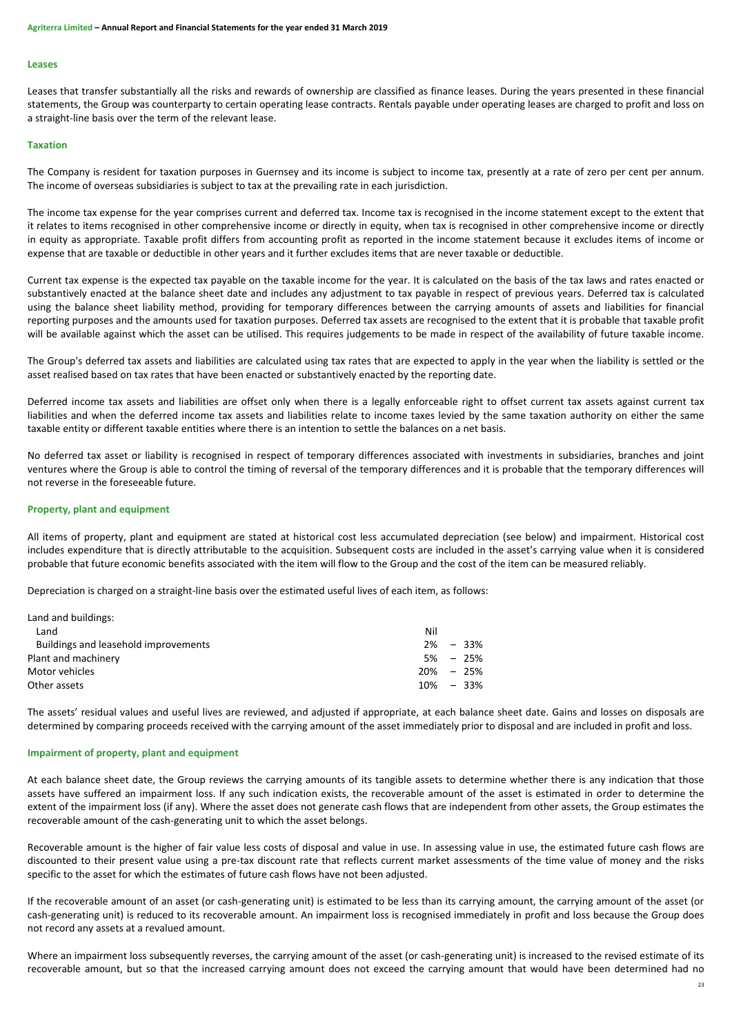## Leases

Leases that transfer substantially all the risks and rewards of ownership are classified as finance leases. During the years presented in these financial statements, the Group was counterparty to certain operating lease contracts. Rentals payable under operating leases are charged to profit and loss on a straight-line basis over the term of the relevant lease.

## Taxation

The Company is resident for taxation purposes in Guernsey and its income is subject to income tax, presently at a rate of zero per cent per annum. The income of overseas subsidiaries is subject to tax at the prevailing rate in each jurisdiction.

The income tax expense for the year comprises current and deferred tax. Income tax is recognised in the income statement except to the extent that it relates to items recognised in other comprehensive income or directly in equity, when tax is recognised in other comprehensive income or directly in equity as appropriate. Taxable profit differs from accounting profit as reported in the income statement because it excludes items of income or expense that are taxable or deductible in other years and it further excludes items that are never taxable or deductible.

Current tax expense is the expected tax payable on the taxable income for the year. It is calculated on the basis of the tax laws and rates enacted or substantively enacted at the balance sheet date and includes any adjustment to tax payable in respect of previous years. Deferred tax is calculated using the balance sheet liability method, providing for temporary differences between the carrying amounts of assets and liabilities for financial reporting purposes and the amounts used for taxation purposes. Deferred tax assets are recognised to the extent that it is probable that taxable profit will be available against which the asset can be utilised. This requires judgements to be made in respect of the availability of future taxable income.

The Group's deferred tax assets and liabilities are calculated using tax rates that are expected to apply in the year when the liability is settled or the asset realised based on tax rates that have been enacted or substantively enacted by the reporting date.

Deferred income tax assets and liabilities are offset only when there is a legally enforceable right to offset current tax assets against current tax liabilities and when the deferred income tax assets and liabilities relate to income taxes levied by the same taxation authority on either the same taxable entity or different taxable entities where there is an intention to settle the balances on a net basis.

No deferred tax asset or liability is recognised in respect of temporary differences associated with investments in subsidiaries, branches and joint ventures where the Group is able to control the timing of reversal of the temporary differences and it is probable that the temporary differences will not reverse in the foreseeable future.

## Property, plant and equipment

All items of property, plant and equipment are stated at historical cost less accumulated depreciation (see below) and impairment. Historical cost includes expenditure that is directly attributable to the acquisition. Subsequent costs are included in the asset's carrying value when it is considered probable that future economic benefits associated with the item will flow to the Group and the cost of the item can be measured reliably.

Depreciation is charged on a straight-line basis over the estimated useful lives of each item, as follows:

| | |
|---|---|
| Land and buildings: | |
| Land | Nil |
| Buildings and leasehold improvements | 2% – 33% |
| Plant and machinery | 5% – 25% |
| Motor vehicles | 20% – 25% |
| Other assets | 10% – 33% |

The assets' residual values and useful lives are reviewed, and adjusted if appropriate, at each balance sheet date. Gains and losses on disposals are determined by comparing proceeds received with the carrying amount of the asset immediately prior to disposal and are included in profit and loss.

## Impairment of property, plant and equipment

At each balance sheet date, the Group reviews the carrying amounts of its tangible assets to determine whether there is any indication that those assets have suffered an impairment loss. If any such indication exists, the recoverable amount of the asset is estimated in order to determine the extent of the impairment loss (if any). Where the asset does not generate cash flows that are independent from other assets, the Group estimates the recoverable amount of the cash-generating unit to which the asset belongs.

Recoverable amount is the higher of fair value less costs of disposal and value in use. In assessing value in use, the estimated future cash flows are discounted to their present value using a pre-tax discount rate that reflects current market assessments of the time value of money and the risks specific to the asset for which the estimates of future cash flows have not been adjusted.

If the recoverable amount of an asset (or cash-generating unit) is estimated to be less than its carrying amount, the carrying amount of the asset (or cash-generating unit) is reduced to its recoverable amount. An impairment loss is recognised immediately in profit and loss because the Group does not record any assets at a revalued amount.

Where an impairment loss subsequently reverses, the carrying amount of the asset (or cash-generating unit) is increased to the revised estimate of its recoverable amount, but so that the increased carrying amount does not exceed the carrying amount that would have been determined had no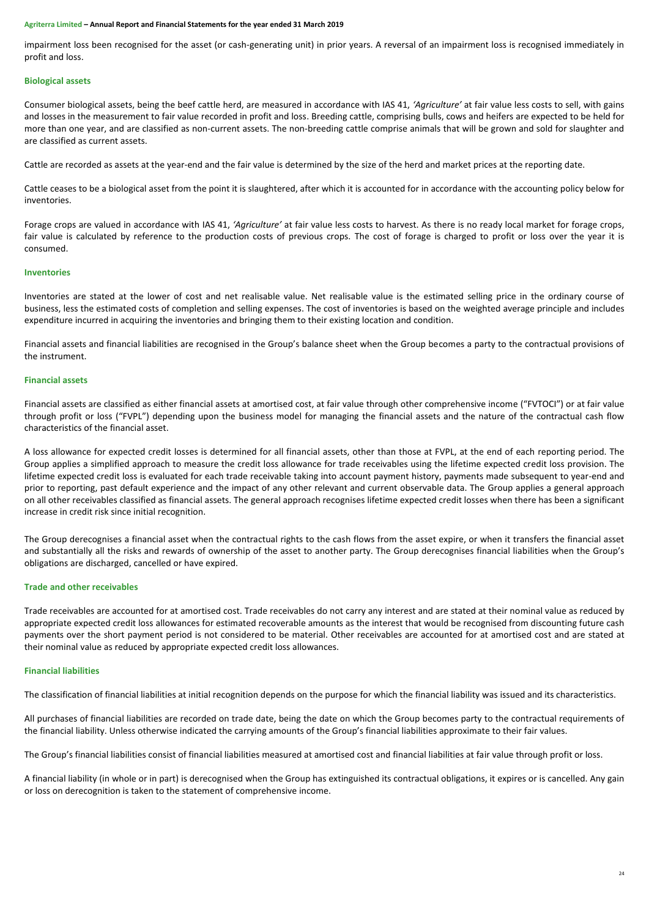impairment loss been recognised for the asset (or cash-generating unit) in prior years. A reversal of an impairment loss is recognised immediately in profit and loss.

### Biological assets

Consumer biological assets, being the beef cattle herd, are measured in accordance with IAS 41, *'Agriculture'* at fair value less costs to sell, with gains and losses in the measurement to fair value recorded in profit and loss. Breeding cattle, comprising bulls, cows and heifers are expected to be held for more than one year, and are classified as non-current assets. The non-breeding cattle comprise animals that will be grown and sold for slaughter and are classified as current assets.

Cattle are recorded as assets at the year-end and the fair value is determined by the size of the herd and market prices at the reporting date.

Cattle ceases to be a biological asset from the point it is slaughtered, after which it is accounted for in accordance with the accounting policy below for inventories.

Forage crops are valued in accordance with IAS 41, *'Agriculture'* at fair value less costs to harvest. As there is no ready local market for forage crops, fair value is calculated by reference to the production costs of previous crops. The cost of forage is charged to profit or loss over the year it is consumed.

### Inventories

Inventories are stated at the lower of cost and net realisable value. Net realisable value is the estimated selling price in the ordinary course of business, less the estimated costs of completion and selling expenses. The cost of inventories is based on the weighted average principle and includes expenditure incurred in acquiring the inventories and bringing them to their existing location and condition.

Financial assets and financial liabilities are recognised in the Group's balance sheet when the Group becomes a party to the contractual provisions of the instrument.

### Financial assets

Financial assets are classified as either financial assets at amortised cost, at fair value through other comprehensive income ("FVTOCI") or at fair value through profit or loss ("FVPL") depending upon the business model for managing the financial assets and the nature of the contractual cash flow characteristics of the financial asset.

A loss allowance for expected credit losses is determined for all financial assets, other than those at FVPL, at the end of each reporting period. The Group applies a simplified approach to measure the credit loss allowance for trade receivables using the lifetime expected credit loss provision. The lifetime expected credit loss is evaluated for each trade receivable taking into account payment history, payments made subsequent to year-end and prior to reporting, past default experience and the impact of any other relevant and current observable data. The Group applies a general approach on all other receivables classified as financial assets. The general approach recognises lifetime expected credit losses when there has been a significant increase in credit risk since initial recognition.

The Group derecognises a financial asset when the contractual rights to the cash flows from the asset expire, or when it transfers the financial asset and substantially all the risks and rewards of ownership of the asset to another party. The Group derecognises financial liabilities when the Group's obligations are discharged, cancelled or have expired.

### Trade and other receivables

Trade receivables are accounted for at amortised cost. Trade receivables do not carry any interest and are stated at their nominal value as reduced by appropriate expected credit loss allowances for estimated recoverable amounts as the interest that would be recognised from discounting future cash payments over the short payment period is not considered to be material. Other receivables are accounted for at amortised cost and are stated at their nominal value as reduced by appropriate expected credit loss allowances.

### Financial liabilities

The classification of financial liabilities at initial recognition depends on the purpose for which the financial liability was issued and its characteristics.

All purchases of financial liabilities are recorded on trade date, being the date on which the Group becomes party to the contractual requirements of the financial liability. Unless otherwise indicated the carrying amounts of the Group's financial liabilities approximate to their fair values.

The Group's financial liabilities consist of financial liabilities measured at amortised cost and financial liabilities at fair value through profit or loss.

A financial liability (in whole or in part) is derecognised when the Group has extinguished its contractual obligations, it expires or is cancelled. Any gain or loss on derecognition is taken to the statement of comprehensive income.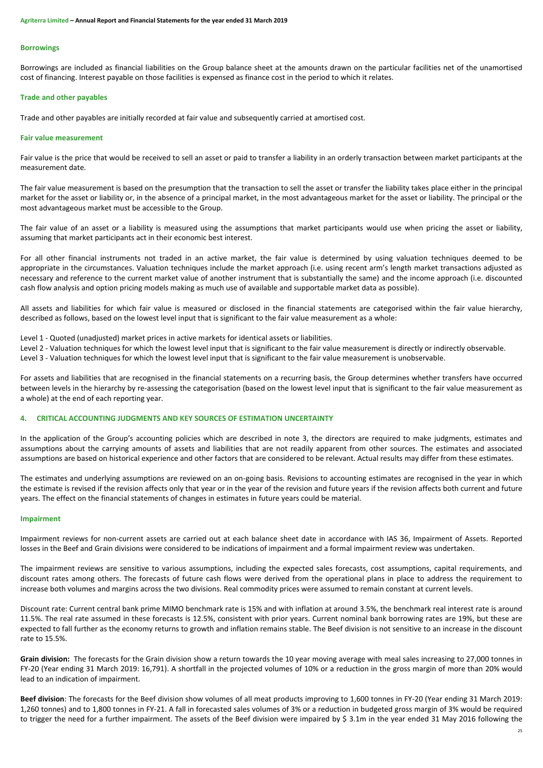### Borrowings

Borrowings are included as financial liabilities on the Group balance sheet at the amounts drawn on the particular facilities net of the unamortised cost of financing. Interest payable on those facilities is expensed as finance cost in the period to which it relates.

### Trade and other payables

Trade and other payables are initially recorded at fair value and subsequently carried at amortised cost.

### Fair value measurement

Fair value is the price that would be received to sell an asset or paid to transfer a liability in an orderly transaction between market participants at the measurement date.

The fair value measurement is based on the presumption that the transaction to sell the asset or transfer the liability takes place either in the principal market for the asset or liability or, in the absence of a principal market, in the most advantageous market for the asset or liability. The principal or the most advantageous market must be accessible to the Group.

The fair value of an asset or a liability is measured using the assumptions that market participants would use when pricing the asset or liability, assuming that market participants act in their economic best interest.

For all other financial instruments not traded in an active market, the fair value is determined by using valuation techniques deemed to be appropriate in the circumstances. Valuation techniques include the market approach (i.e. using recent arm's length market transactions adjusted as necessary and reference to the current market value of another instrument that is substantially the same) and the income approach (i.e. discounted cash flow analysis and option pricing models making as much use of available and supportable market data as possible).

All assets and liabilities for which fair value is measured or disclosed in the financial statements are categorised within the fair value hierarchy, described as follows, based on the lowest level input that is significant to the fair value measurement as a whole:

Level 1 - Quoted (unadjusted) market prices in active markets for identical assets or liabilities.
Level 2 - Valuation techniques for which the lowest level input that is significant to the fair value measurement is directly or indirectly observable.
Level 3 - Valuation techniques for which the lowest level input that is significant to the fair value measurement is unobservable.

For assets and liabilities that are recognised in the financial statements on a recurring basis, the Group determines whether transfers have occurred between levels in the hierarchy by re-assessing the categorisation (based on the lowest level input that is significant to the fair value measurement as a whole) at the end of each reporting year.

## 4. CRITICAL ACCOUNTING JUDGMENTS AND KEY SOURCES OF ESTIMATION UNCERTAINTY

In the application of the Group's accounting policies which are described in note 3, the directors are required to make judgments, estimates and assumptions about the carrying amounts of assets and liabilities that are not readily apparent from other sources. The estimates and associated assumptions are based on historical experience and other factors that are considered to be relevant. Actual results may differ from these estimates.

The estimates and underlying assumptions are reviewed on an on-going basis. Revisions to accounting estimates are recognised in the year in which the estimate is revised if the revision affects only that year or in the year of the revision and future years if the revision affects both current and future years. The effect on the financial statements of changes in estimates in future years could be material.

### Impairment

Impairment reviews for non-current assets are carried out at each balance sheet date in accordance with IAS 36, Impairment of Assets. Reported losses in the Beef and Grain divisions were considered to be indications of impairment and a formal impairment review was undertaken.

The impairment reviews are sensitive to various assumptions, including the expected sales forecasts, cost assumptions, capital requirements, and discount rates among others. The forecasts of future cash flows were derived from the operational plans in place to address the requirement to increase both volumes and margins across the two divisions. Real commodity prices were assumed to remain constant at current levels.

Discount rate: Current central bank prime MIMO benchmark rate is 15% and with inflation at around 3.5%, the benchmark real interest rate is around 11.5%. The real rate assumed in these forecasts is 12.5%, consistent with prior years. Current nominal bank borrowing rates are 19%, but these are expected to fall further as the economy returns to growth and inflation remains stable. The Beef division is not sensitive to an increase in the discount rate to 15.5%.

**Grain division:** The forecasts for the Grain division show a return towards the 10 year moving average with meal sales increasing to 27,000 tonnes in FY-20 (Year ending 31 March 2019: 16,791). A shortfall in the projected volumes of 10% or a reduction in the gross margin of more than 20% would lead to an indication of impairment.

**Beef division**: The forecasts for the Beef division show volumes of all meat products improving to 1,600 tonnes in FY-20 (Year ending 31 March 2019: 1,260 tonnes) and to 1,800 tonnes in FY-21. A fall in forecasted sales volumes of 3% or a reduction in budgeted gross margin of 3% would be required to trigger the need for a further impairment. The assets of the Beef division were impaired by $ 3.1m in the year ended 31 May 2016 following the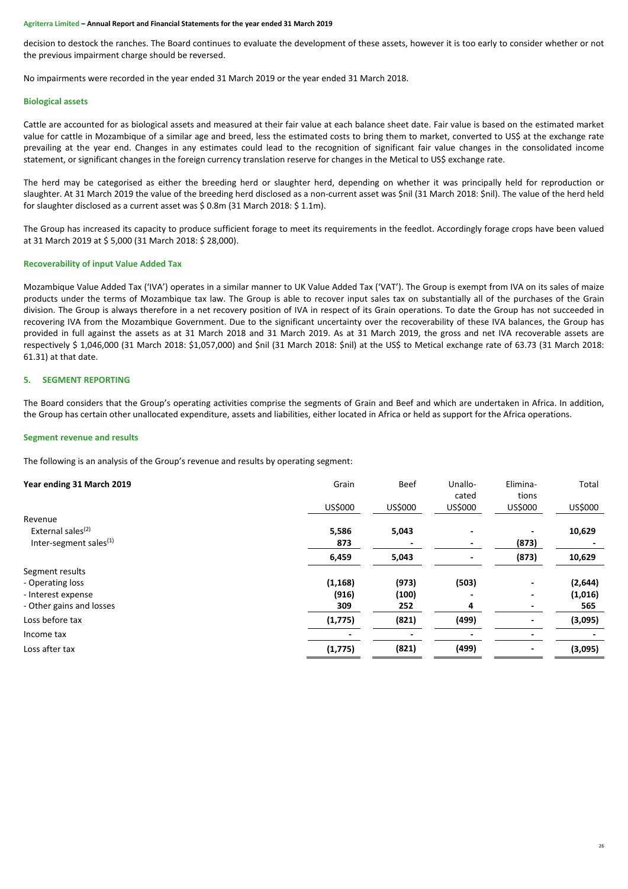decision to destock the ranches. The Board continues to evaluate the development of these assets, however it is too early to consider whether or not the previous impairment charge should be reversed.

No impairments were recorded in the year ended 31 March 2019 or the year ended 31 March 2018.

### Biological assets

Cattle are accounted for as biological assets and measured at their fair value at each balance sheet date. Fair value is based on the estimated market value for cattle in Mozambique of a similar age and breed, less the estimated costs to bring them to market, converted to US$ at the exchange rate prevailing at the year end. Changes in any estimates could lead to the recognition of significant fair value changes in the consolidated income statement, or significant changes in the foreign currency translation reserve for changes in the Metical to US$ exchange rate.

The herd may be categorised as either the breeding herd or slaughter herd, depending on whether it was principally held for reproduction or slaughter. At 31 March 2019 the value of the breeding herd disclosed as a non-current asset was $nil (31 March 2018: $nil). The value of the herd held for slaughter disclosed as a current asset was $ 0.8m (31 March 2018: $ 1.1m).

The Group has increased its capacity to produce sufficient forage to meet its requirements in the feedlot. Accordingly forage crops have been valued at 31 March 2019 at $ 5,000 (31 March 2018: $ 28,000).

### Recoverability of input Value Added Tax

Mozambique Value Added Tax ('IVA') operates in a similar manner to UK Value Added Tax ('VAT'). The Group is exempt from IVA on its sales of maize products under the terms of Mozambique tax law. The Group is able to recover input sales tax on substantially all of the purchases of the Grain division. The Group is always therefore in a net recovery position of IVA in respect of its Grain operations. To date the Group has not succeeded in recovering IVA from the Mozambique Government. Due to the significant uncertainty over the recoverability of these IVA balances, the Group has provided in full against the assets as at 31 March 2018 and 31 March 2019. As at 31 March 2019, the gross and net IVA recoverable assets are respectively $ 1,046,000 (31 March 2018: $1,057,000) and $nil (31 March 2018: $nil) at the US$ to Metical exchange rate of 63.73 (31 March 2018: 61.31) at that date.

## 5. SEGMENT REPORTING

The Board considers that the Group's operating activities comprise the segments of Grain and Beef and which are undertaken in Africa. In addition, the Group has certain other unallocated expenditure, assets and liabilities, either located in Africa or held as support for the Africa operations.

### Segment revenue and results

The following is an analysis of the Group's revenue and results by operating segment:

| **Year ending 31 March 2019** | Grain | Beef | Unallocated | Eliminations | Total |
|---|---|---|---|---|---|
| | US$000 | US$000 | US$000 | US$000 | US$000 |
| Revenue | | | | | |
| External sales[(2)] | **5,586** | **5,043** | **-** | **-** | **10,629** |
| Inter-segment sales[(1)] | **873** | **-** | **-** | **(873)** | **-** |
| | **6,459** | **5,043** | **-** | **(873)** | **10,629** |
| Segment results | | | | | |
| - Operating loss | **(1,168)** | **(973)** | **(503)** | **-** | **(2,644)** |
| - Interest expense | **(916)** | **(100)** | **-** | **-** | **(1,016)** |
| - Other gains and losses | **309** | **252** | **4** | **-** | **565** |
| Loss before tax | **(1,775)** | **(821)** | **(499)** | **-** | **(3,095)** |
| Income tax | **-** | **-** | **-** | **-** | **-** |
| Loss after tax | **(1,775)** | **(821)** | **(499)** | **-** | **(3,095)** |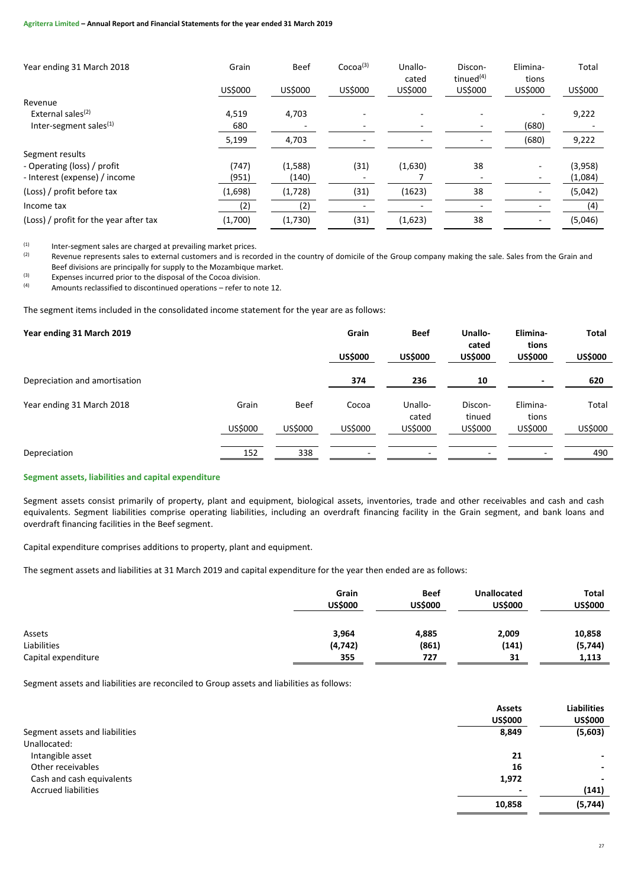| Year ending 31 March 2018 | Grain | Beef | Cocoa[3] | Unallo-cated | Discon-tinued[4] | Elimina-tions | Total |
|---|---|---|---|---|---|---|---|
| | US$000 | US$000 | US$000 | US$000 | US$000 | US$000 | US$000 |
| Revenue | | | | | | | |
| External sales[2] | 4,519 | 4,703 | - | - | - | - | 9,222 |
| Inter-segment sales[1] | 680 | - | - | - | - | (680) | - |
| | 5,199 | 4,703 | - | - | - | (680) | 9,222 |
| Segment results | | | | | | | |
| - Operating (loss) / profit | (747) | (1,588) | (31) | (1,630) | 38 | - | (3,958) |
| - Interest (expense) / income | (951) | (140) | - | 7 | - | - | (1,084) |
| (Loss) / profit before tax | (1,698) | (1,728) | (31) | (1623) | 38 | - | (5,042) |
| Income tax | (2) | (2) | - | - | - | - | (4) |
| (Loss) / profit for the year after tax | (1,700) | (1,730) | (31) | (1,623) | 38 | - | (5,046) |

(1) Inter-segment sales are charged at prevailing market prices.
(2) Revenue represents sales to external customers and is recorded in the country of domicile of the Group company making the sale. Sales from the Grain and Beef divisions are principally for supply to the Mozambique market.
(3) Expenses incurred prior to the disposal of the Cocoa division.
(4) Amounts reclassified to discontinued operations – refer to note 12.

The segment items included in the consolidated income statement for the year are as follows:

| **Year ending 31 March 2019** | **Grain** | **Beef** | **Unallo-cated** | **Elimina-tions** | **Total** |
|---|---|---|---|---|---|
| | **US$000** | **US$000** | **US$000** | **US$000** | **US$000** |
| Depreciation and amortisation | **374** | **236** | **10** | **-** | **620** |

| Year ending 31 March 2018 | Grain | Beef | Cocoa | Unallo-cated | Discon-tinued | Elimina-tions | Total |
|---|---|---|---|---|---|---|---|
| | US$000 | US$000 | US$000 | US$000 | US$000 | US$000 | US$000 |
| Depreciation | 152 | 338 | - | - | - | - | 490 |

### Segment assets, liabilities and capital expenditure

Segment assets consist primarily of property, plant and equipment, biological assets, inventories, trade and other receivables and cash and cash equivalents. Segment liabilities comprise operating liabilities, including an overdraft financing facility in the Grain segment, and bank loans and overdraft financing facilities in the Beef segment.

Capital expenditure comprises additions to property, plant and equipment.

The segment assets and liabilities at 31 March 2019 and capital expenditure for the year then ended are as follows:

| | **Grain** | **Beef** | **Unallocated** | **Total** |
|---|---|---|---|---|
| | **US$000** | **US$000** | **US$000** | **US$000** |
| Assets | **3,964** | **4,885** | **2,009** | **10,858** |
| Liabilities | **(4,742)** | **(861)** | **(141)** | **(5,744)** |
| Capital expenditure | **355** | **727** | **31** | **1,113** |

Segment assets and liabilities are reconciled to Group assets and liabilities as follows:

| | **Assets** | **Liabilities** |
|---|---|---|
| | **US$000** | **US$000** |
| Segment assets and liabilities | **8,849** | **(5,603)** |
| Unallocated: | | |
| Intangible asset | **21** | **-** |
| Other receivables | **16** | **-** |
| Cash and cash equivalents | **1,972** | **-** |
| Accrued liabilities | **-** | **(141)** |
| | **10,858** | **(5,744)** |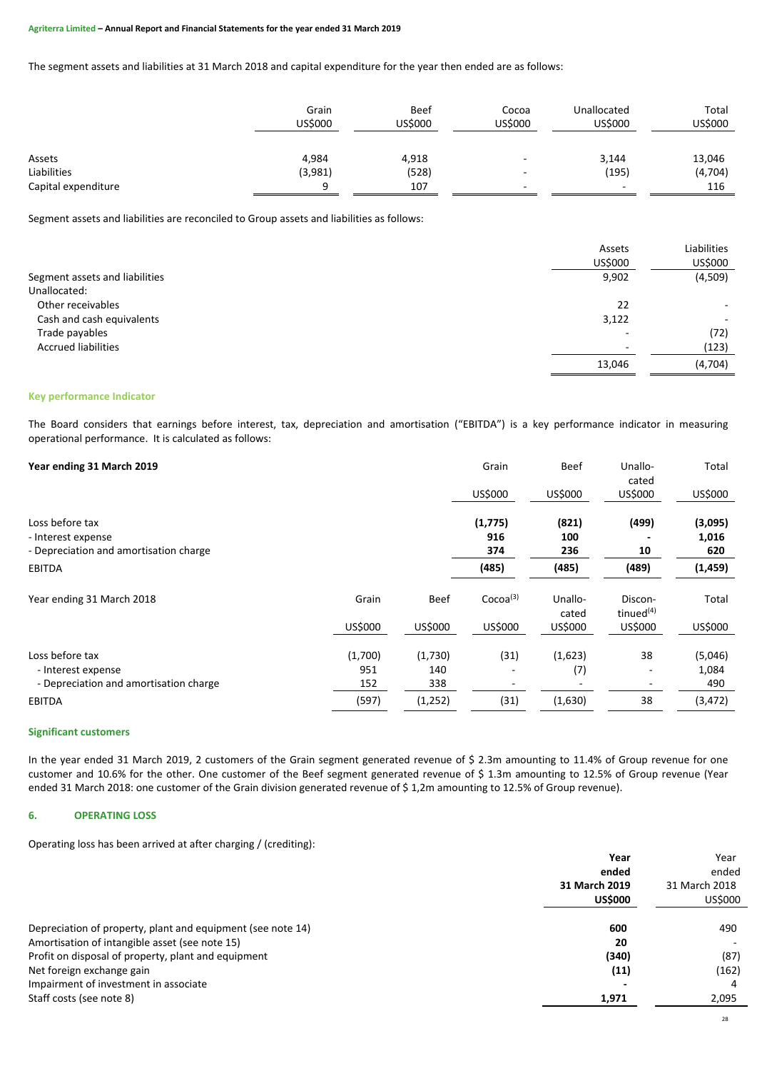The segment assets and liabilities at 31 March 2018 and capital expenditure for the year then ended are as follows:

| | Grain US$000 | Beef US$000 | Cocoa US$000 | Unallocated US$000 | Total US$000 |
|---|---|---|---|---|---|
| Assets | 4,984 | 4,918 | - | 3,144 | 13,046 |
| Liabilities | (3,981) | (528) | - | (195) | (4,704) |
| Capital expenditure | 9 | 107 | - | - | 116 |

Segment assets and liabilities are reconciled to Group assets and liabilities as follows:

| | Assets US$000 | Liabilities US$000 |
|---|---|---|
| Segment assets and liabilities | 9,902 | (4,509) |
| Unallocated: | | |
| Other receivables | 22 | - |
| Cash and cash equivalents | 3,122 | - |
| Trade payables | - | (72) |
| Accrued liabilities | - | (123) |
| | 13,046 | (4,704) |

### Key performance Indicator

The Board considers that earnings before interest, tax, depreciation and amortisation ("EBITDA") is a key performance indicator in measuring operational performance. It is calculated as follows:

| **Year ending 31 March 2019** | Grain US$000 | Beef US$000 | Unallocated US$000 | Total US$000 |
|---|---|---|---|---|
| Loss before tax | **(1,775)** | **(821)** | **(499)** | **(3,095)** |
| - Interest expense | **916** | **100** | **-** | **1,016** |
| - Depreciation and amortisation charge | **374** | **236** | **10** | **620** |
| EBITDA | **(485)** | **(485)** | **(489)** | **(1,459)** |

| Year ending 31 March 2018 | Grain US$000 | Beef US$000 | Cocoa[(3)] US$000 | Unallocated US$000 | Discontinued[(4)] US$000 | Total US$000 |
|---|---|---|---|---|---|---|
| Loss before tax | (1,700) | (1,730) | (31) | (1,623) | 38 | (5,046) |
| - Interest expense | 951 | 140 | - | (7) | - | 1,084 |
| - Depreciation and amortisation charge | 152 | 338 | - | - | - | 490 |
| EBITDA | (597) | (1,252) | (31) | (1,630) | 38 | (3,472) |

### Significant customers

In the year ended 31 March 2019, 2 customers of the Grain segment generated revenue of $ 2.3m amounting to 11.4% of Group revenue for one customer and 10.6% for the other. One customer of the Beef segment generated revenue of $ 1.3m amounting to 12.5% of Group revenue (Year ended 31 March 2018: one customer of the Grain division generated revenue of $ 1,2m amounting to 12.5% of Group revenue).

## 6. OPERATING LOSS

Operating loss has been arrived at after charging / (crediting):

| | **Year ended 31 March 2019 US$000** | Year ended 31 March 2018 US$000 |
|---|---|---|
| Depreciation of property, plant and equipment (see note 14) | **600** | 490 |
| Amortisation of intangible asset (see note 15) | **20** | - |
| Profit on disposal of property, plant and equipment | **(340)** | (87) |
| Net foreign exchange gain | **(11)** | (162) |
| Impairment of investment in associate | **-** | 4 |
| Staff costs (see note 8) | **1,971** | 2,095 |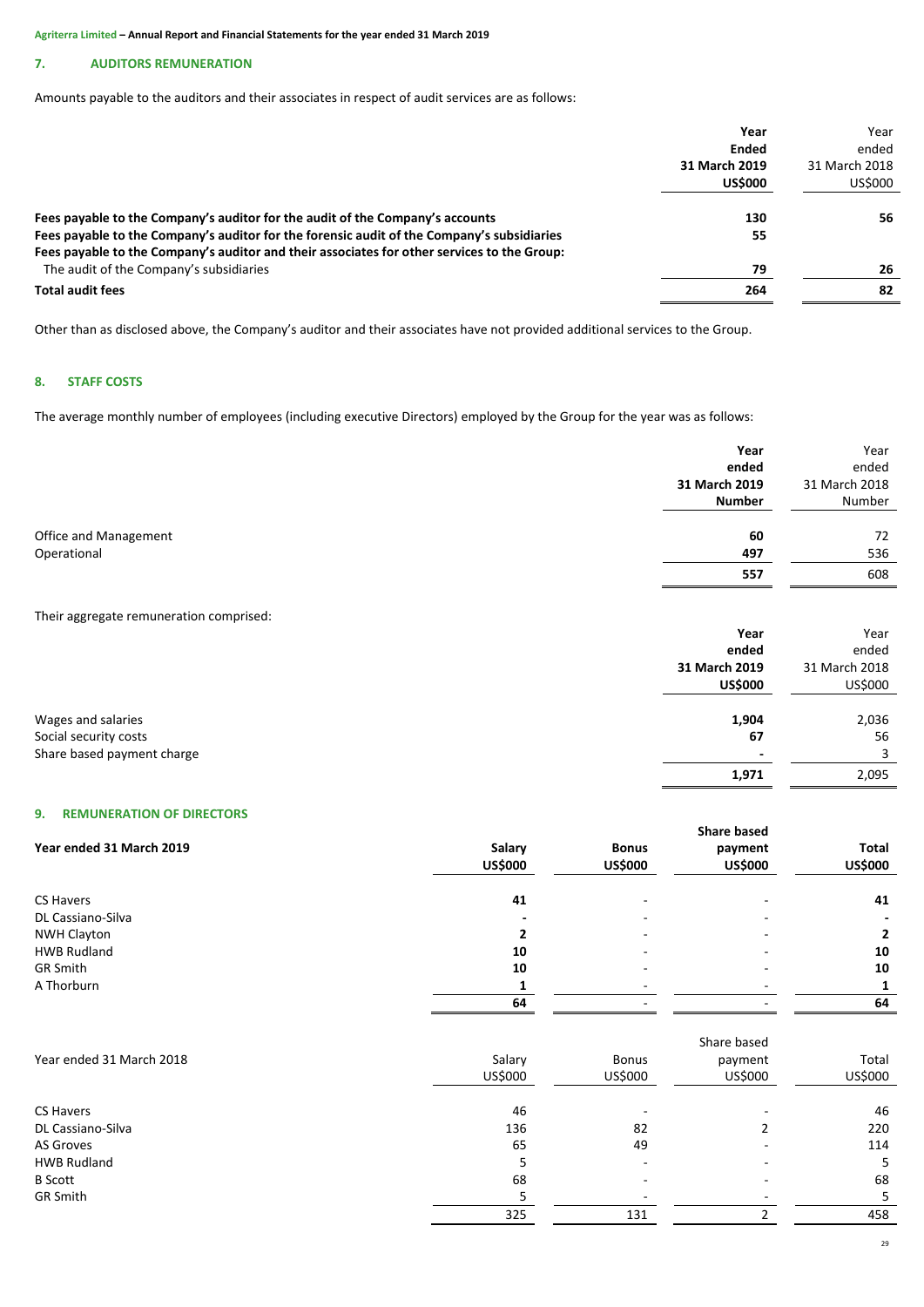## 7. AUDITORS REMUNERATION

Amounts payable to the auditors and their associates in respect of audit services are as follows:

| | Year Ended 31 March 2019 US$000 | Year ended 31 March 2018 US$000 |
|---|---|---|
| **Fees payable to the Company's auditor for the audit of the Company's accounts** | **130** | **56** |
| **Fees payable to the Company's auditor for the forensic audit of the Company's subsidiaries** | **55** | |
| **Fees payable to the Company's auditor and their associates for other services to the Group:** | | |
| The audit of the Company's subsidiaries | **79** | **26** |
| **Total audit fees** | **264** | **82** |

Other than as disclosed above, the Company's auditor and their associates have not provided additional services to the Group.

## 8. STAFF COSTS

The average monthly number of employees (including executive Directors) employed by the Group for the year was as follows:

| | Year ended 31 March 2019 Number | Year ended 31 March 2018 Number |
|---|---|---|
| Office and Management | **60** | 72 |
| Operational | **497** | 536 |
| | **557** | 608 |

Their aggregate remuneration comprised:

| | Year ended 31 March 2019 US$000 | Year ended 31 March 2018 US$000 |
|---|---|---|
| Wages and salaries | **1,904** | 2,036 |
| Social security costs | **67** | 56 |
| Share based payment charge | **-** | 3 |
| | **1,971** | 2,095 |

## 9. REMUNERATION OF DIRECTORS

| **Year ended 31 March 2019** | **Salary US$000** | **Bonus US$000** | **Share based payment US$000** | **Total US$000** |
|---|---|---|---|---|
| CS Havers | **41** | - | - | **41** |
| DL Cassiano-Silva | **-** | - | - | **-** |
| NWH Clayton | **2** | - | - | **2** |
| HWB Rudland | **10** | - | - | **10** |
| GR Smith | **10** | - | - | **10** |
| A Thorburn | **1** | - | - | **1** |
| | **64** | - | - | **64** |

| Year ended 31 March 2018 | Salary US$000 | Bonus US$000 | Share based payment US$000 | Total US$000 |
|---|---|---|---|---|
| CS Havers | 46 | - | - | 46 |
| DL Cassiano-Silva | 136 | 82 | 2 | 220 |
| AS Groves | 65 | 49 | - | 114 |
| HWB Rudland | 5 | - | - | 5 |
| B Scott | 68 | - | - | 68 |
| GR Smith | 5 | - | - | 5 |
| | 325 | 131 | 2 | 458 |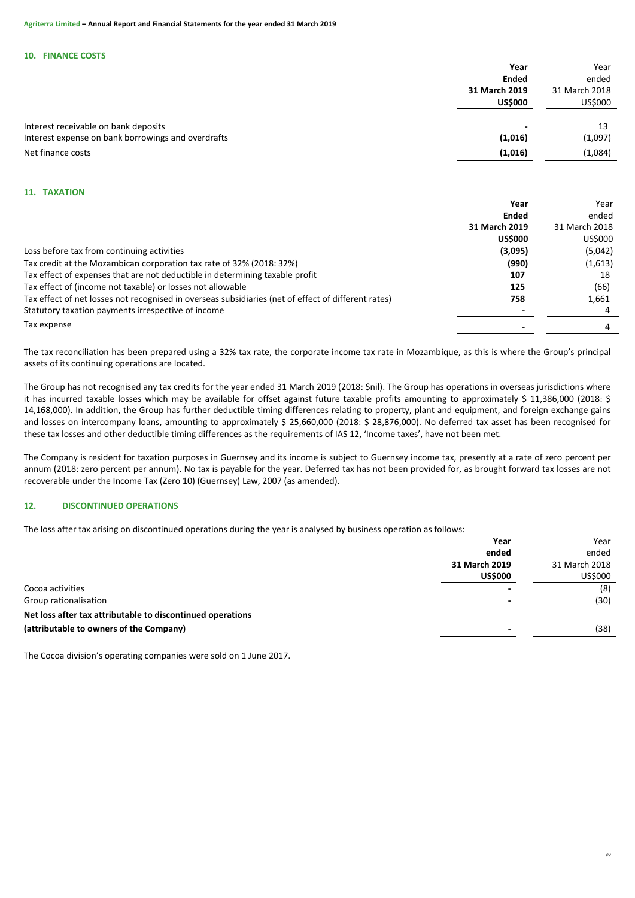## 10. FINANCE COSTS

| | Year Ended 31 March 2019 US$000 | Year ended 31 March 2018 US$000 |
|---|---|---|
| Interest receivable on bank deposits | - | 13 |
| Interest expense on bank borrowings and overdrafts | (1,016) | (1,097) |
| Net finance costs | (1,016) | (1,084) |

## 11. TAXATION

| | Year Ended 31 March 2019 US$000 | Year ended 31 March 2018 US$000 |
|---|---|---|
| Loss before tax from continuing activities | (3,095) | (5,042) |
| Tax credit at the Mozambican corporation tax rate of 32% (2018: 32%) | (990) | (1,613) |
| Tax effect of expenses that are not deductible in determining taxable profit | 107 | 18 |
| Tax effect of (income not taxable) or losses not allowable | 125 | (66) |
| Tax effect of net losses not recognised in overseas subsidiaries (net of effect of different rates) | 758 | 1,661 |
| Statutory taxation payments irrespective of income | - | 4 |
| Tax expense | - | 4 |

The tax reconciliation has been prepared using a 32% tax rate, the corporate income tax rate in Mozambique, as this is where the Group's principal assets of its continuing operations are located.

The Group has not recognised any tax credits for the year ended 31 March 2019 (2018: $nil). The Group has operations in overseas jurisdictions where it has incurred taxable losses which may be available for offset against future taxable profits amounting to approximately $ 11,386,000 (2018: $ 14,168,000). In addition, the Group has further deductible timing differences relating to property, plant and equipment, and foreign exchange gains and losses on intercompany loans, amounting to approximately $ 25,660,000 (2018: $ 28,876,000). No deferred tax asset has been recognised for these tax losses and other deductible timing differences as the requirements of IAS 12, 'Income taxes', have not been met.

The Company is resident for taxation purposes in Guernsey and its income is subject to Guernsey income tax, presently at a rate of zero percent per annum (2018: zero percent per annum). No tax is payable for the year. Deferred tax has not been provided for, as brought forward tax losses are not recoverable under the Income Tax (Zero 10) (Guernsey) Law, 2007 (as amended).

## 12. DISCONTINUED OPERATIONS

The loss after tax arising on discontinued operations during the year is analysed by business operation as follows:

| | Year ended 31 March 2019 US$000 | Year ended 31 March 2018 US$000 |
|---|---|---|
| Cocoa activities | - | (8) |
| Group rationalisation | - | (30) |
| **Net loss after tax attributable to discontinued operations (attributable to owners of the Company)** | - | (38) |

The Cocoa division's operating companies were sold on 1 June 2017.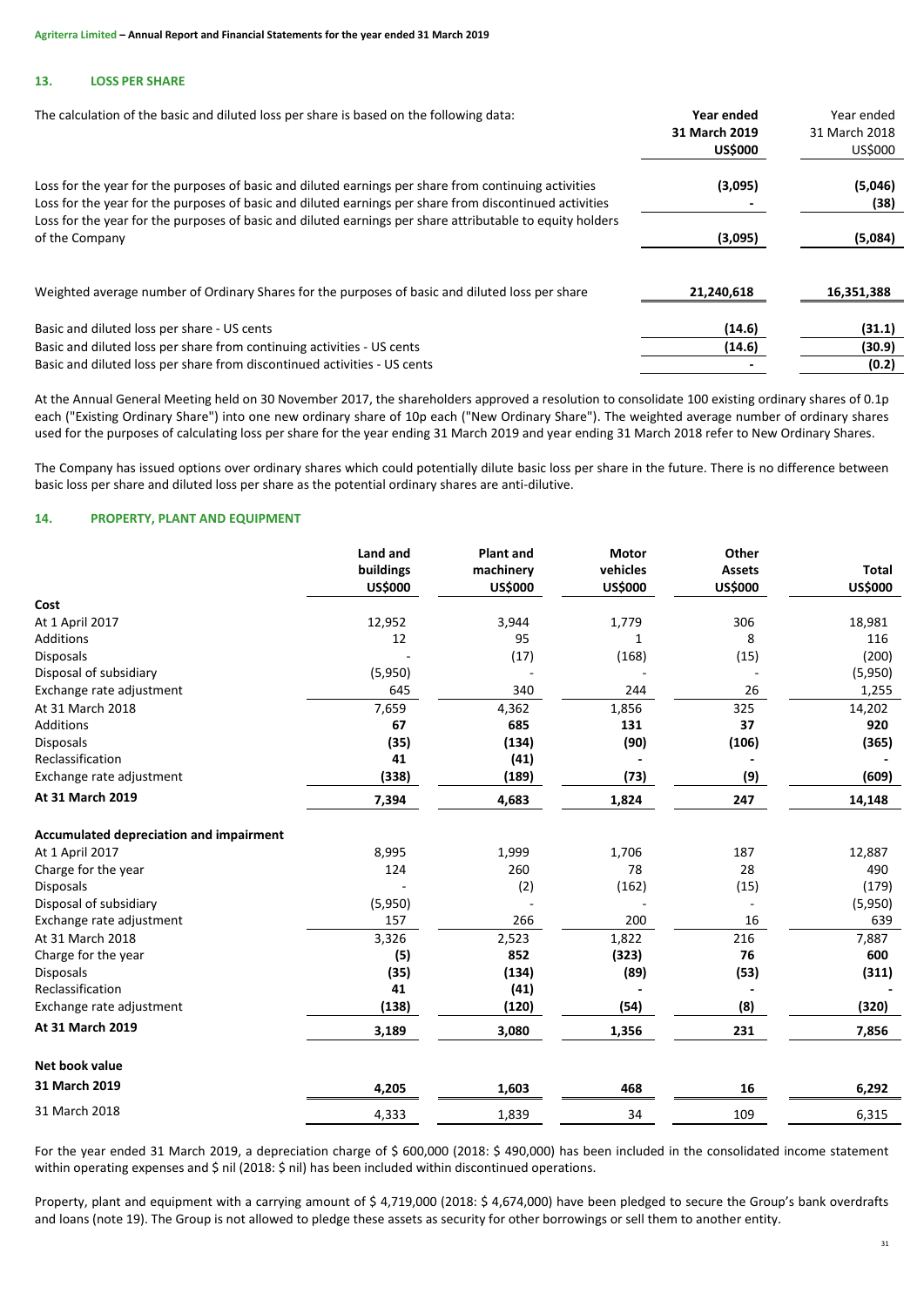## 13. LOSS PER SHARE

| The calculation of the basic and diluted loss per share is based on the following data: | **Year ended 31 March 2019 US$000** | Year ended 31 March 2018 US$000 |
|---|---|---|
| Loss for the year for the purposes of basic and diluted earnings per share from continuing activities | **(3,095)** | (5,046) |
| Loss for the year for the purposes of basic and diluted earnings per share from discontinued activities | **-** | (38) |
| Loss for the year for the purposes of basic and diluted earnings per share attributable to equity holders of the Company | **(3,095)** | (5,084) |
| Weighted average number of Ordinary Shares for the purposes of basic and diluted loss per share | **21,240,618** | **16,351,388** |
| Basic and diluted loss per share - US cents | **(14.6)** | **(31.1)** |
| Basic and diluted loss per share from continuing activities - US cents | **(14.6)** | **(30.9)** |
| Basic and diluted loss per share from discontinued activities - US cents | **-** | **(0.2)** |

At the Annual General Meeting held on 30 November 2017, the shareholders approved a resolution to consolidate 100 existing ordinary shares of 0.1p each ("Existing Ordinary Share") into one new ordinary share of 10p each ("New Ordinary Share"). The weighted average number of ordinary shares used for the purposes of calculating loss per share for the year ending 31 March 2019 and year ending 31 March 2018 refer to New Ordinary Shares.

The Company has issued options over ordinary shares which could potentially dilute basic loss per share in the future. There is no difference between basic loss per share and diluted loss per share as the potential ordinary shares are anti-dilutive.

## 14. PROPERTY, PLANT AND EQUIPMENT

| | **Land and buildings US$000** | **Plant and machinery US$000** | **Motor vehicles US$000** | **Other Assets US$000** | **Total US$000** |
|---|---|---|---|---|---|
| **Cost** | | | | | |
| At 1 April 2017 | 12,952 | 3,944 | 1,779 | 306 | 18,981 |
| Additions | 12 | 95 | 1 | 8 | 116 |
| Disposals | - | (17) | (168) | (15) | (200) |
| Disposal of subsidiary | (5,950) | - | - | - | (5,950) |
| Exchange rate adjustment | 645 | 340 | 244 | 26 | 1,255 |
| At 31 March 2018 | 7,659 | 4,362 | 1,856 | 325 | 14,202 |
| Additions | **67** | **685** | **131** | **37** | **920** |
| Disposals | **(35)** | **(134)** | **(90)** | **(106)** | **(365)** |
| Reclassification | **41** | **(41)** | **-** | **-** | **-** |
| Exchange rate adjustment | **(338)** | **(189)** | **(73)** | **(9)** | **(609)** |
| **At 31 March 2019** | **7,394** | **4,683** | **1,824** | **247** | **14,148** |
| **Accumulated depreciation and impairment** | | | | | |
| At 1 April 2017 | 8,995 | 1,999 | 1,706 | 187 | 12,887 |
| Charge for the year | 124 | 260 | 78 | 28 | 490 |
| Disposals | - | (2) | (162) | (15) | (179) |
| Disposal of subsidiary | (5,950) | - | - | - | (5,950) |
| Exchange rate adjustment | 157 | 266 | 200 | 16 | 639 |
| At 31 March 2018 | 3,326 | 2,523 | 1,822 | 216 | 7,887 |
| Charge for the year | **(5)** | **852** | **(323)** | **76** | **600** |
| Disposals | **(35)** | **(134)** | **(89)** | **(53)** | **(311)** |
| Reclassification | **41** | **(41)** | **-** | **-** | **-** |
| Exchange rate adjustment | **(138)** | **(120)** | **(54)** | **(8)** | **(320)** |
| **At 31 March 2019** | **3,189** | **3,080** | **1,356** | **231** | **7,856** |
| **Net book value** | | | | | |
| **31 March 2019** | **4,205** | **1,603** | **468** | **16** | **6,292** |
| 31 March 2018 | 4,333 | 1,839 | 34 | 109 | 6,315 |

For the year ended 31 March 2019, a depreciation charge of $ 600,000 (2018: $ 490,000) has been included in the consolidated income statement within operating expenses and $ nil (2018: $ nil) has been included within discontinued operations.

Property, plant and equipment with a carrying amount of $ 4,719,000 (2018: $ 4,674,000) have been pledged to secure the Group's bank overdrafts and loans (note 19). The Group is not allowed to pledge these assets as security for other borrowings or sell them to another entity.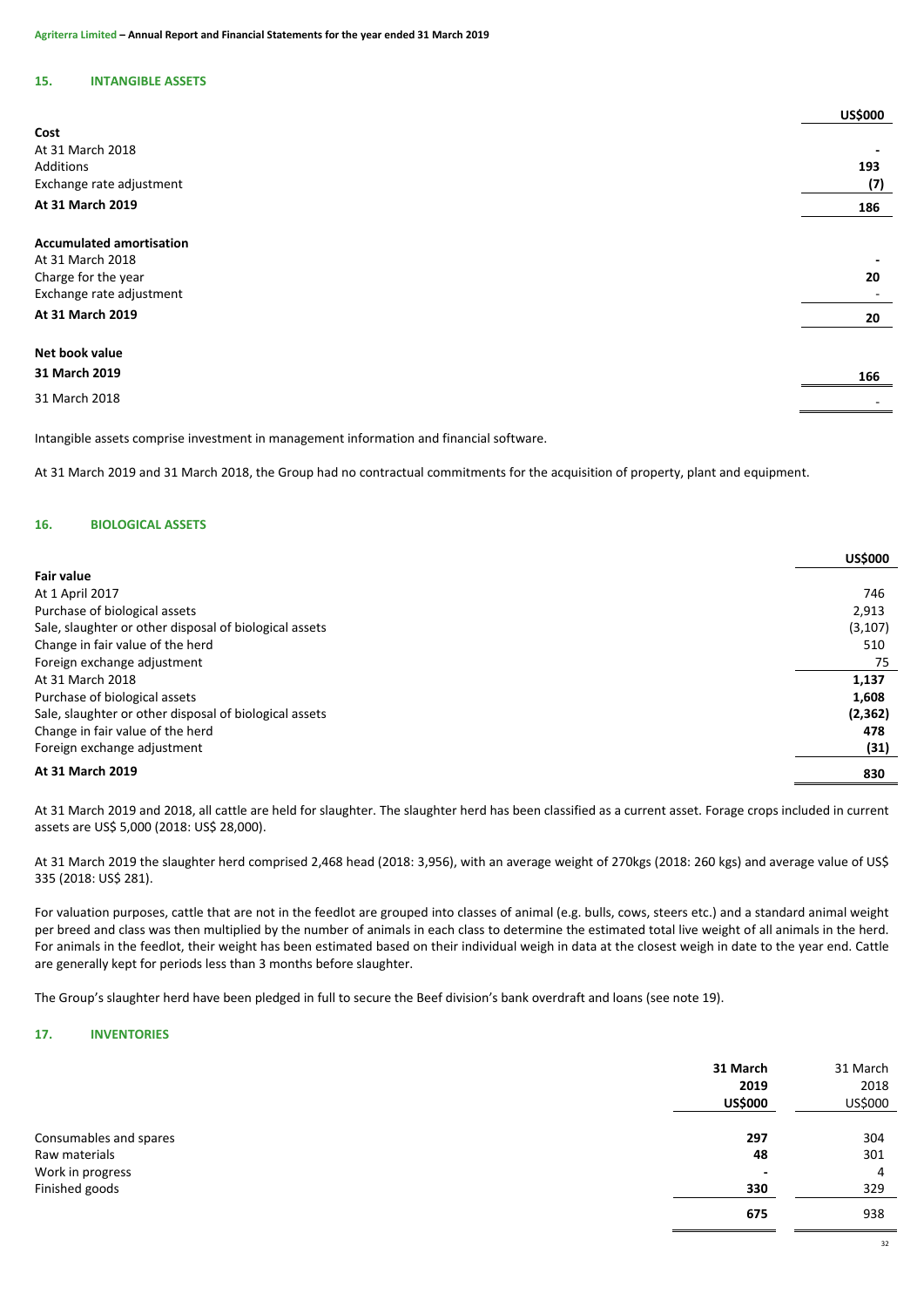## 15. INTANGIBLE ASSETS

| | US$000 |
|---|---|
| **Cost** | |
| At 31 March 2018 | - |
| Additions | **193** |
| Exchange rate adjustment | **(7)** |
| **At 31 March 2019** | **186** |
| | |
| **Accumulated amortisation** | |
| At 31 March 2018 | - |
| Charge for the year | **20** |
| Exchange rate adjustment | - |
| **At 31 March 2019** | **20** |
| | |
| **Net book value** | |
| **31 March 2019** | **166** |
| 31 March 2018 | - |

Intangible assets comprise investment in management information and financial software.

At 31 March 2019 and 31 March 2018, the Group had no contractual commitments for the acquisition of property, plant and equipment.

## 16. BIOLOGICAL ASSETS

| | US$000 |
|---|---|
| **Fair value** | |
| At 1 April 2017 | 746 |
| Purchase of biological assets | 2,913 |
| Sale, slaughter or other disposal of biological assets | (3,107) |
| Change in fair value of the herd | 510 |
| Foreign exchange adjustment | 75 |
| At 31 March 2018 | **1,137** |
| Purchase of biological assets | **1,608** |
| Sale, slaughter or other disposal of biological assets | **(2,362)** |
| Change in fair value of the herd | **478** |
| Foreign exchange adjustment | **(31)** |
| **At 31 March 2019** | **830** |

At 31 March 2019 and 2018, all cattle are held for slaughter. The slaughter herd has been classified as a current asset. Forage crops included in current assets are US$ 5,000 (2018: US$ 28,000).

At 31 March 2019 the slaughter herd comprised 2,468 head (2018: 3,956), with an average weight of 270kgs (2018: 260 kgs) and average value of US$ 335 (2018: US$ 281).

For valuation purposes, cattle that are not in the feedlot are grouped into classes of animal (e.g. bulls, cows, steers etc.) and a standard animal weight per breed and class was then multiplied by the number of animals in each class to determine the estimated total live weight of all animals in the herd. For animals in the feedlot, their weight has been estimated based on their individual weigh in data at the closest weigh in date to the year end. Cattle are generally kept for periods less than 3 months before slaughter.

The Group's slaughter herd have been pledged in full to secure the Beef division's bank overdraft and loans (see note 19).

## 17. INVENTORIES

| | **31 March 2019 US$000** | 31 March 2018 US$000 |
|---|---|---|
| Consumables and spares | **297** | 304 |
| Raw materials | **48** | 301 |
| Work in progress | **-** | 4 |
| Finished goods | **330** | 329 |
| | **675** | 938 |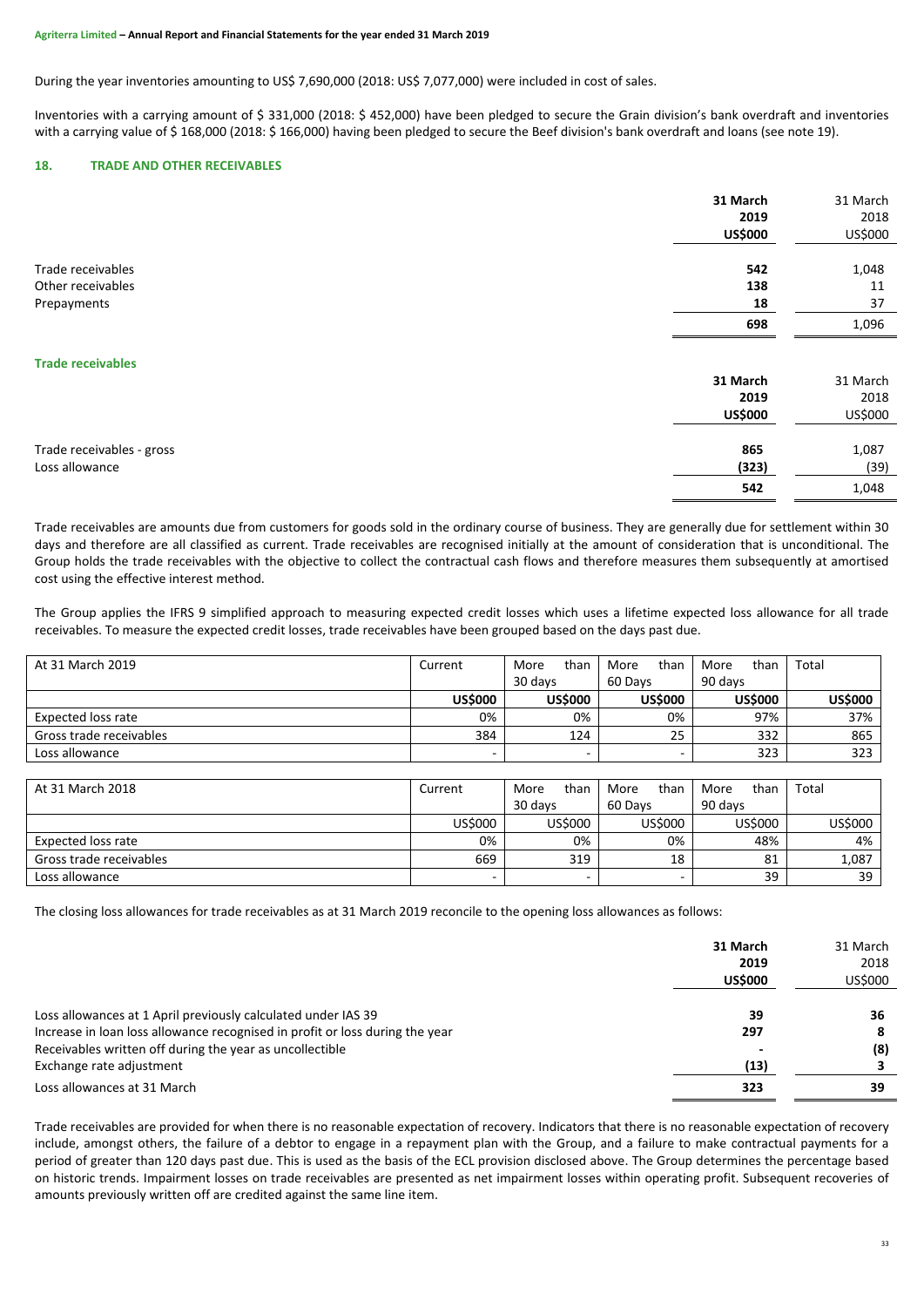During the year inventories amounting to US$ 7,690,000 (2018: US$ 7,077,000) were included in cost of sales.

Inventories with a carrying amount of $ 331,000 (2018: $ 452,000) have been pledged to secure the Grain division's bank overdraft and inventories with a carrying value of $ 168,000 (2018: $ 166,000) having been pledged to secure the Beef division's bank overdraft and loans (see note 19).

## 18. TRADE AND OTHER RECEIVABLES

| | 31 March 2019 US$000 | 31 March 2018 US$000 |
|---|---|---|
| Trade receivables | 542 | 1,048 |
| Other receivables | 138 | 11 |
| Prepayments | 18 | 37 |
| | 698 | 1,096 |

### Trade receivables

| | 31 March 2019 US$000 | 31 March 2018 US$000 |
|---|---|---|
| Trade receivables - gross | 865 | 1,087 |
| Loss allowance | (323) | (39) |
| | 542 | 1,048 |

Trade receivables are amounts due from customers for goods sold in the ordinary course of business. They are generally due for settlement within 30 days and therefore are all classified as current. Trade receivables are recognised initially at the amount of consideration that is unconditional. The Group holds the trade receivables with the objective to collect the contractual cash flows and therefore measures them subsequently at amortised cost using the effective interest method.

The Group applies the IFRS 9 simplified approach to measuring expected credit losses which uses a lifetime expected loss allowance for all trade receivables. To measure the expected credit losses, trade receivables have been grouped based on the days past due.

| At 31 March 2019 | Current | More than 30 days | More than 60 Days | More than 90 days | Total |
|---|---|---|---|---|---|
| | US$000 | US$000 | US$000 | US$000 | US$000 |
| Expected loss rate | 0% | 0% | 0% | 97% | 37% |
| Gross trade receivables | 384 | 124 | 25 | 332 | 865 |
| Loss allowance | - | - | - | 323 | 323 |

| At 31 March 2018 | Current | More than 30 days | More than 60 Days | More than 90 days | Total |
|---|---|---|---|---|---|
| | US$000 | US$000 | US$000 | US$000 | US$000 |
| Expected loss rate | 0% | 0% | 0% | 48% | 4% |
| Gross trade receivables | 669 | 319 | 18 | 81 | 1,087 |
| Loss allowance | - | - | - | 39 | 39 |

The closing loss allowances for trade receivables as at 31 March 2019 reconcile to the opening loss allowances as follows:

| | 31 March 2019 US$000 | 31 March 2018 US$000 |
|---|---|---|
| Loss allowances at 1 April previously calculated under IAS 39 | 39 | 36 |
| Increase in loan loss allowance recognised in profit or loss during the year | 297 | 8 |
| Receivables written off during the year as uncollectible | - | (8) |
| Exchange rate adjustment | (13) | 3 |
| Loss allowances at 31 March | 323 | 39 |

Trade receivables are provided for when there is no reasonable expectation of recovery. Indicators that there is no reasonable expectation of recovery include, amongst others, the failure of a debtor to engage in a repayment plan with the Group, and a failure to make contractual payments for a period of greater than 120 days past due. This is used as the basis of the ECL provision disclosed above. The Group determines the percentage based on historic trends. Impairment losses on trade receivables are presented as net impairment losses within operating profit. Subsequent recoveries of amounts previously written off are credited against the same line item.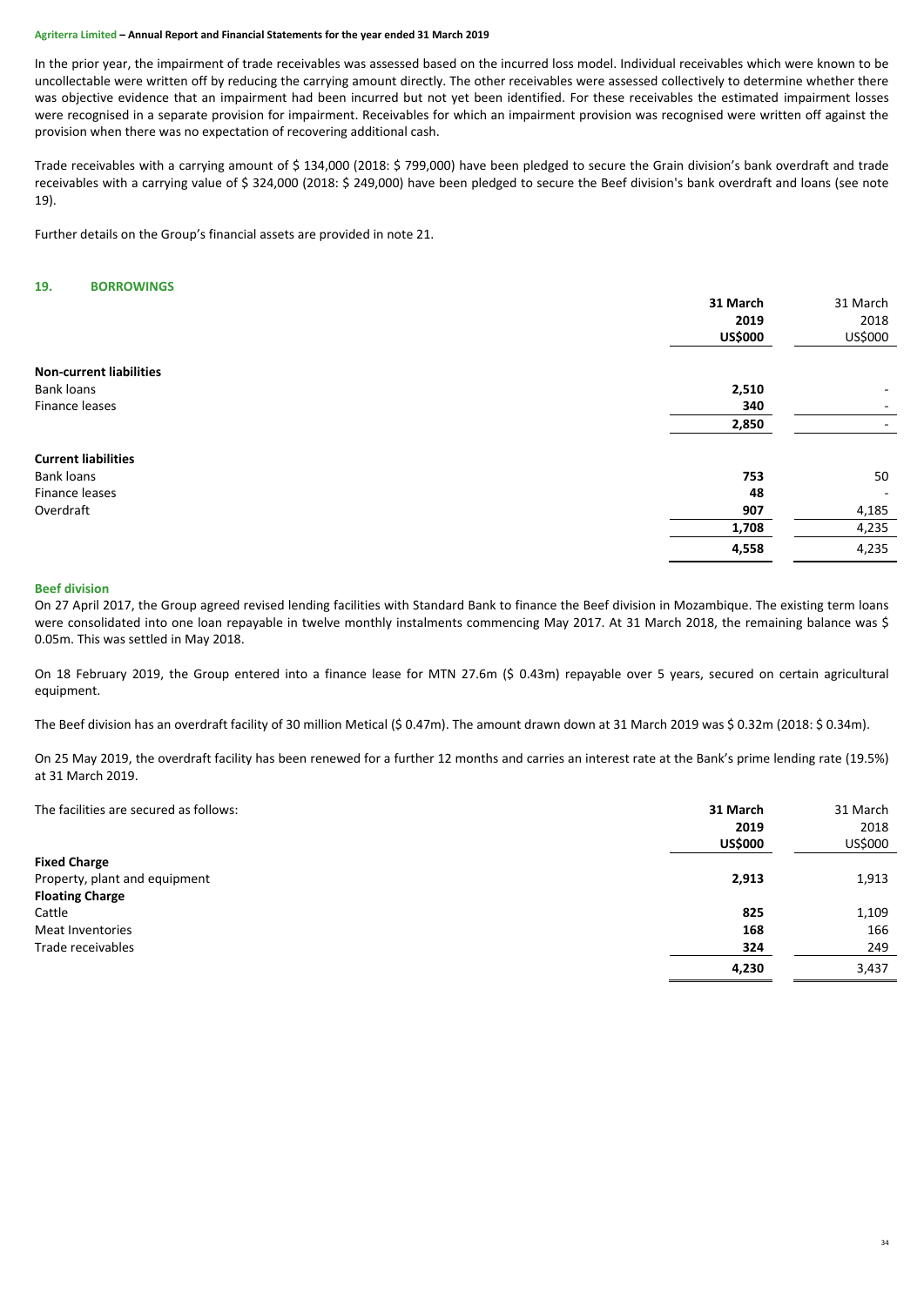In the prior year, the impairment of trade receivables was assessed based on the incurred loss model. Individual receivables which were known to be uncollectable were written off by reducing the carrying amount directly. The other receivables were assessed collectively to determine whether there was objective evidence that an impairment had been incurred but not yet been identified. For these receivables the estimated impairment losses were recognised in a separate provision for impairment. Receivables for which an impairment provision was recognised were written off against the provision when there was no expectation of recovering additional cash.

Trade receivables with a carrying amount of $ 134,000 (2018: $ 799,000) have been pledged to secure the Grain division's bank overdraft and trade receivables with a carrying value of $ 324,000 (2018: $ 249,000) have been pledged to secure the Beef division's bank overdraft and loans (see note 19).

Further details on the Group's financial assets are provided in note 21.

## 19. BORROWINGS

| | **31 March 2019 US$000** | 31 March 2018 US$000 |
|---|---|---|
| **Non-current liabilities** | | |
| Bank loans | **2,510** | - |
| Finance leases | **340** | - |
| | **2,850** | - |
| **Current liabilities** | | |
| Bank loans | **753** | 50 |
| Finance leases | **48** | - |
| Overdraft | **907** | 4,185 |
| | **1,708** | 4,235 |
| | **4,558** | 4,235 |

### Beef division

On 27 April 2017, the Group agreed revised lending facilities with Standard Bank to finance the Beef division in Mozambique. The existing term loans were consolidated into one loan repayable in twelve monthly instalments commencing May 2017. At 31 March 2018, the remaining balance was $ 0.05m. This was settled in May 2018.

On 18 February 2019, the Group entered into a finance lease for MTN 27.6m ($ 0.43m) repayable over 5 years, secured on certain agricultural equipment.

The Beef division has an overdraft facility of 30 million Metical ($ 0.47m). The amount drawn down at 31 March 2019 was $ 0.32m (2018: $ 0.34m).

On 25 May 2019, the overdraft facility has been renewed for a further 12 months and carries an interest rate at the Bank's prime lending rate (19.5%) at 31 March 2019.

| The facilities are secured as follows: | **31 March 2019 US$000** | 31 March 2018 US$000 |
|---|---|---|
| **Fixed Charge** | | |
| Property, plant and equipment | **2,913** | 1,913 |
| **Floating Charge** | | |
| Cattle | **825** | 1,109 |
| Meat Inventories | **168** | 166 |
| Trade receivables | **324** | 249 |
| | **4,230** | 3,437 |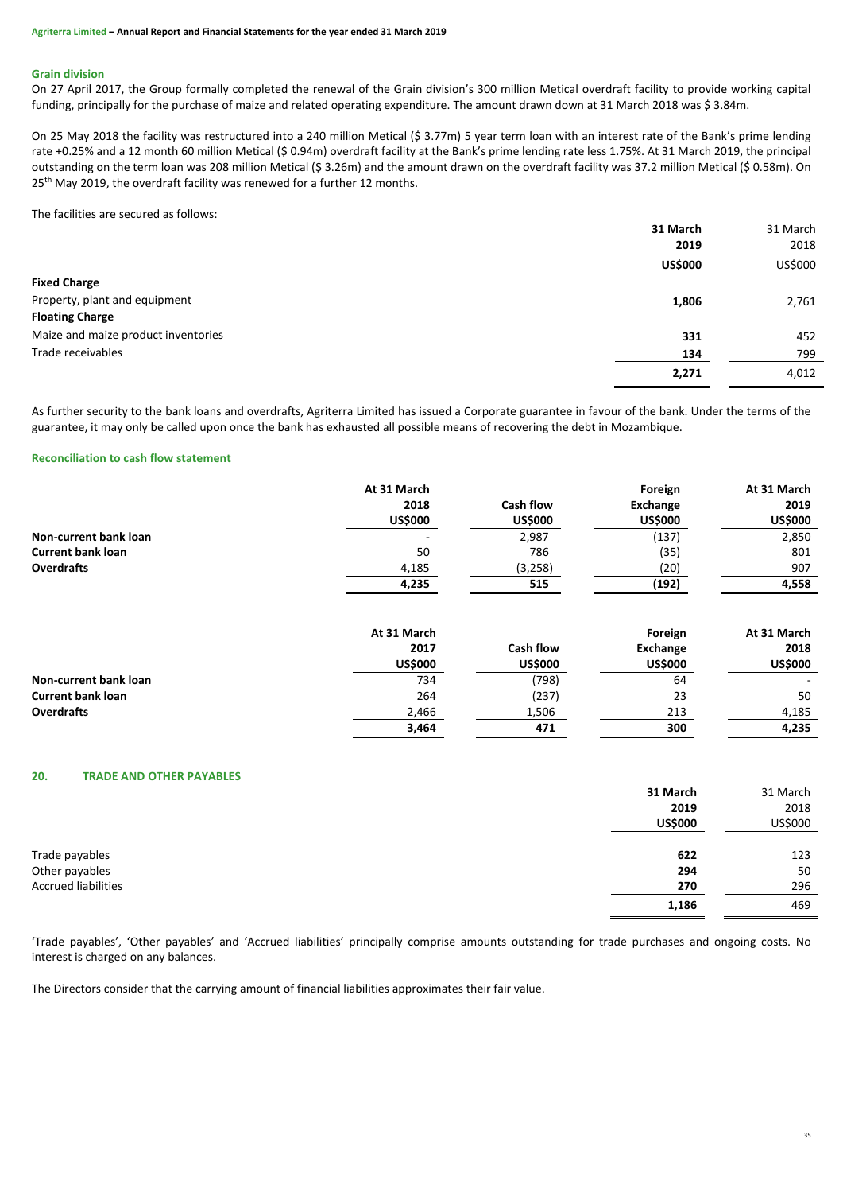### Grain division

On 27 April 2017, the Group formally completed the renewal of the Grain division's 300 million Metical overdraft facility to provide working capital funding, principally for the purchase of maize and related operating expenditure. The amount drawn down at 31 March 2018 was $ 3.84m.

On 25 May 2018 the facility was restructured into a 240 million Metical ($ 3.77m) 5 year term loan with an interest rate of the Bank's prime lending rate +0.25% and a 12 month 60 million Metical ($ 0.94m) overdraft facility at the Bank's prime lending rate less 1.75%. At 31 March 2019, the principal outstanding on the term loan was 208 million Metical ($ 3.26m) and the amount drawn on the overdraft facility was 37.2 million Metical ($ 0.58m). On 25th May 2019, the overdraft facility was renewed for a further 12 months.

The facilities are secured as follows:

| | **31 March 2019 US$000** | 31 March 2018 US$000 |
|---|---|---|
| **Fixed Charge** | | |
| Property, plant and equipment | **1,806** | 2,761 |
| **Floating Charge** | | |
| Maize and maize product inventories | **331** | 452 |
| Trade receivables | **134** | 799 |
| | **2,271** | 4,012 |

As further security to the bank loans and overdrafts, Agriterra Limited has issued a Corporate guarantee in favour of the bank. Under the terms of the guarantee, it may only be called upon once the bank has exhausted all possible means of recovering the debt in Mozambique.

### Reconciliation to cash flow statement

| | **At 31 March 2018 US$000** | **Cash flow US$000** | **Foreign Exchange US$000** | **At 31 March 2019 US$000** |
|---|---|---|---|---|
| **Non-current bank loan** | - | 2,987 | (137) | 2,850 |
| **Current bank loan** | 50 | 786 | (35) | 801 |
| **Overdrafts** | 4,185 | (3,258) | (20) | 907 |
| | **4,235** | **515** | **(192)** | **4,558** |

| | **At 31 March 2017 US$000** | **Cash flow US$000** | **Foreign Exchange US$000** | **At 31 March 2018 US$000** |
|---|---|---|---|---|
| **Non-current bank loan** | 734 | (798) | 64 | - |
| **Current bank loan** | 264 | (237) | 23 | 50 |
| **Overdrafts** | 2,466 | 1,506 | 213 | 4,185 |
| | **3,464** | **471** | **300** | **4,235** |

## 20. TRADE AND OTHER PAYABLES

| | **31 March 2019 US$000** | 31 March 2018 US$000 |
|---|---|---|
| Trade payables | **622** | 123 |
| Other payables | **294** | 50 |
| Accrued liabilities | **270** | 296 |
| | **1,186** | 469 |

'Trade payables', 'Other payables' and 'Accrued liabilities' principally comprise amounts outstanding for trade purchases and ongoing costs. No interest is charged on any balances.

The Directors consider that the carrying amount of financial liabilities approximates their fair value.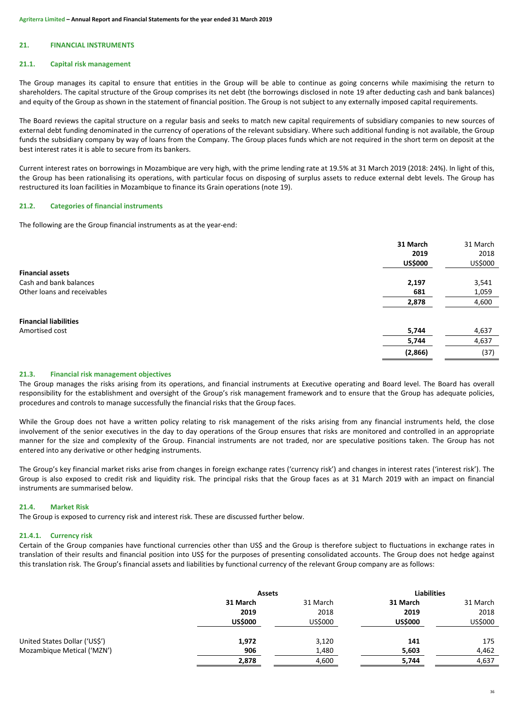## 21. FINANCIAL INSTRUMENTS

### 21.1. Capital risk management

The Group manages its capital to ensure that entities in the Group will be able to continue as going concerns while maximising the return to shareholders. The capital structure of the Group comprises its net debt (the borrowings disclosed in note 19 after deducting cash and bank balances) and equity of the Group as shown in the statement of financial position. The Group is not subject to any externally imposed capital requirements.

The Board reviews the capital structure on a regular basis and seeks to match new capital requirements of subsidiary companies to new sources of external debt funding denominated in the currency of operations of the relevant subsidiary. Where such additional funding is not available, the Group funds the subsidiary company by way of loans from the Company. The Group places funds which are not required in the short term on deposit at the best interest rates it is able to secure from its bankers.

Current interest rates on borrowings in Mozambique are very high, with the prime lending rate at 19.5% at 31 March 2019 (2018: 24%). In light of this, the Group has been rationalising its operations, with particular focus on disposing of surplus assets to reduce external debt levels. The Group has restructured its loan facilities in Mozambique to finance its Grain operations (note 19).

### 21.2. Categories of financial instruments

The following are the Group financial instruments as at the year-end:

| | **31 March 2019 US$000** | 31 March 2018 US$000 |
|---|---|---|
| **Financial assets** | | |
| Cash and bank balances | **2,197** | 3,541 |
| Other loans and receivables | **681** | 1,059 |
| | **2,878** | 4,600 |
| **Financial liabilities** | | |
| Amortised cost | **5,744** | 4,637 |
| | **5,744** | 4,637 |
| | **(2,866)** | (37) |

### 21.3. Financial risk management objectives

The Group manages the risks arising from its operations, and financial instruments at Executive operating and Board level. The Board has overall responsibility for the establishment and oversight of the Group's risk management framework and to ensure that the Group has adequate policies, procedures and controls to manage successfully the financial risks that the Group faces.

While the Group does not have a written policy relating to risk management of the risks arising from any financial instruments held, the close involvement of the senior executives in the day to day operations of the Group ensures that risks are monitored and controlled in an appropriate manner for the size and complexity of the Group. Financial instruments are not traded, nor are speculative positions taken. The Group has not entered into any derivative or other hedging instruments.

The Group's key financial market risks arise from changes in foreign exchange rates ('currency risk') and changes in interest rates ('interest risk'). The Group is also exposed to credit risk and liquidity risk. The principal risks that the Group faces as at 31 March 2019 with an impact on financial instruments are summarised below.

### 21.4. Market Risk

The Group is exposed to currency risk and interest risk. These are discussed further below.

#### 21.4.1. Currency risk

Certain of the Group companies have functional currencies other than US$ and the Group is therefore subject to fluctuations in exchange rates in translation of their results and financial position into US$ for the purposes of presenting consolidated accounts. The Group does not hedge against this translation risk. The Group's financial assets and liabilities by functional currency of the relevant Group company are as follows:

| | **Assets** | | **Liabilities** | |
|---|---|---|---|---|
| | **31 March 2019 US$000** | 31 March 2018 US$000 | **31 March 2019 US$000** | 31 March 2018 US$000 |
| United States Dollar ('US$') | **1,972** | 3,120 | **141** | 175 |
| Mozambique Metical ('MZN') | **906** | 1,480 | **5,603** | 4,462 |
| | **2,878** | 4,600 | **5,744** | 4,637 |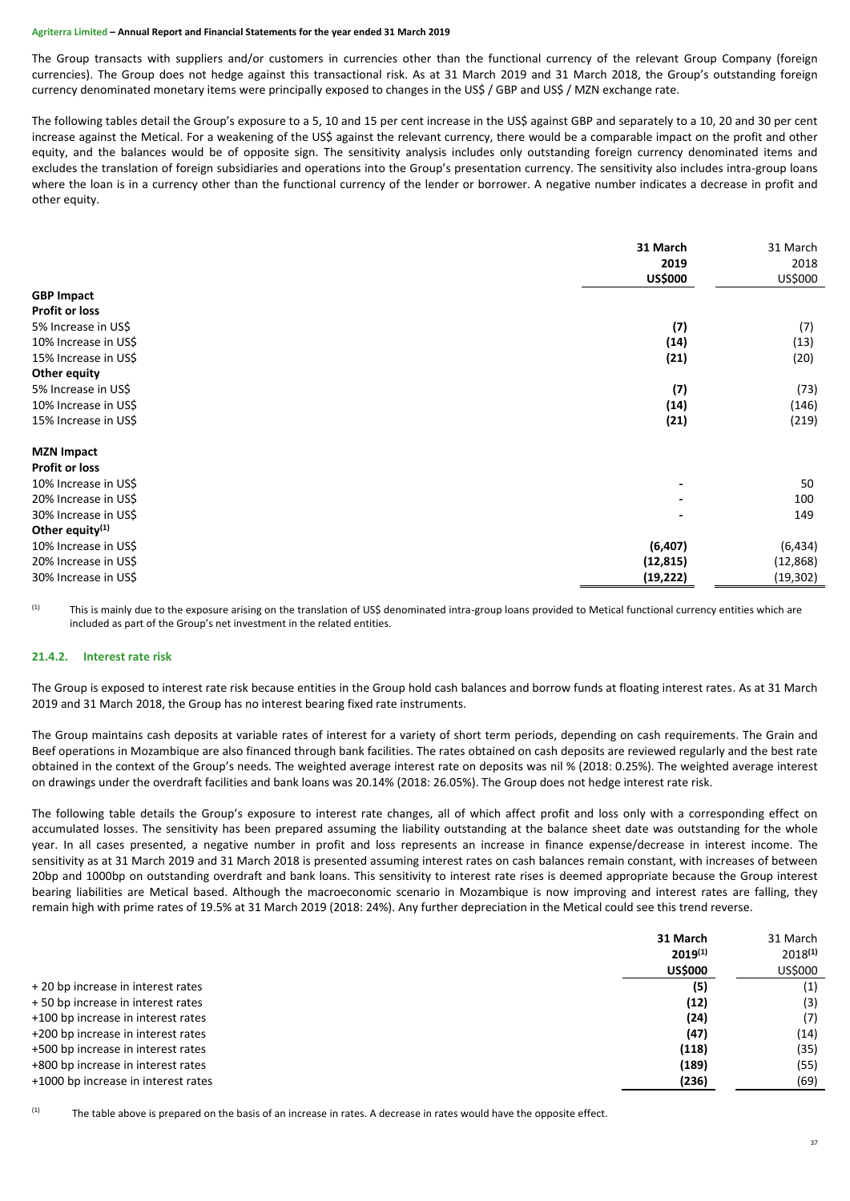The Group transacts with suppliers and/or customers in currencies other than the functional currency of the relevant Group Company (foreign currencies). The Group does not hedge against this transactional risk. As at 31 March 2019 and 31 March 2018, the Group's outstanding foreign currency denominated monetary items were principally exposed to changes in the US$ / GBP and US$ / MZN exchange rate.

The following tables detail the Group's exposure to a 5, 10 and 15 per cent increase in the US$ against GBP and separately to a 10, 20 and 30 per cent increase against the Metical. For a weakening of the US$ against the relevant currency, there would be a comparable impact on the profit and other equity, and the balances would be of opposite sign. The sensitivity analysis includes only outstanding foreign currency denominated items and excludes the translation of foreign subsidiaries and operations into the Group's presentation currency. The sensitivity also includes intra-group loans where the loan is in a currency other than the functional currency of the lender or borrower. A negative number indicates a decrease in profit and other equity.

| | **31 March 2019 US$000** | 31 March 2018 US$000 |
|---|---|---|
| **GBP Impact** | | |
| **Profit or loss** | | |
| 5% Increase in US$ | **(7)** | (7) |
| 10% Increase in US$ | **(14)** | (13) |
| 15% Increase in US$ | **(21)** | (20) |
| **Other equity** | | |
| 5% Increase in US$ | **(7)** | (73) |
| 10% Increase in US$ | **(14)** | (146) |
| 15% Increase in US$ | **(21)** | (219) |
| | | |
| **MZN Impact** | | |
| **Profit or loss** | | |
| 10% Increase in US$ | **-** | 50 |
| 20% Increase in US$ | **-** | 100 |
| 30% Increase in US$ | **-** | 149 |
| **Other equity[(1)]** | | |
| 10% Increase in US$ | **(6,407)** | (6,434) |
| 20% Increase in US$ | **(12,815)** | (12,868) |
| 30% Increase in US$ | **(19,222)** | (19,302) |

(1) This is mainly due to the exposure arising on the translation of US$ denominated intra-group loans provided to Metical functional currency entities which are included as part of the Group's net investment in the related entities.

### 21.4.2. Interest rate risk

The Group is exposed to interest rate risk because entities in the Group hold cash balances and borrow funds at floating interest rates. As at 31 March 2019 and 31 March 2018, the Group has no interest bearing fixed rate instruments.

The Group maintains cash deposits at variable rates of interest for a variety of short term periods, depending on cash requirements. The Grain and Beef operations in Mozambique are also financed through bank facilities. The rates obtained on cash deposits are reviewed regularly and the best rate obtained in the context of the Group's needs. The weighted average interest rate on deposits was nil % (2018: 0.25%). The weighted average interest on drawings under the overdraft facilities and bank loans was 20.14% (2018: 26.05%). The Group does not hedge interest rate risk.

The following table details the Group's exposure to interest rate changes, all of which affect profit and loss only with a corresponding effect on accumulated losses. The sensitivity has been prepared assuming the liability outstanding at the balance sheet date was outstanding for the whole year. In all cases presented, a negative number in profit and loss represents an increase in finance expense/decrease in interest income. The sensitivity as at 31 March 2019 and 31 March 2018 is presented assuming interest rates on cash balances remain constant, with increases of between 20bp and 1000bp on outstanding overdraft and bank loans. This sensitivity to interest rate rises is deemed appropriate because the Group interest bearing liabilities are Metical based. Although the macroeconomic scenario in Mozambique is now improving and interest rates are falling, they remain high with prime rates of 19.5% at 31 March 2019 (2018: 24%). Any further depreciation in the Metical could see this trend reverse.

| | **31 March 2019[(1)] US$000** | 31 March 2018[(1)] US$000 |
|---|---|---|
| + 20 bp increase in interest rates | **(5)** | (1) |
| + 50 bp increase in interest rates | **(12)** | (3) |
| +100 bp increase in interest rates | **(24)** | (7) |
| +200 bp increase in interest rates | **(47)** | (14) |
| +500 bp increase in interest rates | **(118)** | (35) |
| +800 bp increase in interest rates | **(189)** | (55) |
| +1000 bp increase in interest rates | **(236)** | (69) |

(1) The table above is prepared on the basis of an increase in rates. A decrease in rates would have the opposite effect.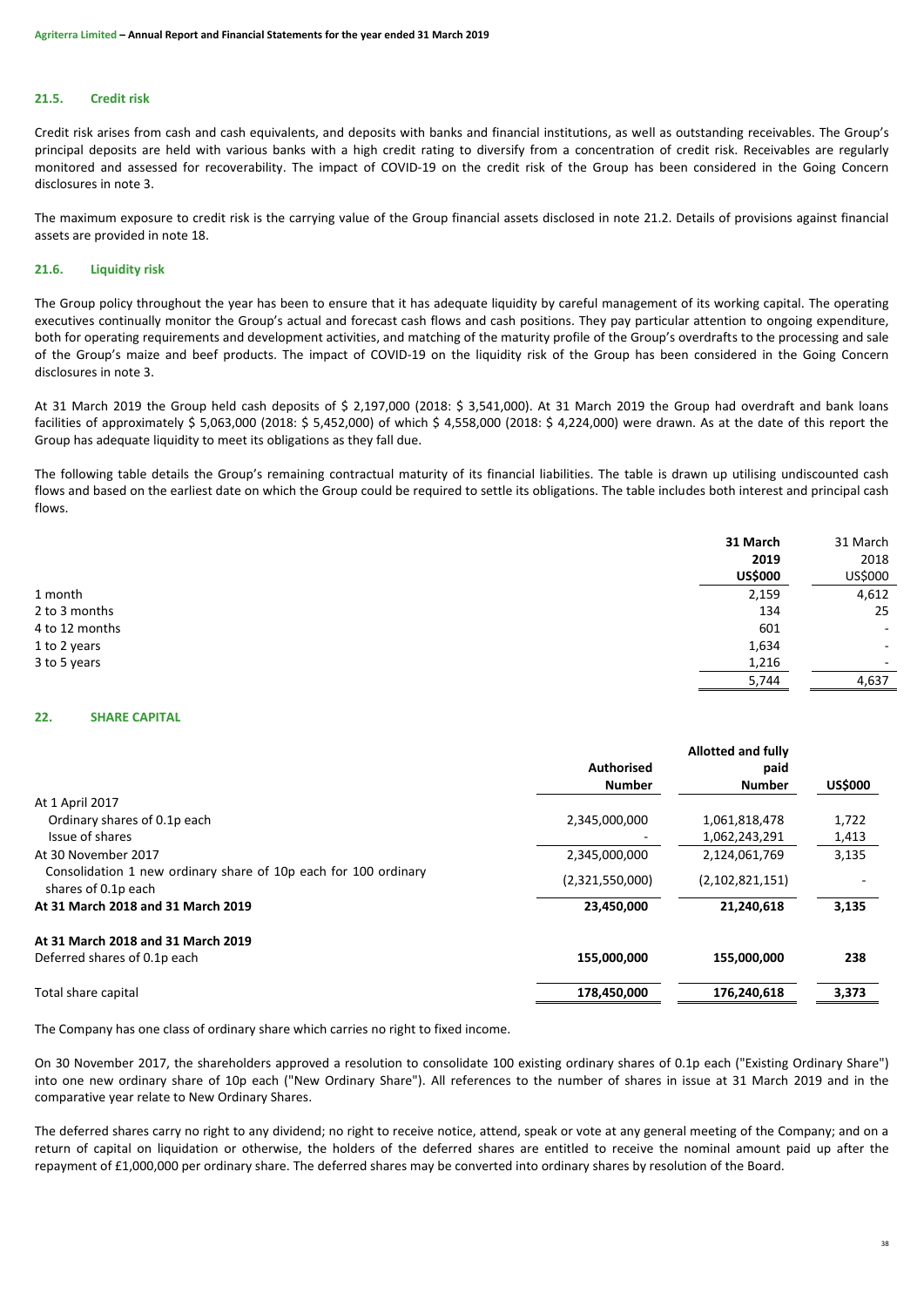#### 21.5. Credit risk

Credit risk arises from cash and cash equivalents, and deposits with banks and financial institutions, as well as outstanding receivables. The Group's principal deposits are held with various banks with a high credit rating to diversify from a concentration of credit risk. Receivables are regularly monitored and assessed for recoverability. The impact of COVID-19 on the credit risk of the Group has been considered in the Going Concern disclosures in note 3.

The maximum exposure to credit risk is the carrying value of the Group financial assets disclosed in note 21.2. Details of provisions against financial assets are provided in note 18.

#### 21.6. Liquidity risk

The Group policy throughout the year has been to ensure that it has adequate liquidity by careful management of its working capital. The operating executives continually monitor the Group's actual and forecast cash flows and cash positions. They pay particular attention to ongoing expenditure, both for operating requirements and development activities, and matching of the maturity profile of the Group's overdrafts to the processing and sale of the Group's maize and beef products. The impact of COVID-19 on the liquidity risk of the Group has been considered in the Going Concern disclosures in note 3.

At 31 March 2019 the Group held cash deposits of $ 2,197,000 (2018: $ 3,541,000). At 31 March 2019 the Group had overdraft and bank loans facilities of approximately $ 5,063,000 (2018: $ 5,452,000) of which $ 4,558,000 (2018: $ 4,224,000) were drawn. As at the date of this report the Group has adequate liquidity to meet its obligations as they fall due.

The following table details the Group's remaining contractual maturity of its financial liabilities. The table is drawn up utilising undiscounted cash flows and based on the earliest date on which the Group could be required to settle its obligations. The table includes both interest and principal cash flows.

| | **31 March 2019 US$000** | 31 March 2018 US$000 |
|---|---|---|
| 1 month | 2,159 | 4,612 |
| 2 to 3 months | 134 | 25 |
| 4 to 12 months | 601 | - |
| 1 to 2 years | 1,634 | - |
| 3 to 5 years | 1,216 | - |
| | 5,744 | 4,637 |

## 22. SHARE CAPITAL

| | **Authorised Number** | **Allotted and fully paid Number** | **US$000** |
|---|---|---|---|
| At 1 April 2017 | | | |
| Ordinary shares of 0.1p each | 2,345,000,000 | 1,061,818,478 | 1,722 |
| Issue of shares | - | 1,062,243,291 | 1,413 |
| At 30 November 2017 | 2,345,000,000 | 2,124,061,769 | 3,135 |
| Consolidation 1 new ordinary share of 10p each for 100 ordinary shares of 0.1p each | (2,321,550,000) | (2,102,821,151) | - |
| **At 31 March 2018 and 31 March 2019** | **23,450,000** | **21,240,618** | **3,135** |
| | | | |
| **At 31 March 2018 and 31 March 2019** | | | |
| Deferred shares of 0.1p each | **155,000,000** | **155,000,000** | **238** |
| | | | |
| Total share capital | **178,450,000** | **176,240,618** | **3,373** |

The Company has one class of ordinary share which carries no right to fixed income.

On 30 November 2017, the shareholders approved a resolution to consolidate 100 existing ordinary shares of 0.1p each ("Existing Ordinary Share") into one new ordinary share of 10p each ("New Ordinary Share"). All references to the number of shares in issue at 31 March 2019 and in the comparative year relate to New Ordinary Shares.

The deferred shares carry no right to any dividend; no right to receive notice, attend, speak or vote at any general meeting of the Company; and on a return of capital on liquidation or otherwise, the holders of the deferred shares are entitled to receive the nominal amount paid up after the repayment of £1,000,000 per ordinary share. The deferred shares may be converted into ordinary shares by resolution of the Board.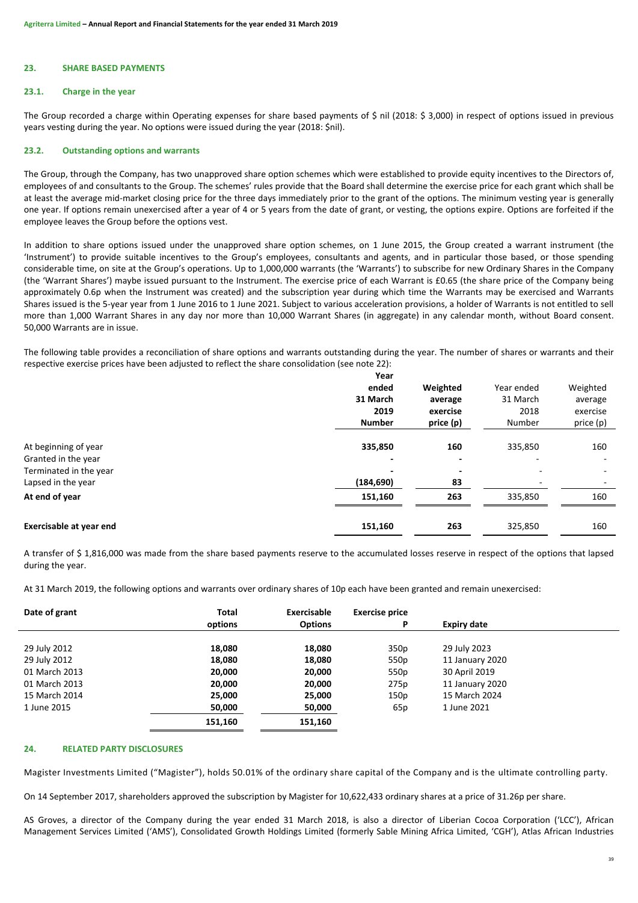## 23. SHARE BASED PAYMENTS

### 23.1. Charge in the year

The Group recorded a charge within Operating expenses for share based payments of $ nil (2018: $ 3,000) in respect of options issued in previous years vesting during the year. No options were issued during the year (2018: $nil).

### 23.2. Outstanding options and warrants

The Group, through the Company, has two unapproved share option schemes which were established to provide equity incentives to the Directors of, employees of and consultants to the Group. The schemes' rules provide that the Board shall determine the exercise price for each grant which shall be at least the average mid-market closing price for the three days immediately prior to the grant of the options. The minimum vesting year is generally one year. If options remain unexercised after a year of 4 or 5 years from the date of grant, or vesting, the options expire. Options are forfeited if the employee leaves the Group before the options vest.

In addition to share options issued under the unapproved share option schemes, on 1 June 2015, the Group created a warrant instrument (the 'Instrument') to provide suitable incentives to the Group's employees, consultants and agents, and in particular those based, or those spending considerable time, on site at the Group's operations. Up to 1,000,000 warrants (the 'Warrants') to subscribe for new Ordinary Shares in the Company (the 'Warrant Shares') maybe issued pursuant to the Instrument. The exercise price of each Warrant is £0.65 (the share price of the Company being approximately 0.6p when the Instrument was created) and the subscription year during which time the Warrants may be exercised and Warrants Shares issued is the 5-year year from 1 June 2016 to 1 June 2021. Subject to various acceleration provisions, a holder of Warrants is not entitled to sell more than 1,000 Warrant Shares in any day nor more than 10,000 Warrant Shares (in aggregate) in any calendar month, without Board consent. 50,000 Warrants are in issue.

The following table provides a reconciliation of share options and warrants outstanding during the year. The number of shares or warrants and their respective exercise prices have been adjusted to reflect the share consolidation (see note 22):

| | **Year ended 31 March 2019 Number** | **Weighted average exercise price (p)** | Year ended 31 March 2018 Number | Weighted average exercise price (p) |
|---|---|---|---|---|
| At beginning of year | **335,850** | **160** | 335,850 | 160 |
| Granted in the year | **-** | **-** | - | - |
| Terminated in the year | **-** | **-** | - | - |
| Lapsed in the year | **(184,690)** | **83** | - | - |
| **At end of year** | **151,160** | **263** | 335,850 | 160 |
| **Exercisable at year end** | **151,160** | **263** | 325,850 | 160 |

A transfer of $ 1,816,000 was made from the share based payments reserve to the accumulated losses reserve in respect of the options that lapsed during the year.

At 31 March 2019, the following options and warrants over ordinary shares of 10p each have been granted and remain unexercised:

| Date of grant | Total options | Exercisable Options | Exercise price P | Expiry date |
|---|---|---|---|---|
| 29 July 2012 | **18,080** | **18,080** | 350p | 29 July 2023 |
| 29 July 2012 | **18,080** | **18,080** | 550p | 11 January 2020 |
| 01 March 2013 | **20,000** | **20,000** | 550p | 30 April 2019 |
| 01 March 2013 | **20,000** | **20,000** | 275p | 11 January 2020 |
| 15 March 2014 | **25,000** | **25,000** | 150p | 15 March 2024 |
| 1 June 2015 | **50,000** | **50,000** | 65p | 1 June 2021 |
| | **151,160** | **151,160** | | |

## 24. RELATED PARTY DISCLOSURES

Magister Investments Limited ("Magister"), holds 50.01% of the ordinary share capital of the Company and is the ultimate controlling party.

On 14 September 2017, shareholders approved the subscription by Magister for 10,622,433 ordinary shares at a price of 31.26p per share.

AS Groves, a director of the Company during the year ended 31 March 2018, is also a director of Liberian Cocoa Corporation ('LCC'), African Management Services Limited ('AMS'), Consolidated Growth Holdings Limited (formerly Sable Mining Africa Limited, 'CGH'), Atlas African Industries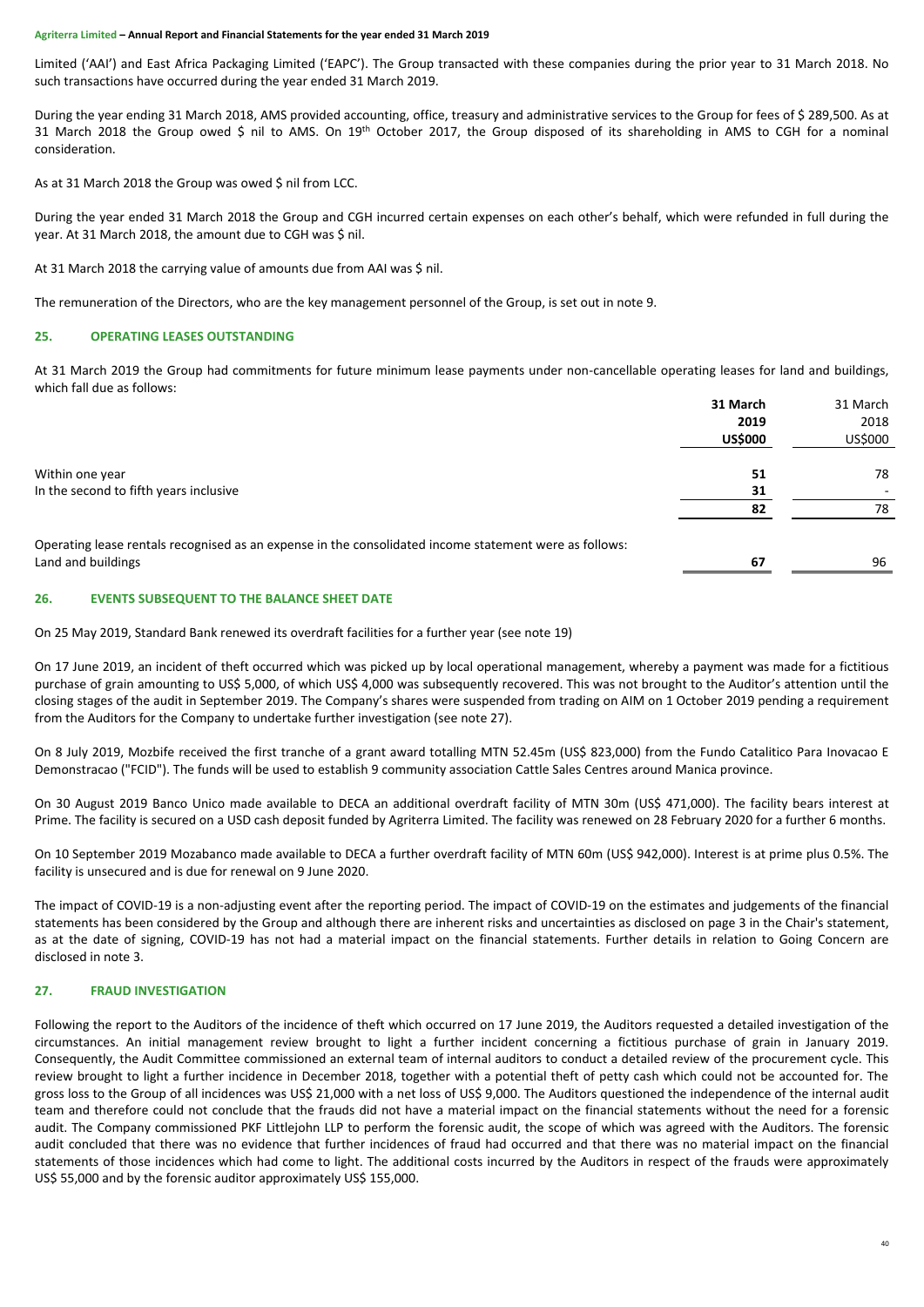Limited ('AAI') and East Africa Packaging Limited ('EAPC'). The Group transacted with these companies during the prior year to 31 March 2018. No such transactions have occurred during the year ended 31 March 2019.

During the year ending 31 March 2018, AMS provided accounting, office, treasury and administrative services to the Group for fees of $ 289,500. As at 31 March 2018 the Group owed $ nil to AMS. On 19th October 2017, the Group disposed of its shareholding in AMS to CGH for a nominal consideration.

As at 31 March 2018 the Group was owed $ nil from LCC.

During the year ended 31 March 2018 the Group and CGH incurred certain expenses on each other's behalf, which were refunded in full during the year. At 31 March 2018, the amount due to CGH was $ nil.

At 31 March 2018 the carrying value of amounts due from AAI was $ nil.

The remuneration of the Directors, who are the key management personnel of the Group, is set out in note 9.

## 25. OPERATING LEASES OUTSTANDING

At 31 March 2019 the Group had commitments for future minimum lease payments under non-cancellable operating leases for land and buildings, which fall due as follows:

| | **31 March 2019 US$000** | 31 March 2018 US$000 |
|---|---|---|
| Within one year | **51** | 78 |
| In the second to fifth years inclusive | **31** | - |
| | **82** | 78 |
| Operating lease rentals recognised as an expense in the consolidated income statement were as follows: | | |
| Land and buildings | **67** | 96 |

## 26. EVENTS SUBSEQUENT TO THE BALANCE SHEET DATE

On 25 May 2019, Standard Bank renewed its overdraft facilities for a further year (see note 19)

On 17 June 2019, an incident of theft occurred which was picked up by local operational management, whereby a payment was made for a fictitious purchase of grain amounting to US$ 5,000, of which US$ 4,000 was subsequently recovered. This was not brought to the Auditor's attention until the closing stages of the audit in September 2019. The Company's shares were suspended from trading on AIM on 1 October 2019 pending a requirement from the Auditors for the Company to undertake further investigation (see note 27).

On 8 July 2019, Mozbife received the first tranche of a grant award totalling MTN 52.45m (US$ 823,000) from the Fundo Catalitico Para Inovacao E Demonstracao ("FCID"). The funds will be used to establish 9 community association Cattle Sales Centres around Manica province.

On 30 August 2019 Banco Unico made available to DECA an additional overdraft facility of MTN 30m (US$ 471,000). The facility bears interest at Prime. The facility is secured on a USD cash deposit funded by Agriterra Limited. The facility was renewed on 28 February 2020 for a further 6 months.

On 10 September 2019 Mozabanco made available to DECA a further overdraft facility of MTN 60m (US$ 942,000). Interest is at prime plus 0.5%. The facility is unsecured and is due for renewal on 9 June 2020.

The impact of COVID-19 is a non-adjusting event after the reporting period. The impact of COVID-19 on the estimates and judgements of the financial statements has been considered by the Group and although there are inherent risks and uncertainties as disclosed on page 3 in the Chair's statement, as at the date of signing, COVID-19 has not had a material impact on the financial statements. Further details in relation to Going Concern are disclosed in note 3.

## 27. FRAUD INVESTIGATION

Following the report to the Auditors of the incidence of theft which occurred on 17 June 2019, the Auditors requested a detailed investigation of the circumstances. An initial management review brought to light a further incident concerning a fictitious purchase of grain in January 2019. Consequently, the Audit Committee commissioned an external team of internal auditors to conduct a detailed review of the procurement cycle. This review brought to light a further incidence in December 2018, together with a potential theft of petty cash which could not be accounted for. The gross loss to the Group of all incidences was US$ 21,000 with a net loss of US$ 9,000. The Auditors questioned the independence of the internal audit team and therefore could not conclude that the frauds did not have a material impact on the financial statements without the need for a forensic audit. The Company commissioned PKF Littlejohn LLP to perform the forensic audit, the scope of which was agreed with the Auditors. The forensic audit concluded that there was no evidence that further incidences of fraud had occurred and that there was no material impact on the financial statements of those incidences which had come to light. The additional costs incurred by the Auditors in respect of the frauds were approximately US$ 55,000 and by the forensic auditor approximately US$ 155,000.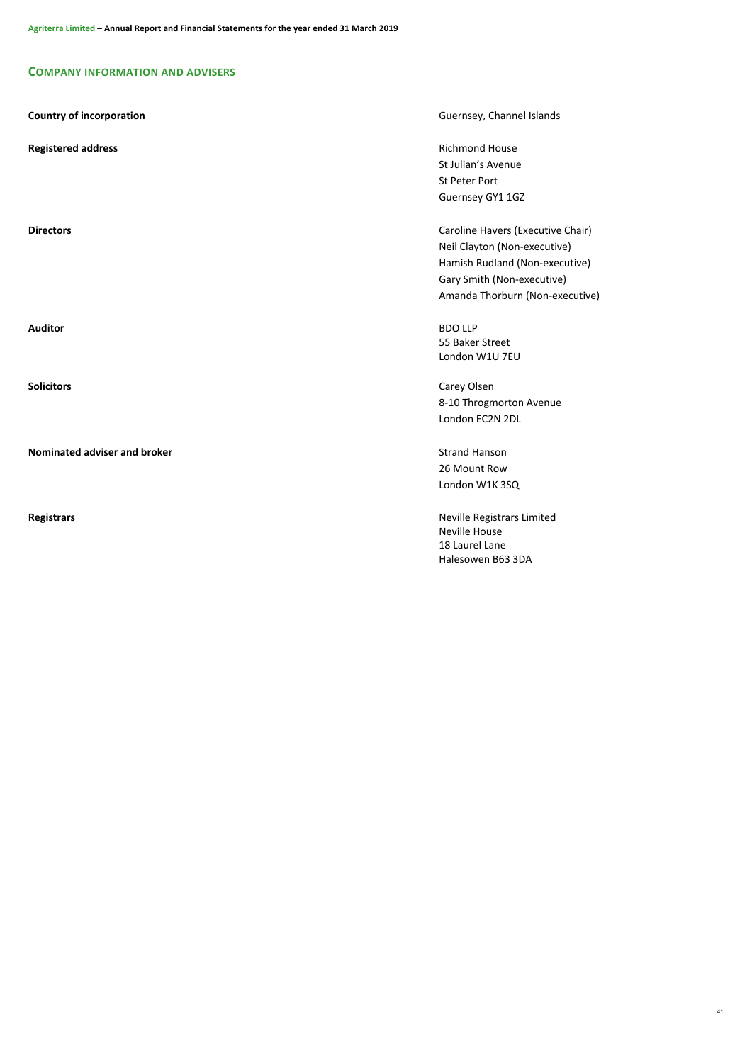## COMPANY INFORMATION AND ADVISERS

| | |
|---|---|
| **Country of incorporation** | Guernsey, Channel Islands |
| **Registered address** | Richmond House<br>St Julian's Avenue<br>St Peter Port<br>Guernsey GY1 1GZ |
| **Directors** | Caroline Havers (Executive Chair)<br>Neil Clayton (Non-executive)<br>Hamish Rudland (Non-executive)<br>Gary Smith (Non-executive)<br>Amanda Thorburn (Non-executive) |
| **Auditor** | BDO LLP<br>55 Baker Street<br>London W1U 7EU |
| **Solicitors** | Carey Olsen<br>8-10 Throgmorton Avenue<br>London EC2N 2DL |
| **Nominated adviser and broker** | Strand Hanson<br>26 Mount Row<br>London W1K 3SQ |
| **Registrars** | Neville Registrars Limited<br>Neville House<br>18 Laurel Lane<br>Halesowen B63 3DA |